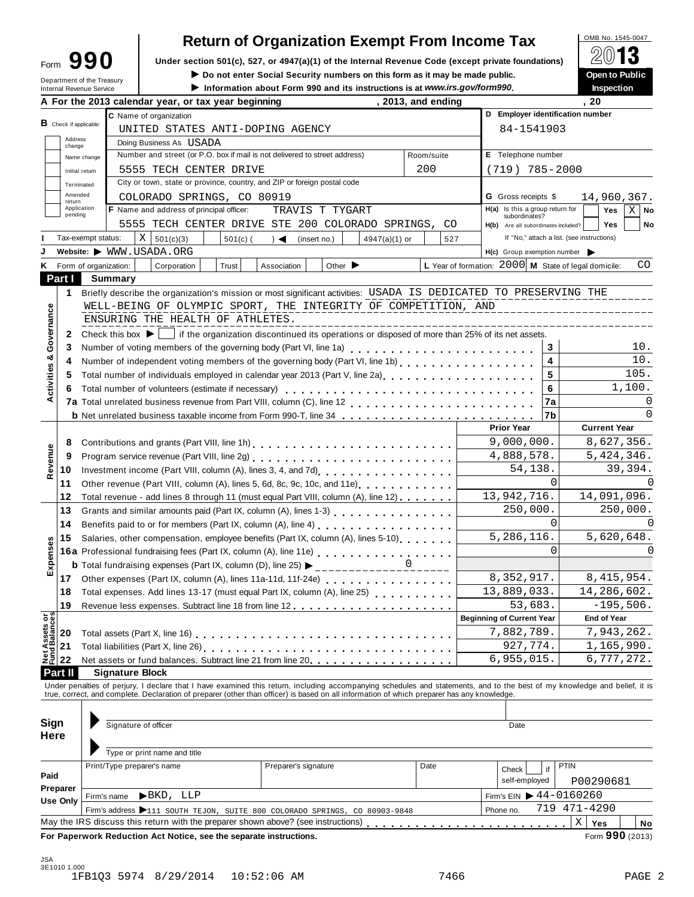# Form 990 — Return of Organization Exempt From Income Tax

**2013**

OMB No. 1545-0047

Under section 501(c), 527, or 4947(a)(1) of the Internal Revenue Code (except private foundations)

▶ Do not enter Social Security numbers on this form as it may be made public.

▶ Information about Form 990 and its instructions is at *www.irs.gov/form990*.

Department of the Treasury
Internal Revenue Service

**Open to Public Inspection**

**A** For the 2013 calendar year, or tax year beginning , 2013, and ending , 20

**B** Check if applicable: Address change / Name change / Initial return / Terminated / Amended return / Application pending

**C** Name of organization: UNITED STATES ANTI-DOPING AGENCY

Doing Business As: USADA

Number and street (or P.O. box if mail is not delivered to street address): 5555 TECH CENTER DRIVE — Room/suite: 200

City or town, state or province, country, and ZIP or foreign postal code: COLORADO SPRINGS, CO 80919

**D** Employer identification number: 84-1541903

**E** Telephone number: (719) 785-2000

**G** Gross receipts $ 14,960,367.

**F** Name and address of principal officer: TRAVIS T TYGART, 5555 TECH CENTER DRIVE STE 200 COLORADO SPRINGS, CO

**H(a)** Is this a group return for subordinates? Yes [ ] No [X]

**H(b)** Are all subordinates included? Yes [ ] No [ ]
If "No," attach a list. (see instructions)

**H(c)** Group exemption number ▶

**I** Tax-exempt status: [X] 501(c)(3) [ ] 501(c) ( ) ◀ (insert no.) [ ] 4947(a)(1) or [ ] 527

**J** Website: ▶ WWW.USADA.ORG

**K** Form of organization: [ ] Corporation [ ] Trust [ ] Association [ ] Other ▶

**L** Year of formation: 2000 **M** State of legal domicile: CO

## Part I Summary

**Activities & Governance**

1 Briefly describe the organization's mission or most significant activities: USADA IS DEDICATED TO PRESERVING THE WELL-BEING OF OLYMPIC SPORT, THE INTEGRITY OF COMPETITION, AND ENSURING THE HEALTH OF ATHLETES.

2 Check this box ▶ [ ] if the organization discontinued its operations or disposed of more than 25% of its net assets.

| Line | Description | | Value |
|---|---|---|---|
| 3 | Number of voting members of the governing body (Part VI, line 1a) | 3 | 10. |
| 4 | Number of independent voting members of the governing body (Part VI, line 1b) | 4 | 10. |
| 5 | Total number of individuals employed in calendar year 2013 (Part V, line 2a) | 5 | 105. |
| 6 | Total number of volunteers (estimate if necessary) | 6 | 1,100. |
| 7a | Total unrelated business revenue from Part VIII, column (C), line 12 | 7a | 0 |
| 7b | Net unrelated business taxable income from Form 990-T, line 34 | 7b | 0 |

| Line | Description | Prior Year | Current Year |
|---|---|---|---|
| **Revenue** | | | |
| 8 | Contributions and grants (Part VIII, line 1h) | 9,000,000. | 8,627,356. |
| 9 | Program service revenue (Part VIII, line 2g) | 4,888,578. | 5,424,346. |
| 10 | Investment income (Part VIII, column (A), lines 3, 4, and 7d) | 54,138. | 39,394. |
| 11 | Other revenue (Part VIII, column (A), lines 5, 6d, 8c, 9c, 10c, and 11e) | 0 | 0 |
| 12 | Total revenue - add lines 8 through 11 (must equal Part VIII, column (A), line 12) | 13,942,716. | 14,091,096. |
| **Expenses** | | | |
| 13 | Grants and similar amounts paid (Part IX, column (A), lines 1-3) | 250,000. | 250,000. |
| 14 | Benefits paid to or for members (Part IX, column (A), line 4) | 0 | 0 |
| 15 | Salaries, other compensation, employee benefits (Part IX, column (A), lines 5-10) | 5,286,116. | 5,620,648. |
| 16a | Professional fundraising fees (Part IX, column (A), line 11e) | 0 | 0 |
| b | Total fundraising expenses (Part IX, column (D), line 25) ▶ 0 | | |
| 17 | Other expenses (Part IX, column (A), lines 11a-11d, 11f-24e) | 8,352,917. | 8,415,954. |
| 18 | Total expenses. Add lines 13-17 (must equal Part IX, column (A), line 25) | 13,889,033. | 14,286,602. |
| 19 | Revenue less expenses. Subtract line 18 from line 12 | 53,683. | -195,506. |

| Line | Net Assets or Fund Balances | Beginning of Current Year | End of Year |
|---|---|---|---|
| 20 | Total assets (Part X, line 16) | 7,882,789. | 7,943,262. |
| 21 | Total liabilities (Part X, line 26) | 927,774. | 1,165,990. |
| 22 | Net assets or fund balances. Subtract line 21 from line 20 | 6,955,015. | 6,777,272. |

## Part II Signature Block

Under penalties of perjury, I declare that I have examined this return, including accompanying schedules and statements, and to the best of my knowledge and belief, it is true, correct, and complete. Declaration of preparer (other than officer) is based on all information of which preparer has any knowledge.

**Sign Here**

Signature of officer — Date

Type or print name and title

**Paid Preparer Use Only**

| Print/Type preparer's name | Preparer's signature | Date | Check [ ] if self-employed | PTIN |
|---|---|---|---|---|
| | | | | P00290681 |

Firm's name ▶ BKD, LLP — Firm's EIN ▶ 44-0160260

Firm's address ▶ 111 SOUTH TEJON, SUITE 800 COLORADO SPRINGS, CO 80903-9848 — Phone no. 719 471-4290

May the IRS discuss this return with the preparer shown above? (see instructions) [X] Yes [ ] No

**For Paperwork Reduction Act Notice, see the separate instructions.** Form **990** (2013)

JSA 3E1010 1.000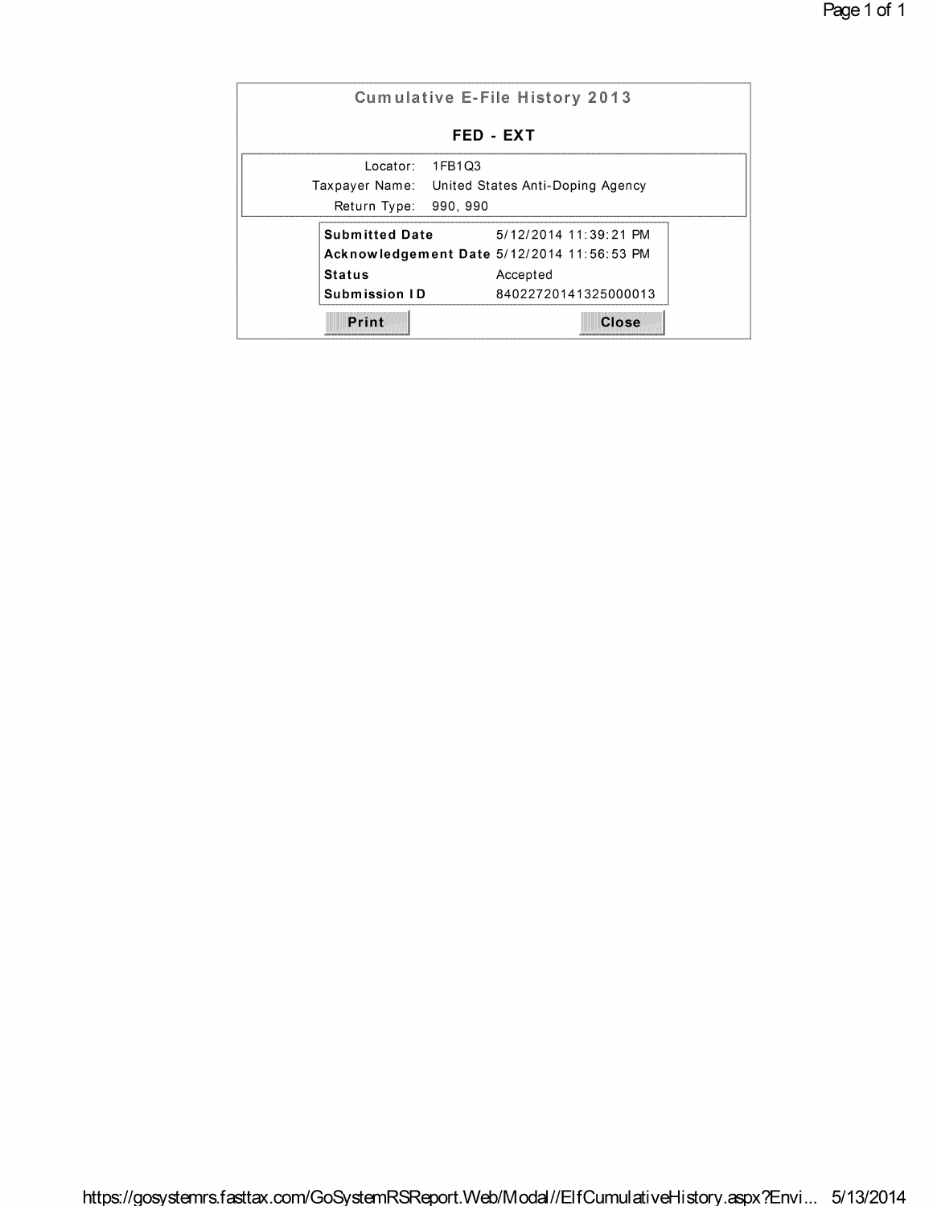# Cumulative E-File History 2013

## FED - EXT

| | |
|---|---|
| Locator: | 1FB1Q3 |
| Taxpayer Name: | United States Anti-Doping Agency |
| Return Type: | 990, 990 |

| | |
|---|---|
| **Submitted Date** | 5/12/2014 11:39:21 PM |
| **Acknowledgement Date** | 5/12/2014 11:56:53 PM |
| **Status** | Accepted |
| **Submission ID** | 84022720141325000013 |

Print    Close

https://gosystemrs.fasttax.com/GoSystemRSReport.Web/Modal//ElfCumulativeHistory.aspx?Envi... 5/13/2014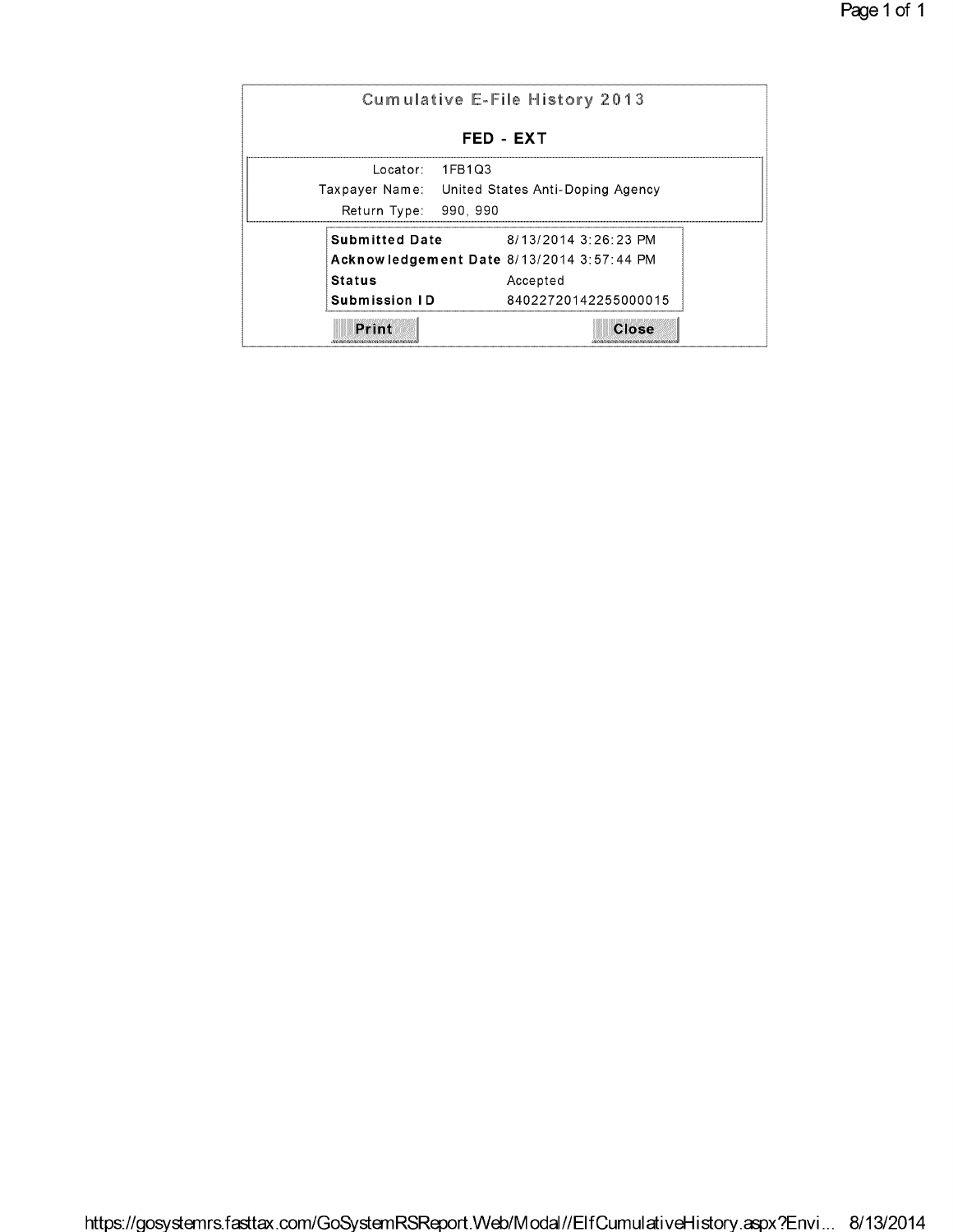## Cumulative E-File History 2013

### FED - EXT

| | |
|---|---|
| Locator: | 1FB1Q3 |
| Taxpayer Name: | United States Anti-Doping Agency |
| Return Type: | 990, 990 |

| | |
|---|---|
| **Submitted Date** | 8/13/2014 3:26:23 PM |
| **Acknowledgement Date** | 8/13/2014 3:57:44 PM |
| **Status** | Accepted |
| **Submission ID** | 84022720142255000015 |

Print Close

https://gosystemrs.fasttax.com/GoSystemRSReport.Web/Modal//ElfCumulativeHistory.aspx?Envi... 8/13/2014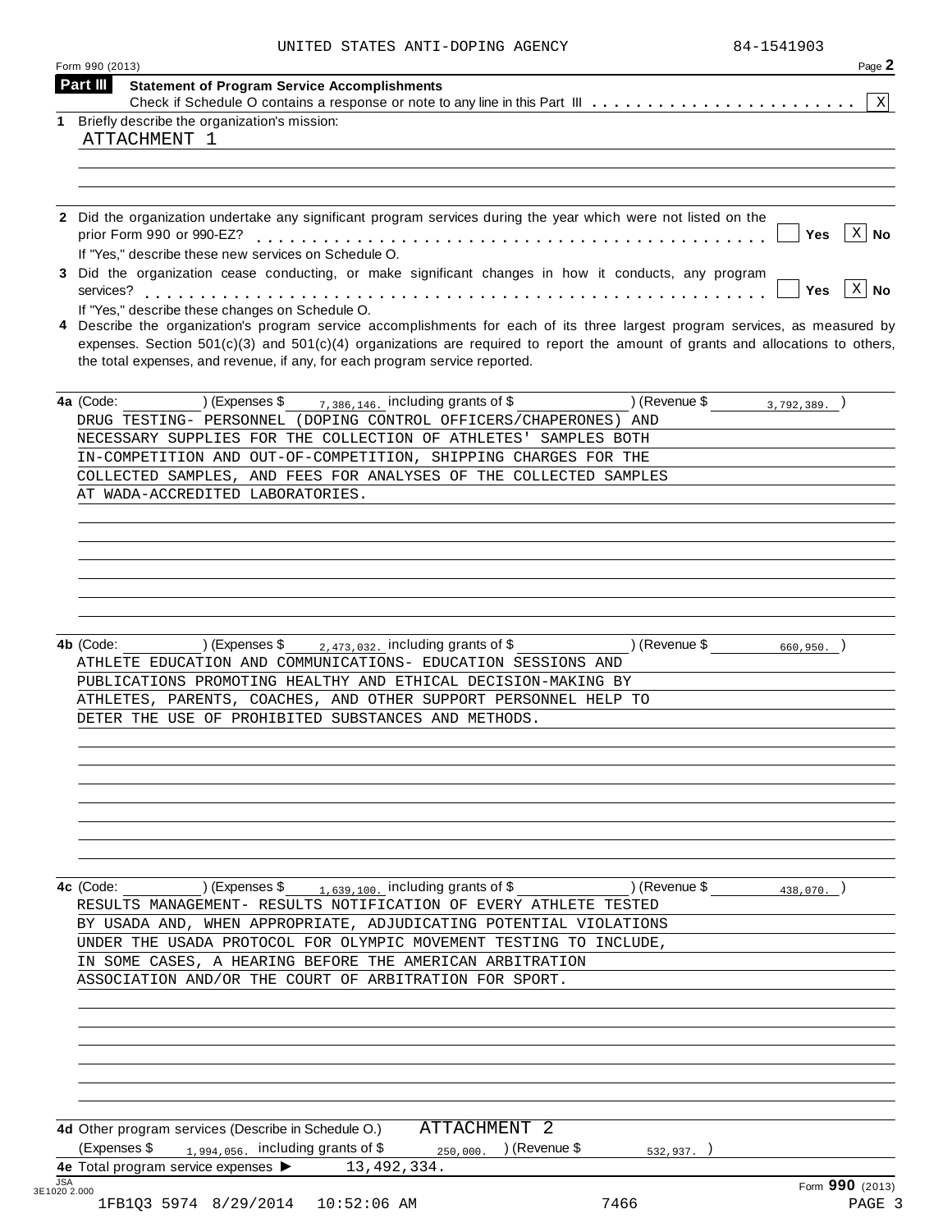UNITED STATES ANTI-DOPING AGENCY 84-1541903

Form 990 (2013) Page **2**

## Part III Statement of Program Service Accomplishments

Check if Schedule O contains a response or note to any line in this Part III . . . . . . . . . . . . . . . . . . . . . . . . [X]

**1** Briefly describe the organization's mission:

ATTACHMENT 1

**2** Did the organization undertake any significant program services during the year which were not listed on the prior Form 990 or 990-EZ? . . . . . . . . . . . . . . . . . . . . . . . . . . . . . . . . . . . . . . . . . . . . [ ] Yes [X] No

If "Yes," describe these new services on Schedule O.

**3** Did the organization cease conducting, or make significant changes in how it conducts, any program services? . . . . . . . . . . . . . . . . . . . . . . . . . . . . . . . . . . . . . . . . . . . . . . . . . . . . . [ ] Yes [X] No

If "Yes," describe these changes on Schedule O.

**4** Describe the organization's program service accomplishments for each of its three largest program services, as measured by expenses. Section 501(c)(3) and 501(c)(4) organizations are required to report the amount of grants and allocations to others, the total expenses, and revenue, if any, for each program service reported.

**4a** (Code: ________ ) (Expenses $ 7,386,146. including grants of $ ________ ) (Revenue $ 3,792,389. )

DRUG TESTING- PERSONNEL (DOPING CONTROL OFFICERS/CHAPERONES) AND NECESSARY SUPPLIES FOR THE COLLECTION OF ATHLETES' SAMPLES BOTH IN-COMPETITION AND OUT-OF-COMPETITION, SHIPPING CHARGES FOR THE COLLECTED SAMPLES, AND FEES FOR ANALYSES OF THE COLLECTED SAMPLES AT WADA-ACCREDITED LABORATORIES.

**4b** (Code: ________ ) (Expenses $ 2,473,032. including grants of $ ________ ) (Revenue $ 660,950. )

ATHLETE EDUCATION AND COMMUNICATIONS- EDUCATION SESSIONS AND PUBLICATIONS PROMOTING HEALTHY AND ETHICAL DECISION-MAKING BY ATHLETES, PARENTS, COACHES, AND OTHER SUPPORT PERSONNEL HELP TO DETER THE USE OF PROHIBITED SUBSTANCES AND METHODS.

**4c** (Code: ________ ) (Expenses $ 1,639,100. including grants of $ ________ ) (Revenue $ 438,070. )

RESULTS MANAGEMENT- RESULTS NOTIFICATION OF EVERY ATHLETE TESTED BY USADA AND, WHEN APPROPRIATE, ADJUDICATING POTENTIAL VIOLATIONS UNDER THE USADA PROTOCOL FOR OLYMPIC MOVEMENT TESTING TO INCLUDE, IN SOME CASES, A HEARING BEFORE THE AMERICAN ARBITRATION ASSOCIATION AND/OR THE COURT OF ARBITRATION FOR SPORT.

**4d** Other program services (Describe in Schedule O.) ATTACHMENT 2

(Expenses $ 1,994,056. including grants of $ 250,000. ) (Revenue $ 532,937. )

**4e** Total program service expenses ► 13,492,334.

Form **990** (2013)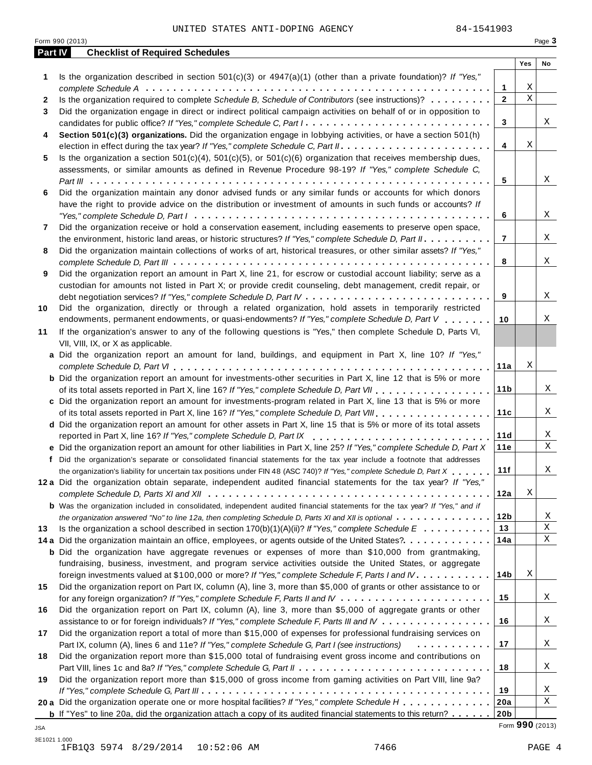UNITED STATES ANTI-DOPING AGENCY 84-1541903

Form 990 (2013)

## Part IV Checklist of Required Schedules

| | | | Yes | No |
|---|---|---|---|---|
| **1** | Is the organization described in section 501(c)(3) or 4947(a)(1) (other than a private foundation)? *If "Yes," complete Schedule A* | **1** | X | |
| **2** | Is the organization required to complete *Schedule B, Schedule of Contributors* (see instructions)? | **2** | X | |
| **3** | Did the organization engage in direct or indirect political campaign activities on behalf of or in opposition to candidates for public office? *If "Yes," complete Schedule C, Part I* | **3** | | X |
| **4** | **Section 501(c)(3) organizations.** Did the organization engage in lobbying activities, or have a section 501(h) election in effect during the tax year? *If "Yes," complete Schedule C, Part II* | **4** | X | |
| **5** | Is the organization a section 501(c)(4), 501(c)(5), or 501(c)(6) organization that receives membership dues, assessments, or similar amounts as defined in Revenue Procedure 98-19? *If "Yes," complete Schedule C, Part III* | **5** | | X |
| **6** | Did the organization maintain any donor advised funds or any similar funds or accounts for which donors have the right to provide advice on the distribution or investment of amounts in such funds or accounts? *If "Yes," complete Schedule D, Part I* | **6** | | X |
| **7** | Did the organization receive or hold a conservation easement, including easements to preserve open space, the environment, historic land areas, or historic structures? *If "Yes," complete Schedule D, Part II* | **7** | | X |
| **8** | Did the organization maintain collections of works of art, historical treasures, or other similar assets? *If "Yes," complete Schedule D, Part III* | **8** | | X |
| **9** | Did the organization report an amount in Part X, line 21, for escrow or custodial account liability; serve as a custodian for amounts not listed in Part X; or provide credit counseling, debt management, credit repair, or debt negotiation services? *If "Yes," complete Schedule D, Part IV* | **9** | | X |
| **10** | Did the organization, directly or through a related organization, hold assets in temporarily restricted endowments, permanent endowments, or quasi-endowments? *If "Yes," complete Schedule D, Part V* | **10** | | X |
| **11** | If the organization's answer to any of the following questions is "Yes," then complete Schedule D, Parts VI, VII, VIII, IX, or X as applicable. | | | |
| **a** | Did the organization report an amount for land, buildings, and equipment in Part X, line 10? *If "Yes," complete Schedule D, Part VI* | **11a** | X | |
| **b** | Did the organization report an amount for investments-other securities in Part X, line 12 that is 5% or more of its total assets reported in Part X, line 16? *If "Yes," complete Schedule D, Part VII* | **11b** | | X |
| **c** | Did the organization report an amount for investments-program related in Part X, line 13 that is 5% or more of its total assets reported in Part X, line 16? *If "Yes," complete Schedule D, Part VIII* | **11c** | | X |
| **d** | Did the organization report an amount for other assets in Part X, line 15 that is 5% or more of its total assets reported in Part X, line 16? *If "Yes," complete Schedule D, Part IX* | **11d** | | X |
| **e** | Did the organization report an amount for other liabilities in Part X, line 25? *If "Yes," complete Schedule D, Part X* | **11e** | | X |
| **f** | Did the organization's separate or consolidated financial statements for the tax year include a footnote that addresses the organization's liability for uncertain tax positions under FIN 48 (ASC 740)? *If "Yes," complete Schedule D, Part X* | **11f** | | X |
| **12a** | Did the organization obtain separate, independent audited financial statements for the tax year? *If "Yes," complete Schedule D, Parts XI and XII* | **12a** | X | |
| **b** | Was the organization included in consolidated, independent audited financial statements for the tax year? *If "Yes," and if the organization answered "No" to line 12a, then completing Schedule D, Parts XI and XII is optional* | **12b** | | X |
| **13** | Is the organization a school described in section 170(b)(1)(A)(ii)? *If "Yes," complete Schedule E* | **13** | | X |
| **14a** | Did the organization maintain an office, employees, or agents outside of the United States? | **14a** | | X |
| **b** | Did the organization have aggregate revenues or expenses of more than $10,000 from grantmaking, fundraising, business, investment, and program service activities outside the United States, or aggregate foreign investments valued at $100,000 or more? *If "Yes," complete Schedule F, Parts I and IV* | **14b** | X | |
| **15** | Did the organization report on Part IX, column (A), line 3, more than $5,000 of grants or other assistance to or for any foreign organization? *If "Yes," complete Schedule F, Parts II and IV* | **15** | | X |
| **16** | Did the organization report on Part IX, column (A), line 3, more than $5,000 of aggregate grants or other assistance to or for foreign individuals? *If "Yes," complete Schedule F, Parts III and IV* | **16** | | X |
| **17** | Did the organization report a total of more than $15,000 of expenses for professional fundraising services on Part IX, column (A), lines 6 and 11e? *If "Yes," complete Schedule G, Part I (see instructions)* | **17** | | X |
| **18** | Did the organization report more than $15,000 total of fundraising event gross income and contributions on Part VIII, lines 1c and 8a? *If "Yes," complete Schedule G, Part II* | **18** | | X |
| **19** | Did the organization report more than $15,000 of gross income from gaming activities on Part VIII, line 9a? *If "Yes," complete Schedule G, Part III* | **19** | | X |
| **20a** | Did the organization operate one or more hospital facilities? *If "Yes," complete Schedule H* | **20a** | | X |
| **b** | If "Yes" to line 20a, did the organization attach a copy of its audited financial statements to this return? | **20b** | | |

Form **990** (2013)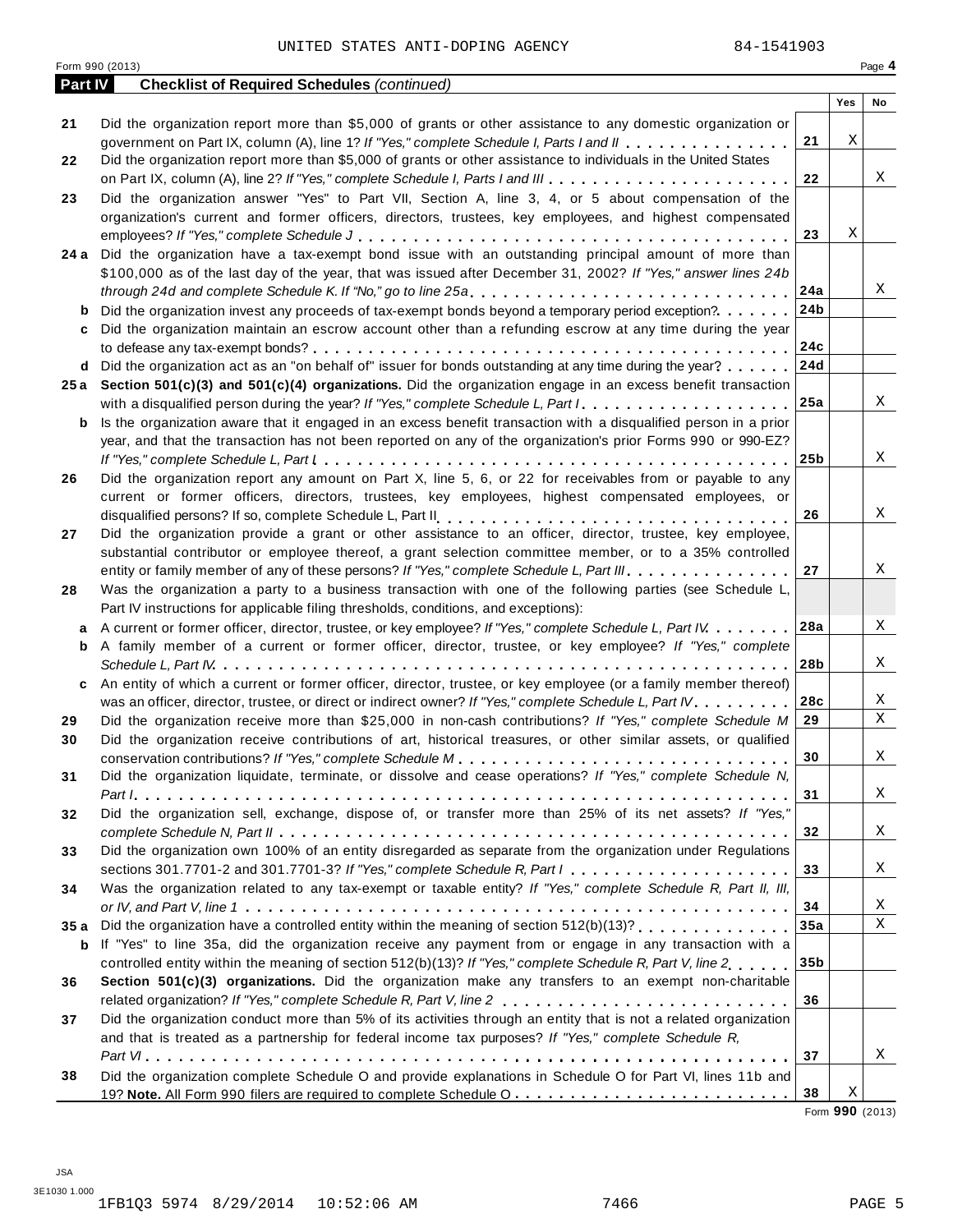UNITED STATES ANTI-DOPING AGENCY 84-1541903

Form 990 (2013) Page **4**

## Part IV Checklist of Required Schedules *(continued)*

| | | | Yes | No |
|---|---|---|---|---|
| **21** | Did the organization report more than $5,000 of grants or other assistance to any domestic organization or government on Part IX, column (A), line 1? *If "Yes," complete Schedule I, Parts I and II* | **21** | X | |
| **22** | Did the organization report more than $5,000 of grants or other assistance to individuals in the United States on Part IX, column (A), line 2? *If "Yes," complete Schedule I, Parts I and III* | **22** | | X |
| **23** | Did the organization answer "Yes" to Part VII, Section A, line 3, 4, or 5 about compensation of the organization's current and former officers, directors, trustees, key employees, and highest compensated employees? *If "Yes," complete Schedule J* | **23** | X | |
| **24 a** | Did the organization have a tax-exempt bond issue with an outstanding principal amount of more than $100,000 as of the last day of the year, that was issued after December 31, 2002? *If "Yes," answer lines 24b through 24d and complete Schedule K. If "No," go to line 25a* | **24a** | | X |
| **b** | Did the organization invest any proceeds of tax-exempt bonds beyond a temporary period exception? | **24b** | | |
| **c** | Did the organization maintain an escrow account other than a refunding escrow at any time during the year to defease any tax-exempt bonds? | **24c** | | |
| **d** | Did the organization act as an "on behalf of" issuer for bonds outstanding at any time during the year? | **24d** | | |
| **25 a** | **Section 501(c)(3) and 501(c)(4) organizations.** Did the organization engage in an excess benefit transaction with a disqualified person during the year? *If "Yes," complete Schedule L, Part I* | **25a** | | X |
| **b** | Is the organization aware that it engaged in an excess benefit transaction with a disqualified person in a prior year, and that the transaction has not been reported on any of the organization's prior Forms 990 or 990-EZ? *If "Yes," complete Schedule L, Part I* | **25b** | | X |
| **26** | Did the organization report any amount on Part X, line 5, 6, or 22 for receivables from or payable to any current or former officers, directors, trustees, key employees, highest compensated employees, or disqualified persons? If so, complete Schedule L, Part II | **26** | | X |
| **27** | Did the organization provide a grant or other assistance to an officer, director, trustee, key employee, substantial contributor or employee thereof, a grant selection committee member, or to a 35% controlled entity or family member of any of these persons? *If "Yes," complete Schedule L, Part III* | **27** | | X |
| **28** | Was the organization a party to a business transaction with one of the following parties (see Schedule L, Part IV instructions for applicable filing thresholds, conditions, and exceptions): | | | |
| **a** | A current or former officer, director, trustee, or key employee? *If "Yes," complete Schedule L, Part IV* | **28a** | | X |
| **b** | A family member of a current or former officer, director, trustee, or key employee? *If "Yes," complete Schedule L, Part IV* | **28b** | | X |
| **c** | An entity of which a current or former officer, director, trustee, or key employee (or a family member thereof) was an officer, director, trustee, or direct or indirect owner? *If "Yes," complete Schedule L, Part IV* | **28c** | | X |
| **29** | Did the organization receive more than $25,000 in non-cash contributions? *If "Yes," complete Schedule M* | **29** | | X |
| **30** | Did the organization receive contributions of art, historical treasures, or other similar assets, or qualified conservation contributions? *If "Yes," complete Schedule M* | **30** | | X |
| **31** | Did the organization liquidate, terminate, or dissolve and cease operations? *If "Yes," complete Schedule N, Part I* | **31** | | X |
| **32** | Did the organization sell, exchange, dispose of, or transfer more than 25% of its net assets? *If "Yes," complete Schedule N, Part II* | **32** | | X |
| **33** | Did the organization own 100% of an entity disregarded as separate from the organization under Regulations sections 301.7701-2 and 301.7701-3? *If "Yes," complete Schedule R, Part I* | **33** | | X |
| **34** | Was the organization related to any tax-exempt or taxable entity? *If "Yes," complete Schedule R, Part II, III, or IV, and Part V, line 1* | **34** | | X |
| **35 a** | Did the organization have a controlled entity within the meaning of section 512(b)(13)? | **35a** | | X |
| **b** | If "Yes" to line 35a, did the organization receive any payment from or engage in any transaction with a controlled entity within the meaning of section 512(b)(13)? *If "Yes," complete Schedule R, Part V, line 2* | **35b** | | |
| **36** | **Section 501(c)(3) organizations.** Did the organization make any transfers to an exempt non-charitable related organization? *If "Yes," complete Schedule R, Part V, line 2* | **36** | | |
| **37** | Did the organization conduct more than 5% of its activities through an entity that is not a related organization and that is treated as a partnership for federal income tax purposes? *If "Yes," complete Schedule R, Part VI* | **37** | | X |
| **38** | Did the organization complete Schedule O and provide explanations in Schedule O for Part VI, lines 11b and 19? **Note.** All Form 990 filers are required to complete Schedule O | **38** | X | |

Form **990** (2013)

JSA
3E1030 1.000
1FB1Q3 5974 8/29/2014 10:52:06 AM 7466 PAGE 5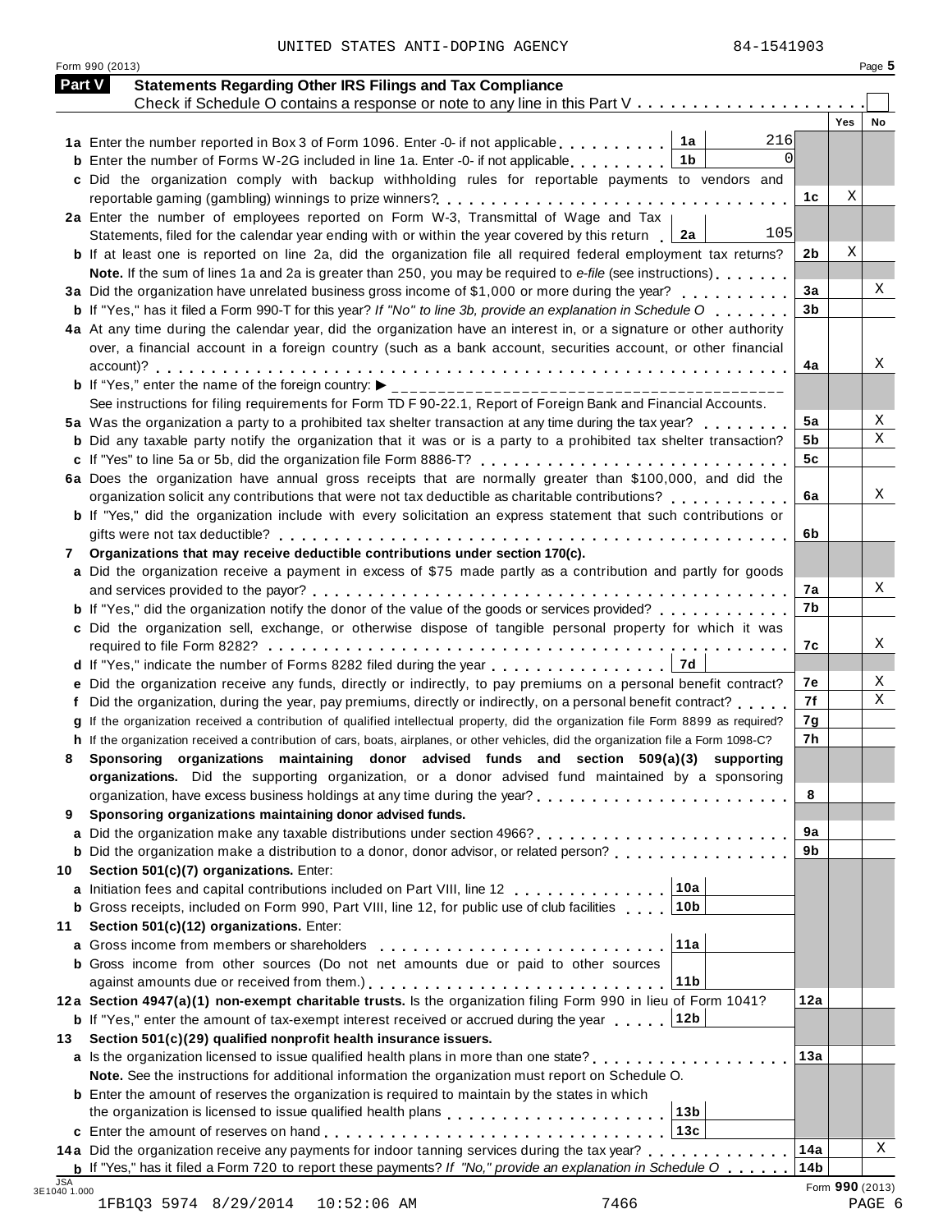UNITED STATES ANTI-DOPING AGENCY 84-1541903

Form 990 (2013) Page 5

## Part V Statements Regarding Other IRS Filings and Tax Compliance

Check if Schedule O contains a response or note to any line in this Part V . . . . . . . . . . . . . . . . . . . . . ☐

| | | | | Yes | No |
|---|---|---|---|---|---|
| **1a** | Enter the number reported in Box 3 of Form 1096. Enter -0- if not applicable | 1a | 216 | | |
| **b** | Enter the number of Forms W-2G included in line 1a. Enter -0- if not applicable | 1b | 0 | | |
| **c** | Did the organization comply with backup withholding rules for reportable payments to vendors and reportable gaming (gambling) winnings to prize winners? | | 1c | X | |
| **2a** | Enter the number of employees reported on Form W-3, Transmittal of Wage and Tax Statements, filed for the calendar year ending with or within the year covered by this return | 2a | 105 | | |
| **b** | If at least one is reported on line 2a, did the organization file all required federal employment tax returns? | | 2b | X | |
| | **Note.** If the sum of lines 1a and 2a is greater than 250, you may be required to *e-file* (see instructions) | | | | |
| **3a** | Did the organization have unrelated business gross income of $1,000 or more during the year? | | 3a | | X |
| **b** | If "Yes," has it filed a Form 990-T for this year? *If "No" to line 3b, provide an explanation in Schedule O* | | 3b | | |
| **4a** | At any time during the calendar year, did the organization have an interest in, or a signature or other authority over, a financial account in a foreign country (such as a bank account, securities account, or other financial account)? | | 4a | | X |
| **b** | If "Yes," enter the name of the foreign country: ▶ | | | | |
| | See instructions for filing requirements for Form TD F 90-22.1, Report of Foreign Bank and Financial Accounts. | | | | |
| **5a** | Was the organization a party to a prohibited tax shelter transaction at any time during the tax year? | | 5a | | X |
| **b** | Did any taxable party notify the organization that it was or is a party to a prohibited tax shelter transaction? | | 5b | | X |
| **c** | If "Yes" to line 5a or 5b, did the organization file Form 8886-T? | | 5c | | |
| **6a** | Does the organization have annual gross receipts that are normally greater than $100,000, and did the organization solicit any contributions that were not tax deductible as charitable contributions? | | 6a | | X |
| **b** | If "Yes," did the organization include with every solicitation an express statement that such contributions or gifts were not tax deductible? | | 6b | | |
| **7** | **Organizations that may receive deductible contributions under section 170(c).** | | | | |
| **a** | Did the organization receive a payment in excess of $75 made partly as a contribution and partly for goods and services provided to the payor? | | 7a | | X |
| **b** | If "Yes," did the organization notify the donor of the value of the goods or services provided? | | 7b | | |
| **c** | Did the organization sell, exchange, or otherwise dispose of tangible personal property for which it was required to file Form 8282? | | 7c | | X |
| **d** | If "Yes," indicate the number of Forms 8282 filed during the year | 7d | | | |
| **e** | Did the organization receive any funds, directly or indirectly, to pay premiums on a personal benefit contract? | | 7e | | X |
| **f** | Did the organization, during the year, pay premiums, directly or indirectly, on a personal benefit contract? | | 7f | | X |
| **g** | If the organization received a contribution of qualified intellectual property, did the organization file Form 8899 as required? | | 7g | | |
| **h** | If the organization received a contribution of cars, boats, airplanes, or other vehicles, did the organization file a Form 1098-C? | | 7h | | |
| **8** | **Sponsoring organizations maintaining donor advised funds and section 509(a)(3) supporting organizations.** Did the supporting organization, or a donor advised fund maintained by a sponsoring organization, have excess business holdings at any time during the year? | | 8 | | |
| **9** | **Sponsoring organizations maintaining donor advised funds.** | | | | |
| **a** | Did the organization make any taxable distributions under section 4966? | | 9a | | |
| **b** | Did the organization make a distribution to a donor, donor advisor, or related person? | | 9b | | |
| **10** | **Section 501(c)(7) organizations.** Enter: | | | | |
| **a** | Initiation fees and capital contributions included on Part VIII, line 12 | 10a | | | |
| **b** | Gross receipts, included on Form 990, Part VIII, line 12, for public use of club facilities | 10b | | | |
| **11** | **Section 501(c)(12) organizations.** Enter: | | | | |
| **a** | Gross income from members or shareholders | 11a | | | |
| **b** | Gross income from other sources (Do not net amounts due or paid to other sources against amounts due or received from them.) | 11b | | | |
| **12a** | **Section 4947(a)(1) non-exempt charitable trusts.** Is the organization filing Form 990 in lieu of Form 1041? | | 12a | | |
| **b** | If "Yes," enter the amount of tax-exempt interest received or accrued during the year | 12b | | | |
| **13** | **Section 501(c)(29) qualified nonprofit health insurance issuers.** | | | | |
| **a** | Is the organization licensed to issue qualified health plans in more than one state? | | 13a | | |
| | **Note.** See the instructions for additional information the organization must report on Schedule O. | | | | |
| **b** | Enter the amount of reserves the organization is required to maintain by the states in which the organization is licensed to issue qualified health plans | 13b | | | |
| **c** | Enter the amount of reserves on hand | 13c | | | |
| **14a** | Did the organization receive any payments for indoor tanning services during the tax year? | | 14a | | X |
| **b** | If "Yes," has it filed a Form 720 to report these payments? *If "No," provide an explanation in Schedule O* | | 14b | | |

Form **990** (2013)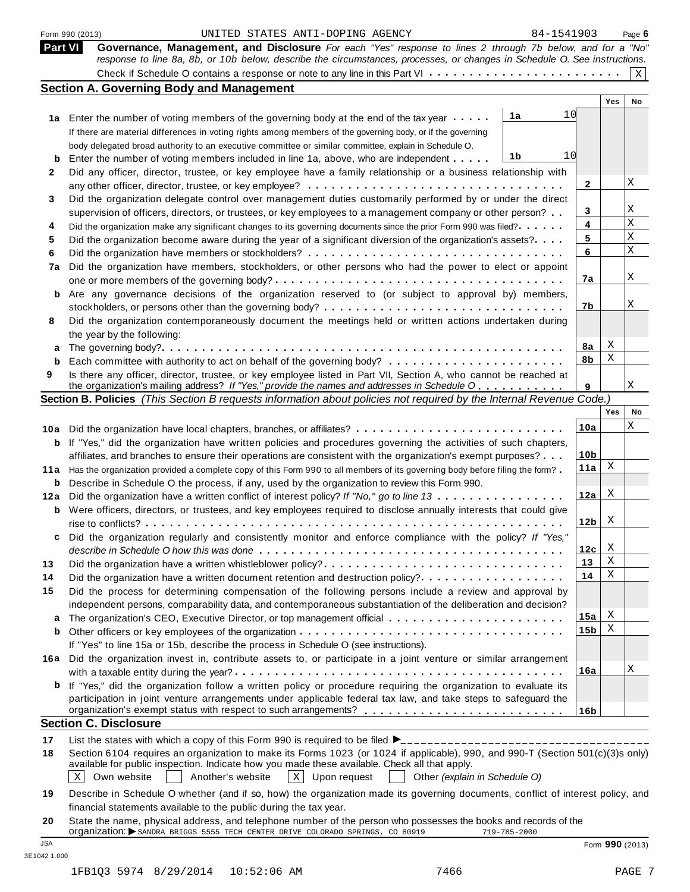Form 990 (2013) UNITED STATES ANTI-DOPING AGENCY 84-1541903 Page **6**

## Part VI Governance, Management, and Disclosure

*For each "Yes" response to lines 2 through 7b below, and for a "No" response to line 8a, 8b, or 10b below, describe the circumstances, processes, or changes in Schedule O. See instructions.*

Check if Schedule O contains a response or note to any line in this Part VI . . . . . . . . . . . . . . . . . . . . . . . . [X]

### Section A. Governing Body and Management

| | | | Yes | No |
|---|---|---|---|---|
| **1a** | Enter the number of voting members of the governing body at the end of the tax year . . . . . **1a** 10 | | | |
| | If there are material differences in voting rights among members of the governing body, or if the governing body delegated broad authority to an executive committee or similar committee, explain in Schedule O. | | | |
| **b** | Enter the number of voting members included in line 1a, above, who are independent . . . . . **1b** 10 | | | |
| **2** | Did any officer, director, trustee, or key employee have a family relationship or a business relationship with any other officer, director, trustee, or key employee? | 2 | | X |
| **3** | Did the organization delegate control over management duties customarily performed by or under the direct supervision of officers, directors, or trustees, or key employees to a management company or other person? | 3 | | X |
| **4** | Did the organization make any significant changes to its governing documents since the prior Form 990 was filed? | 4 | | X |
| **5** | Did the organization become aware during the year of a significant diversion of the organization's assets? | 5 | | X |
| **6** | Did the organization have members or stockholders? | 6 | | X |
| **7a** | Did the organization have members, stockholders, or other persons who had the power to elect or appoint one or more members of the governing body? | 7a | | X |
| **b** | Are any governance decisions of the organization reserved to (or subject to approval by) members, stockholders, or persons other than the governing body? | 7b | | X |
| **8** | Did the organization contemporaneously document the meetings held or written actions undertaken during the year by the following: | | | |
| **a** | The governing body? | 8a | X | |
| **b** | Each committee with authority to act on behalf of the governing body? | 8b | X | |
| **9** | Is there any officer, director, trustee, or key employee listed in Part VII, Section A, who cannot be reached at the organization's mailing address? *If "Yes," provide the names and addresses in Schedule O* | 9 | | X |

### Section B. Policies *(This Section B requests information about policies not required by the Internal Revenue Code.)*

| | | | Yes | No |
|---|---|---|---|---|
| **10a** | Did the organization have local chapters, branches, or affiliates? | 10a | | X |
| **b** | If "Yes," did the organization have written policies and procedures governing the activities of such chapters, affiliates, and branches to ensure their operations are consistent with the organization's exempt purposes? | 10b | | |
| **11a** | Has the organization provided a complete copy of this Form 990 to all members of its governing body before filing the form? | 11a | X | |
| **b** | Describe in Schedule O the process, if any, used by the organization to review this Form 990. | | | |
| **12a** | Did the organization have a written conflict of interest policy? *If "No," go to line 13* | 12a | X | |
| **b** | Were officers, directors, or trustees, and key employees required to disclose annually interests that could give rise to conflicts? | 12b | X | |
| **c** | Did the organization regularly and consistently monitor and enforce compliance with the policy? *If "Yes," describe in Schedule O how this was done* | 12c | X | |
| **13** | Did the organization have a written whistleblower policy? | 13 | X | |
| **14** | Did the organization have a written document retention and destruction policy? | 14 | X | |
| **15** | Did the process for determining compensation of the following persons include a review and approval by independent persons, comparability data, and contemporaneous substantiation of the deliberation and decision? | | | |
| **a** | The organization's CEO, Executive Director, or top management official | 15a | X | |
| **b** | Other officers or key employees of the organization | 15b | X | |
| | If "Yes" to line 15a or 15b, describe the process in Schedule O (see instructions). | | | |
| **16a** | Did the organization invest in, contribute assets to, or participate in a joint venture or similar arrangement with a taxable entity during the year? | 16a | | X |
| **b** | If "Yes," did the organization follow a written policy or procedure requiring the organization to evaluate its participation in joint venture arrangements under applicable federal tax law, and take steps to safeguard the organization's exempt status with respect to such arrangements? | 16b | | |

### Section C. Disclosure

**17** List the states with which a copy of this Form 990 is required to be filed ▶_______________________________

**18** Section 6104 requires an organization to make its Forms 1023 (or 1024 if applicable), 990, and 990-T (Section 501(c)(3)s only) available for public inspection. Indicate how you made these available. Check all that apply.

[X] Own website [ ] Another's website [X] Upon request [ ] Other *(explain in Schedule O)*

**19** Describe in Schedule O whether (and if so, how) the organization made its governing documents, conflict of interest policy, and financial statements available to the public during the tax year.

**20** State the name, physical address, and telephone number of the person who possesses the books and records of the organization: ▶ SANDRA BRIGGS 5555 TECH CENTER DRIVE COLORADO SPRINGS, CO 80919 719-785-2000

JSA
3E1042 1.000

Form **990** (2013)

1FB1Q3 5974 8/29/2014 10:52:06 AM 7466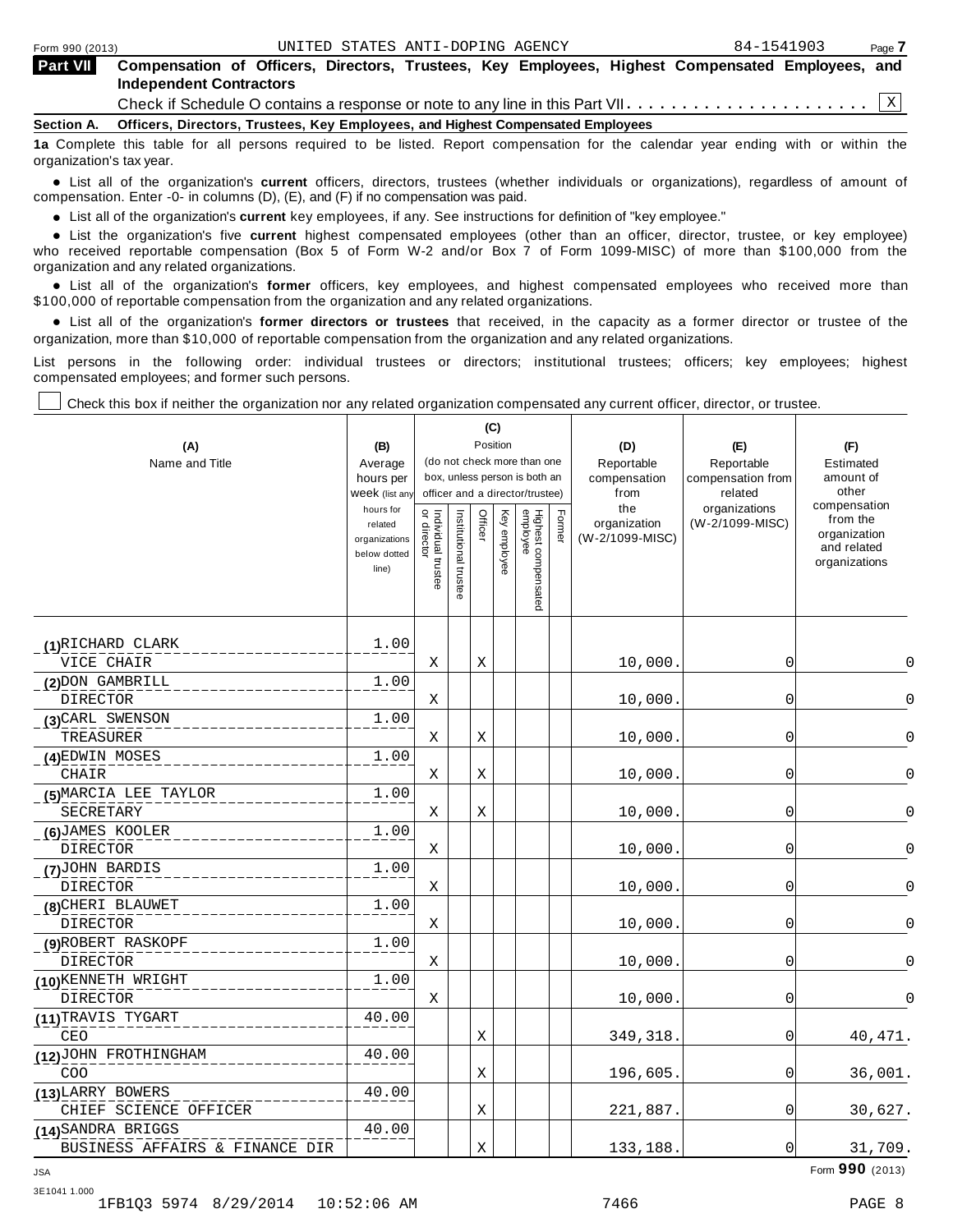**Part VII Compensation of Officers, Directors, Trustees, Key Employees, Highest Compensated Employees, and Independent Contractors**

Check if Schedule O contains a response or note to any line in this Part VII . . . . . . . . . . . . . . . . . . . . . . X

**Section A. Officers, Directors, Trustees, Key Employees, and Highest Compensated Employees**

**1a** Complete this table for all persons required to be listed. Report compensation for the calendar year ending with or within the organization's tax year.

- List all of the organization's **current** officers, directors, trustees (whether individuals or organizations), regardless of amount of compensation. Enter -0- in columns (D), (E), and (F) if no compensation was paid.
- List all of the organization's **current** key employees, if any. See instructions for definition of "key employee."
- List the organization's five **current** highest compensated employees (other than an officer, director, trustee, or key employee) who received reportable compensation (Box 5 of Form W-2 and/or Box 7 of Form 1099-MISC) of more than $100,000 from the organization and any related organizations.
- List all of the organization's **former** officers, key employees, and highest compensated employees who received more than $100,000 of reportable compensation from the organization and any related organizations.
- List all of the organization's **former directors or trustees** that received, in the capacity as a former director or trustee of the organization, more than $10,000 of reportable compensation from the organization and any related organizations.

List persons in the following order: individual trustees or directors; institutional trustees; officers; key employees; highest compensated employees; and former such persons.

☐ Check this box if neither the organization nor any related organization compensated any current officer, director, or trustee.

| (A) Name and Title | (B) Average hours per week (list any hours for related organizations below dotted line) | (C) Position (do not check more than one box, unless person is both an officer and a director/trustee) | | | | | | (D) Reportable compensation from the organization (W-2/1099-MISC) | (E) Reportable compensation from related organizations (W-2/1099-MISC) | (F) Estimated amount of other compensation from the organization and related organizations |
|---|---|---|---|---|---|---|---|---|---|---|
| | | Individual trustee or director | Institutional trustee | Officer | Key employee | Highest compensated employee | Former | | | |
| (1) RICHARD CLARK<br>VICE CHAIR | 1.00 | X | | X | | | | 10,000. | 0 | 0 |
| (2) DON GAMBRILL<br>DIRECTOR | 1.00 | X | | | | | | 10,000. | 0 | 0 |
| (3) CARL SWENSON<br>TREASURER | 1.00 | X | | X | | | | 10,000. | 0 | 0 |
| (4) EDWIN MOSES<br>CHAIR | 1.00 | X | | X | | | | 10,000. | 0 | 0 |
| (5) MARCIA LEE TAYLOR<br>SECRETARY | 1.00 | X | | X | | | | 10,000. | 0 | 0 |
| (6) JAMES KOOLER<br>DIRECTOR | 1.00 | X | | | | | | 10,000. | 0 | 0 |
| (7) JOHN BARDIS<br>DIRECTOR | 1.00 | X | | | | | | 10,000. | 0 | 0 |
| (8) CHERI BLAUWET<br>DIRECTOR | 1.00 | X | | | | | | 10,000. | 0 | 0 |
| (9) ROBERT RASKOPF<br>DIRECTOR | 1.00 | X | | | | | | 10,000. | 0 | 0 |
| (10) KENNETH WRIGHT<br>DIRECTOR | 1.00 | X | | | | | | 10,000. | 0 | 0 |
| (11) TRAVIS TYGART<br>CEO | 40.00 | | | X | | | | 349,318. | 0 | 40,471. |
| (12) JOHN FROTHINGHAM<br>COO | 40.00 | | | X | | | | 196,605. | 0 | 36,001. |
| (13) LARRY BOWERS<br>CHIEF SCIENCE OFFICER | 40.00 | | | X | | | | 221,887. | 0 | 30,627. |
| (14) SANDRA BRIGGS<br>BUSINESS AFFAIRS & FINANCE DIR | 40.00 | | | X | | | | 133,188. | 0 | 31,709. |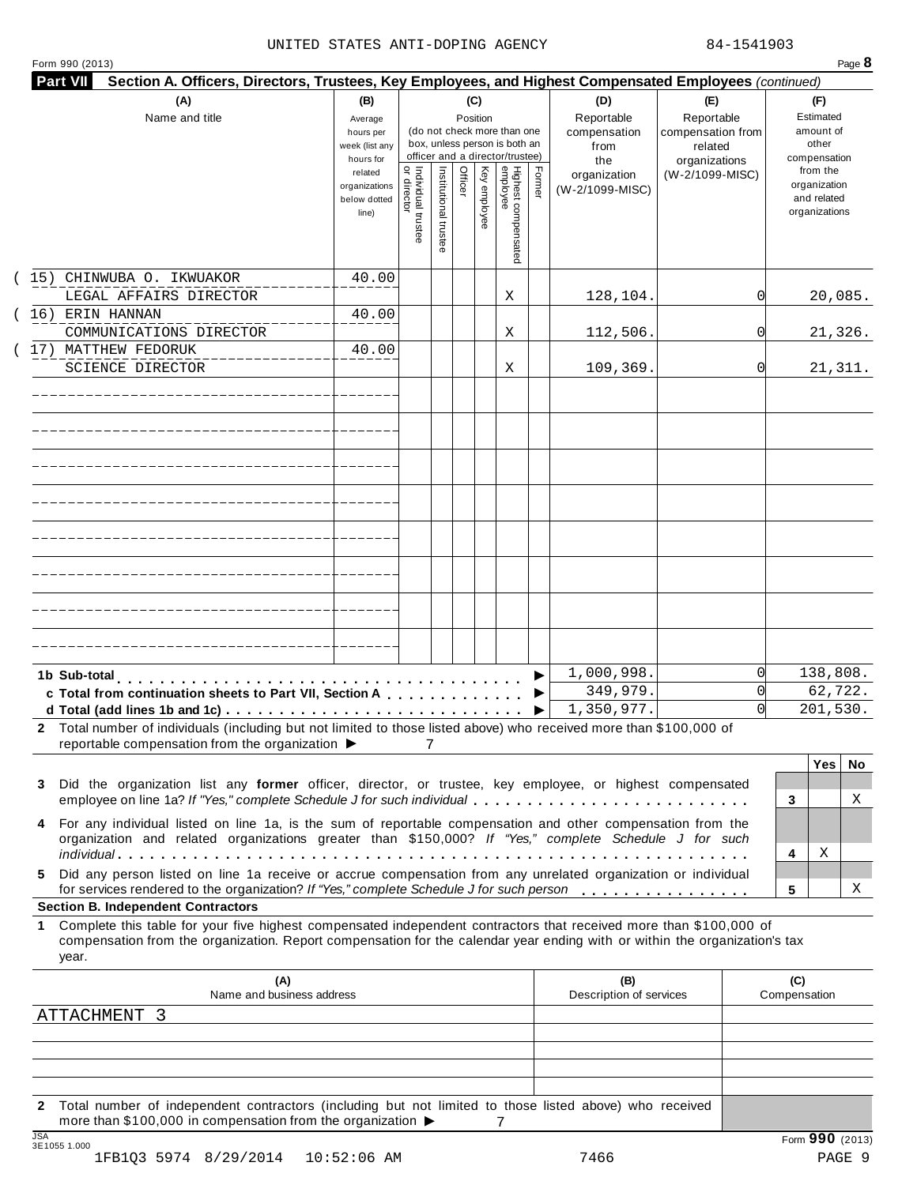UNITED STATES ANTI-DOPING AGENCY 84-1541903

Form 990 (2013) Page **8**

## Part VII Section A. Officers, Directors, Trustees, Key Employees, and Highest Compensated Employees *(continued)*

| (A) Name and title | (B) Average hours per week (list any hours for related organizations below dotted line) | (C) Position: Individual trustee or director | Institutional trustee | Officer | Key employee | Highest compensated employee | Former | (D) Reportable compensation from the organization (W-2/1099-MISC) | (E) Reportable compensation from related organizations (W-2/1099-MISC) | (F) Estimated amount of other compensation from the organization and related organizations |
|---|---|---|---|---|---|---|---|---|---|---|
| (15) CHINWUBA O. IKWUAKOR<br>LEGAL AFFAIRS DIRECTOR | 40.00 | | | | | X | | 128,104. | 0 | 20,085. |
| (16) ERIN HANNAN<br>COMMUNICATIONS DIRECTOR | 40.00 | | | | | X | | 112,506. | 0 | 21,326. |
| (17) MATTHEW FEDORUK<br>SCIENCE DIRECTOR | 40.00 | | | | | X | | 109,369. | 0 | 21,311. |
| **1b Sub-total** | | | | | | | ▶ | 1,000,998. | 0 | 138,808. |
| **c Total from continuation sheets to Part VII, Section A** | | | | | | | ▶ | 349,979. | 0 | 62,722. |
| **d Total (add lines 1b and 1c)** | | | | | | | ▶ | 1,350,977. | 0 | 201,530. |

**2** Total number of individuals (including but not limited to those listed above) who received more than $100,000 of reportable compensation from the organization ▶ 7

| | | Yes | No |
|---|---|---|---|
| **3** Did the organization list any **former** officer, director, or trustee, key employee, or highest compensated employee on line 1a? *If "Yes," complete Schedule J for such individual* | 3 | | X |
| **4** For any individual listed on line 1a, is the sum of reportable compensation and other compensation from the organization and related organizations greater than $150,000? *If "Yes," complete Schedule J for such individual* | 4 | X | |
| **5** Did any person listed on line 1a receive or accrue compensation from any unrelated organization or individual for services rendered to the organization? *If "Yes," complete Schedule J for such person* | 5 | | X |

### Section B. Independent Contractors

**1** Complete this table for your five highest compensated independent contractors that received more than $100,000 of compensation from the organization. Report compensation for the calendar year ending with or within the organization's tax year.

| (A) Name and business address | (B) Description of services | (C) Compensation |
|---|---|---|
| ATTACHMENT 3 | | |
| | | |
| | | |
| | | |
| | | |

**2** Total number of independent contractors (including but not limited to those listed above) who received more than $100,000 in compensation from the organization ▶ 7

JSA 3E1055 1.000 Form **990** (2013)

1FB1Q3 5974 8/29/2014 10:52:06 AM 7466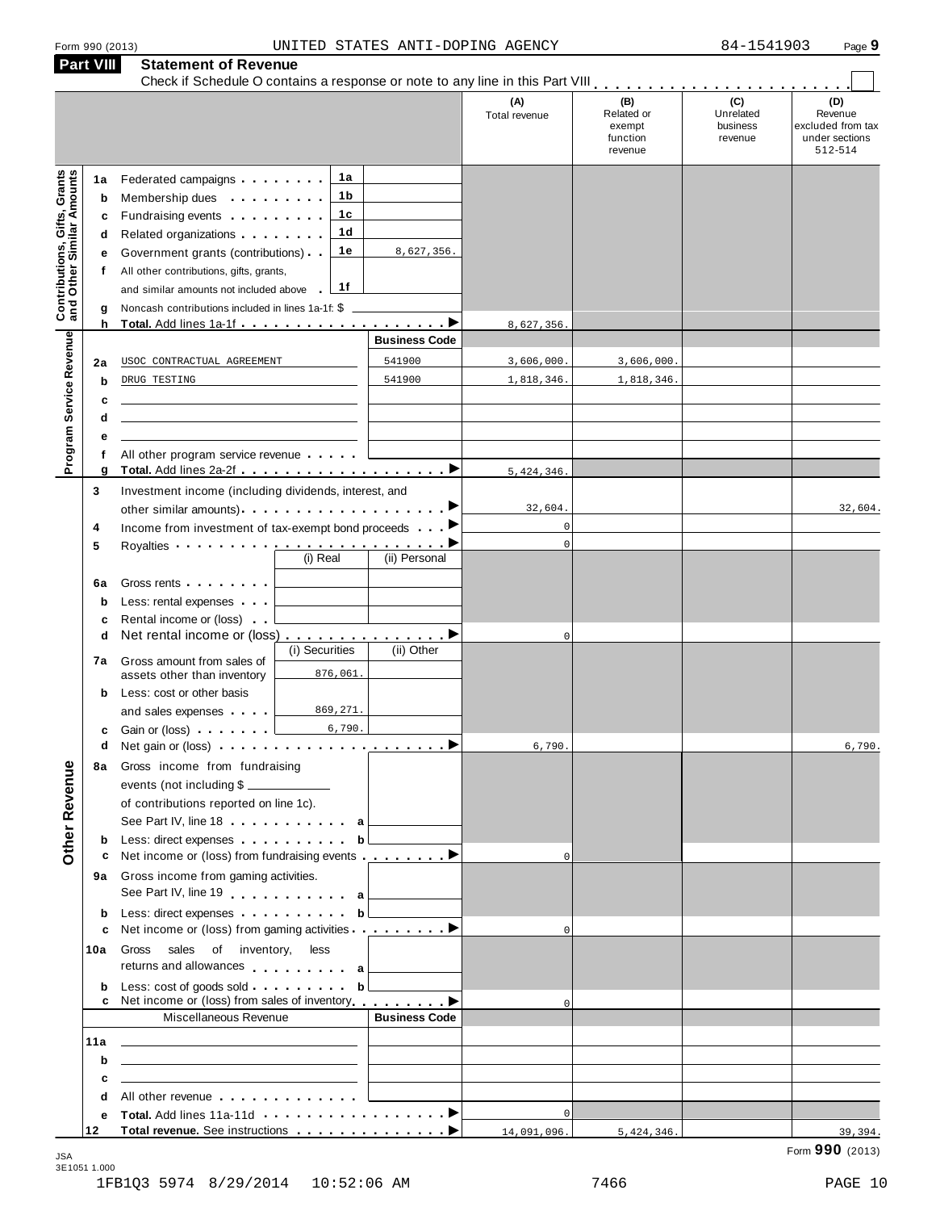Form 990 (2013) UNITED STATES ANTI-DOPING AGENCY 84-1541903 Page **9**

## Part VIII Statement of Revenue

Check if Schedule O contains a response or note to any line in this Part VIII . . . . . . . . . . . . . . . . . . . . . . ☐

| | | | | (A) Total revenue | (B) Related or exempt function revenue | (C) Unrelated business revenue | (D) Revenue excluded from tax under sections 512-514 |
|---|---|---|---|---|---|---|---|
| **Contributions, Gifts, Grants and Other Similar Amounts** | **1a** Federated campaigns | 1a | | | | | |
| | **b** Membership dues | 1b | | | | | |
| | **c** Fundraising events | 1c | | | | | |
| | **d** Related organizations | 1d | | | | | |
| | **e** Government grants (contributions) | 1e | 8,627,356. | | | | |
| | **f** All other contributions, gifts, grants, and similar amounts not included above | 1f | | | | | |
| | **g** Noncash contributions included in lines 1a-1f: $ | | | | | | |
| | **h Total.** Add lines 1a-1f | | | 8,627,356. | | | |
| **Program Service Revenue** | | | **Business Code** | | | | |
| | **2a** USOC CONTRACTUAL AGREEMENT | | 541900 | 3,606,000. | 3,606,000. | | |
| | **b** DRUG TESTING | | 541900 | 1,818,346. | 1,818,346. | | |
| | **c** | | | | | | |
| | **d** | | | | | | |
| | **e** | | | | | | |
| | **f** All other program service revenue | | | | | | |
| | **g Total.** Add lines 2a-2f | | | 5,424,346. | | | |
| **Other Revenue** | **3** Investment income (including dividends, interest, and other similar amounts) | | | 32,604. | | | 32,604. |
| | **4** Income from investment of tax-exempt bond proceeds | | | 0 | | | |
| | **5** Royalties | | | 0 | | | |
| | | (i) Real | (ii) Personal | | | | |
| | **6a** Gross rents | | | | | | |
| | **b** Less: rental expenses | | | | | | |
| | **c** Rental income or (loss) | | | | | | |
| | **d** Net rental income or (loss) | | | 0 | | | |
| | | (i) Securities | (ii) Other | | | | |
| | **7a** Gross amount from sales of assets other than inventory | 876,061. | | | | | |
| | **b** Less: cost or other basis and sales expenses | 869,271. | | | | | |
| | **c** Gain or (loss) | 6,790. | | | | | |
| | **d** Net gain or (loss) | | | 6,790. | | | 6,790. |
| | **8a** Gross income from fundraising events (not including $ of contributions reported on line 1c). See Part IV, line 18 | a | | | | | |
| | **b** Less: direct expenses | b | | | | | |
| | **c** Net income or (loss) from fundraising events | | | 0 | | | |
| | **9a** Gross income from gaming activities. See Part IV, line 19 | a | | | | | |
| | **b** Less: direct expenses | b | | | | | |
| | **c** Net income or (loss) from gaming activities | | | 0 | | | |
| | **10a** Gross sales of inventory, less returns and allowances | a | | | | | |
| | **b** Less: cost of goods sold | b | | | | | |
| | **c** Net income or (loss) from sales of inventory | | | 0 | | | |
| | Miscellaneous Revenue | | **Business Code** | | | | |
| | **11a** | | | | | | |
| | **b** | | | | | | |
| | **c** | | | | | | |
| | **d** All other revenue | | | | | | |
| | **e Total.** Add lines 11a-11d | | | 0 | | | |
| | **12 Total revenue.** See instructions | | | 14,091,096. | 5,424,346. | | 39,394. |

Form **990** (2013)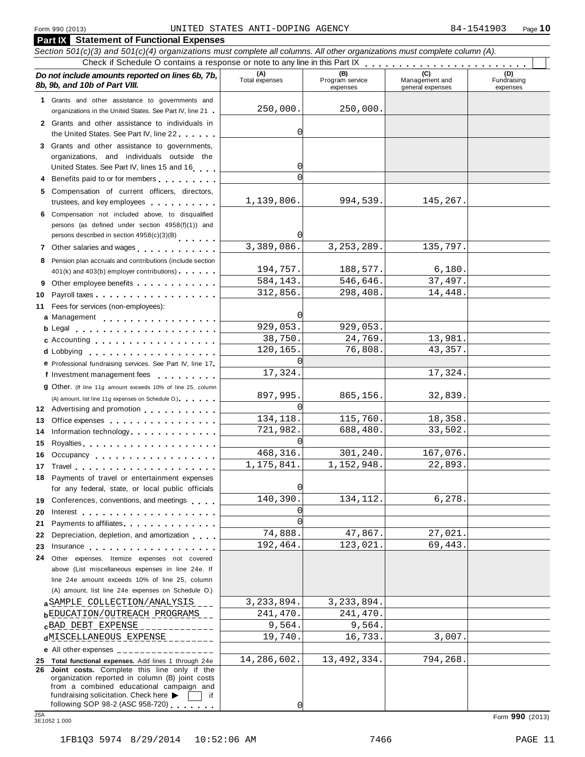## Part IX Statement of Functional Expenses

*Section 501(c)(3) and 501(c)(4) organizations must complete all columns. All other organizations must complete column (A).*

Check if Schedule O contains a response or note to any line in this Part IX

| *Do not include amounts reported on lines 6b, 7b, 8b, 9b, and 10b of Part VIII.* | (A) Total expenses | (B) Program service expenses | (C) Management and general expenses | (D) Fundraising expenses |
|---|---|---|---|---|
| **1** Grants and other assistance to governments and organizations in the United States. See Part IV, line 21 | 250,000. | 250,000. | | |
| **2** Grants and other assistance to individuals in the United States. See Part IV, line 22 | 0 | | | |
| **3** Grants and other assistance to governments, organizations, and individuals outside the United States. See Part IV, lines 15 and 16 | 0 | | | |
| **4** Benefits paid to or for members | 0 | | | |
| **5** Compensation of current officers, directors, trustees, and key employees | 1,139,806. | 994,539. | 145,267. | |
| **6** Compensation not included above, to disqualified persons (as defined under section 4958(f)(1)) and persons described in section 4958(c)(3)(B) | 0 | | | |
| **7** Other salaries and wages | 3,389,086. | 3,253,289. | 135,797. | |
| **8** Pension plan accruals and contributions (include section 401(k) and 403(b) employer contributions) | 194,757. | 188,577. | 6,180. | |
| **9** Other employee benefits | 584,143. | 546,646. | 37,497. | |
| **10** Payroll taxes | 312,856. | 298,408. | 14,448. | |
| **11** Fees for services (non-employees): | | | | |
| **a** Management | 0 | | | |
| **b** Legal | 929,053. | 929,053. | | |
| **c** Accounting | 38,750. | 24,769. | 13,981. | |
| **d** Lobbying | 120,165. | 76,808. | 43,357. | |
| **e** Professional fundraising services. See Part IV, line 17 | 0 | | | |
| **f** Investment management fees | 17,324. | | 17,324. | |
| **g** Other. (If line 11g amount exceeds 10% of line 25, column (A) amount, list line 11g expenses on Schedule O.) | 897,995. | 865,156. | 32,839. | |
| **12** Advertising and promotion | 0 | | | |
| **13** Office expenses | 134,118. | 115,760. | 18,358. | |
| **14** Information technology | 721,982. | 688,480. | 33,502. | |
| **15** Royalties | 0 | | | |
| **16** Occupancy | 468,316. | 301,240. | 167,076. | |
| **17** Travel | 1,175,841. | 1,152,948. | 22,893. | |
| **18** Payments of travel or entertainment expenses for any federal, state, or local public officials | 0 | | | |
| **19** Conferences, conventions, and meetings | 140,390. | 134,112. | 6,278. | |
| **20** Interest | 0 | | | |
| **21** Payments to affiliates | 0 | | | |
| **22** Depreciation, depletion, and amortization | 74,888. | 47,867. | 27,021. | |
| **23** Insurance | 192,464. | 123,021. | 69,443. | |
| **24** Other expenses. Itemize expenses not covered above (List miscellaneous expenses in line 24e. If line 24e amount exceeds 10% of line 25, column (A) amount, list line 24e expenses on Schedule O.) | | | | |
| **a** SAMPLE COLLECTION/ANALYSIS | 3,233,894. | 3,233,894. | | |
| **b** EDUCATION/OUTREACH PROGRAMS | 241,470. | 241,470. | | |
| **c** BAD DEBT EXPENSE | 9,564. | 9,564. | | |
| **d** MISCELLANEOUS EXPENSE | 19,740. | 16,733. | 3,007. | |
| **e** All other expenses | | | | |
| **25 Total functional expenses.** Add lines 1 through 24e | 14,286,602. | 13,492,334. | 794,268. | |
| **26 Joint costs.** Complete this line only if the organization reported in column (B) joint costs from a combined educational campaign and fundraising solicitation. Check here ▶ ☐ if following SOP 98-2 (ASC 958-720) | 0 | | | |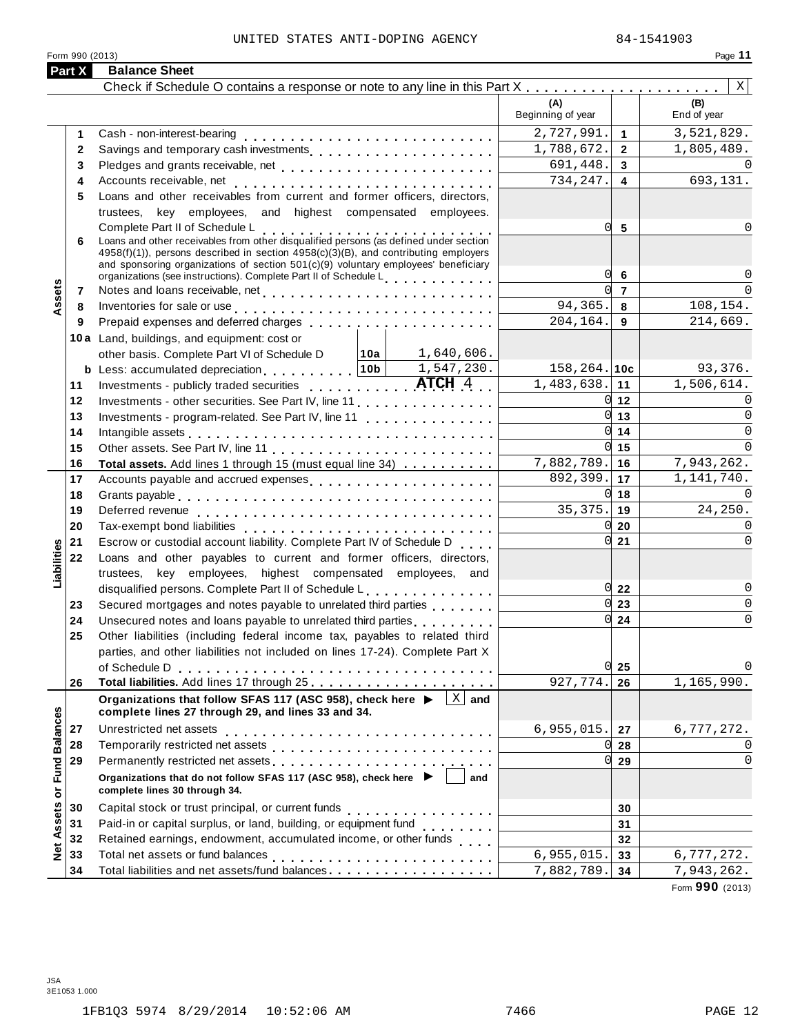UNITED STATES ANTI-DOPING AGENCY 84-1541903

Form 990 (2013)

## Part X Balance Sheet

Check if Schedule O contains a response or note to any line in this Part X . . . . . . . . . . . . . . . . . . . . . [X]

| | | | (A) Beginning of year | | (B) End of year |
|---|---|---|---|---|---|
| **Assets** | 1 | Cash - non-interest-bearing | 2,727,991. | 1 | 3,521,829. |
| | 2 | Savings and temporary cash investments | 1,788,672. | 2 | 1,805,489. |
| | 3 | Pledges and grants receivable, net | 691,448. | 3 | 0 |
| | 4 | Accounts receivable, net | 734,247. | 4 | 693,131. |
| | 5 | Loans and other receivables from current and former officers, directors, trustees, key employees, and highest compensated employees. Complete Part II of Schedule L | 0 | 5 | 0 |
| | 6 | Loans and other receivables from other disqualified persons (as defined under section 4958(f)(1)), persons described in section 4958(c)(3)(B), and contributing employers and sponsoring organizations of section 501(c)(9) voluntary employees' beneficiary organizations (see instructions). Complete Part II of Schedule L | 0 | 6 | 0 |
| | 7 | Notes and loans receivable, net | 0 | 7 | 0 |
| | 8 | Inventories for sale or use | 94,365. | 8 | 108,154. |
| | 9 | Prepaid expenses and deferred charges | 204,164. | 9 | 214,669. |
| | 10a | Land, buildings, and equipment: cost or other basis. Complete Part VI of Schedule D — 10a: 1,640,606. | | | |
| | b | Less: accumulated depreciation — 10b: 1,547,230. | 158,264. | 10c | 93,376. |
| | 11 | Investments - publicly traded securities ATCH 4 | 1,483,638. | 11 | 1,506,614. |
| | 12 | Investments - other securities. See Part IV, line 11 | 0 | 12 | 0 |
| | 13 | Investments - program-related. See Part IV, line 11 | 0 | 13 | 0 |
| | 14 | Intangible assets | 0 | 14 | 0 |
| | 15 | Other assets. See Part IV, line 11 | 0 | 15 | 0 |
| | 16 | **Total assets.** Add lines 1 through 15 (must equal line 34) | 7,882,789. | 16 | 7,943,262. |
| **Liabilities** | 17 | Accounts payable and accrued expenses | 892,399. | 17 | 1,141,740. |
| | 18 | Grants payable | 0 | 18 | 0 |
| | 19 | Deferred revenue | 35,375. | 19 | 24,250. |
| | 20 | Tax-exempt bond liabilities | 0 | 20 | 0 |
| | 21 | Escrow or custodial account liability. Complete Part IV of Schedule D | 0 | 21 | 0 |
| | 22 | Loans and other payables to current and former officers, directors, trustees, key employees, highest compensated employees, and disqualified persons. Complete Part II of Schedule L | 0 | 22 | 0 |
| | 23 | Secured mortgages and notes payable to unrelated third parties | 0 | 23 | 0 |
| | 24 | Unsecured notes and loans payable to unrelated third parties | 0 | 24 | 0 |
| | 25 | Other liabilities (including federal income tax, payables to related third parties, and other liabilities not included on lines 17-24). Complete Part X of Schedule D | 0 | 25 | 0 |
| | 26 | **Total liabilities.** Add lines 17 through 25 | 927,774. | 26 | 1,165,990. |
| **Net Assets or Fund Balances** | | **Organizations that follow SFAS 117 (ASC 958), check here ▶ [X] and complete lines 27 through 29, and lines 33 and 34.** | | | |
| | 27 | Unrestricted net assets | 6,955,015. | 27 | 6,777,272. |
| | 28 | Temporarily restricted net assets | 0 | 28 | 0 |
| | 29 | Permanently restricted net assets | 0 | 29 | 0 |
| | | **Organizations that do not follow SFAS 117 (ASC 958), check here ▶ [ ] and complete lines 30 through 34.** | | | |
| | 30 | Capital stock or trust principal, or current funds | | 30 | |
| | 31 | Paid-in or capital surplus, or land, building, or equipment fund | | 31 | |
| | 32 | Retained earnings, endowment, accumulated income, or other funds | | 32 | |
| | 33 | Total net assets or fund balances | 6,955,015. | 33 | 6,777,272. |
| | 34 | Total liabilities and net assets/fund balances | 7,882,789. | 34 | 7,943,262. |

Form **990** (2013)

JSA 3E1053 1.000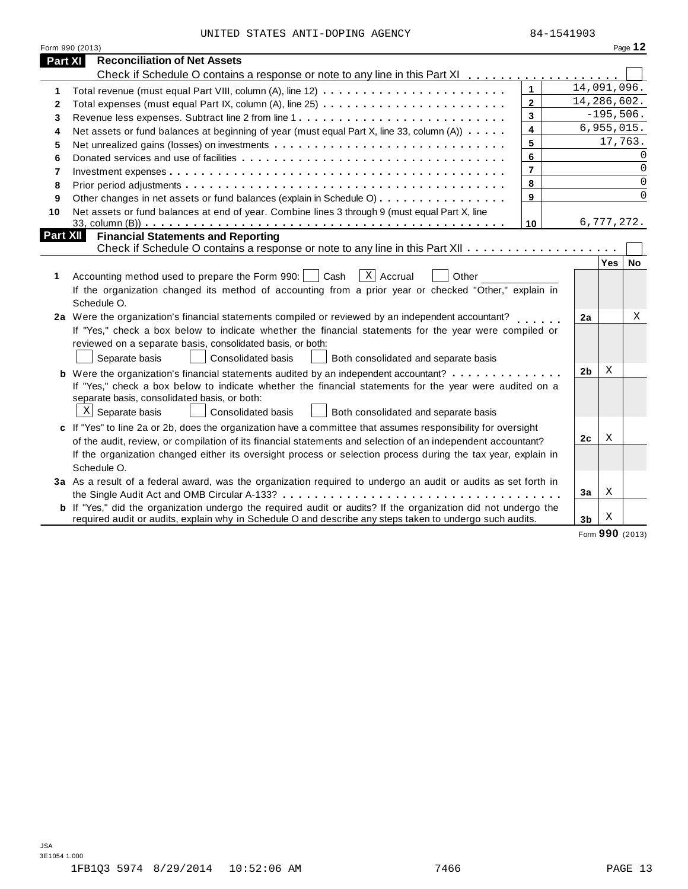UNITED STATES ANTI-DOPING AGENCY 84-1541903

Form 990 (2013) Page **12**

## Part XI Reconciliation of Net Assets

Check if Schedule O contains a response or note to any line in this Part XI . . . . . . . . . . . . . . . . . . . ☐

| | | | |
|---|---|---|---|
| 1 | Total revenue (must equal Part VIII, column (A), line 12) | 1 | 14,091,096. |
| 2 | Total expenses (must equal Part IX, column (A), line 25) | 2 | 14,286,602. |
| 3 | Revenue less expenses. Subtract line 2 from line 1 | 3 | -195,506. |
| 4 | Net assets or fund balances at beginning of year (must equal Part X, line 33, column (A)) | 4 | 6,955,015. |
| 5 | Net unrealized gains (losses) on investments | 5 | 17,763. |
| 6 | Donated services and use of facilities | 6 | 0 |
| 7 | Investment expenses | 7 | 0 |
| 8 | Prior period adjustments | 8 | 0 |
| 9 | Other changes in net assets or fund balances (explain in Schedule O) | 9 | 0 |
| 10 | Net assets or fund balances at end of year. Combine lines 3 through 9 (must equal Part X, line 33, column (B)) | 10 | 6,777,272. |

## Part XII Financial Statements and Reporting

Check if Schedule O contains a response or note to any line in this Part XII . . . . . . . . . . . . . . . . . . ☐

| | | | Yes | No |
|---|---|---|---|---|
| 1 | Accounting method used to prepare the Form 990: ☐ Cash ☒ Accrual ☐ Other ______<br>If the organization changed its method of accounting from a prior year or checked "Other," explain in Schedule O. | | | |
| 2a | Were the organization's financial statements compiled or reviewed by an independent accountant?<br>If "Yes," check a box below to indicate whether the financial statements for the year were compiled or reviewed on a separate basis, consolidated basis, or both:<br>☐ Separate basis ☐ Consolidated basis ☐ Both consolidated and separate basis | 2a | | X |
| b | Were the organization's financial statements audited by an independent accountant?<br>If "Yes," check a box below to indicate whether the financial statements for the year were audited on a separate basis, consolidated basis, or both:<br>☒ Separate basis ☐ Consolidated basis ☐ Both consolidated and separate basis | 2b | X | |
| c | If "Yes" to line 2a or 2b, does the organization have a committee that assumes responsibility for oversight of the audit, review, or compilation of its financial statements and selection of an independent accountant?<br>If the organization changed either its oversight process or selection process during the tax year, explain in Schedule O. | 2c | X | |
| 3a | As a result of a federal award, was the organization required to undergo an audit or audits as set forth in the Single Audit Act and OMB Circular A-133? | 3a | X | |
| b | If "Yes," did the organization undergo the required audit or audits? If the organization did not undergo the required audit or audits, explain in Schedule O and describe any steps taken to undergo such audits. | 3b | X | |

Form **990** (2013)

JSA
3E1054 1.000

1FB1Q3 5974 8/29/2014 10:52:06 AM 7466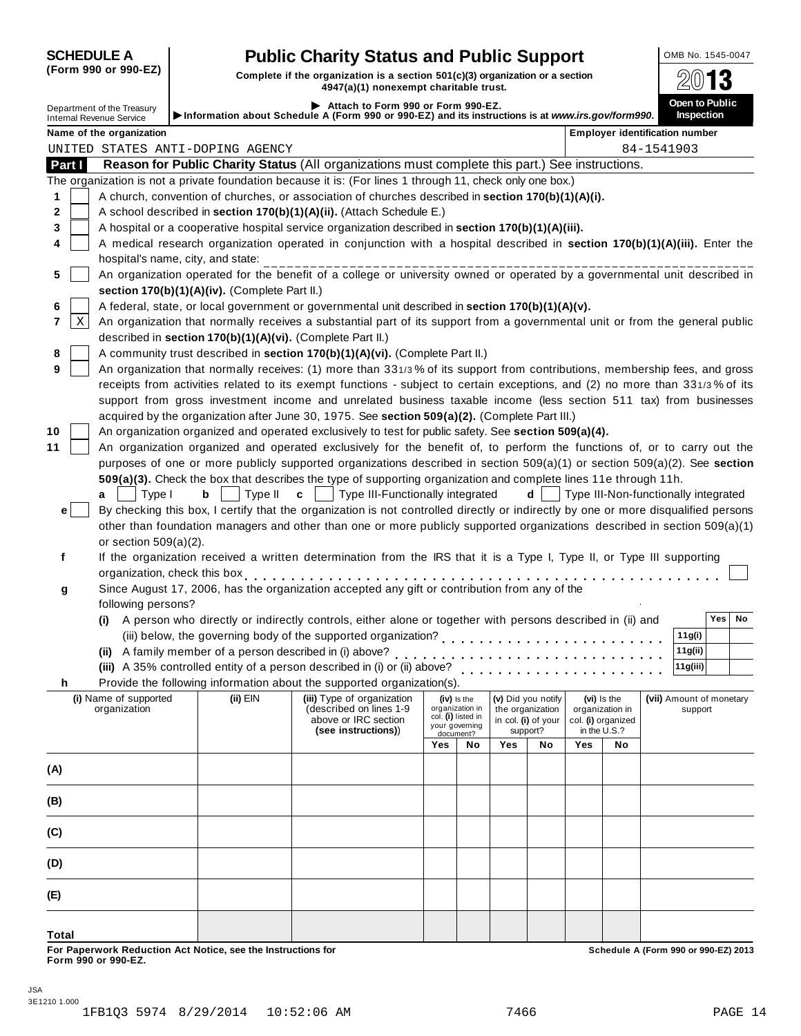**SCHEDULE A**
**(Form 990 or 990-EZ)**

Department of the Treasury
Internal Revenue Service

# Public Charity Status and Public Support

**Complete if the organization is a section 501(c)(3) organization or a section 4947(a)(1) nonexempt charitable trust.**

▶ **Attach to Form 990 or Form 990-EZ.**

▶**Information about Schedule A (Form 990 or 990-EZ) and its instructions is at *www.irs.gov/form990*.**

OMB No. 1545-0047

**2013**

**Open to Public Inspection**

**Name of the organization:** UNITED STATES ANTI-DOPING AGENCY

**Employer identification number:** 84-1541903

**Part I** **Reason for Public Charity Status** (All organizations must complete this part.) See instructions.

The organization is not a private foundation because it is: (For lines 1 through 11, check only one box.)

1 [ ] A church, convention of churches, or association of churches described in **section 170(b)(1)(A)(i).**

2 [ ] A school described in **section 170(b)(1)(A)(ii).** (Attach Schedule E.)

3 [ ] A hospital or a cooperative hospital service organization described in **section 170(b)(1)(A)(iii).**

4 [ ] A medical research organization operated in conjunction with a hospital described in **section 170(b)(1)(A)(iii).** Enter the hospital's name, city, and state: ______________________

5 [ ] An organization operated for the benefit of a college or university owned or operated by a governmental unit described in **section 170(b)(1)(A)(iv).** (Complete Part II.)

6 [ ] A federal, state, or local government or governmental unit described in **section 170(b)(1)(A)(v).**

7 [X] An organization that normally receives a substantial part of its support from a governmental unit or from the general public described in **section 170(b)(1)(A)(vi).** (Complete Part II.)

8 [ ] A community trust described in **section 170(b)(1)(A)(vi).** (Complete Part II.)

9 [ ] An organization that normally receives: (1) more than 33 1/3 % of its support from contributions, membership fees, and gross receipts from activities related to its exempt functions - subject to certain exceptions, and (2) no more than 33 1/3 % of its support from gross investment income and unrelated business taxable income (less section 511 tax) from businesses acquired by the organization after June 30, 1975. See **section 509(a)(2).** (Complete Part III.)

10 [ ] An organization organized and operated exclusively to test for public safety. See **section 509(a)(4).**

11 [ ] An organization organized and operated exclusively for the benefit of, to perform the functions of, or to carry out the purposes of one or more publicly supported organizations described in section 509(a)(1) or section 509(a)(2). See **section 509(a)(3).** Check the box that describes the type of supporting organization and complete lines 11e through 11h.

**a** [ ] Type I **b** [ ] Type II **c** [ ] Type III-Functionally integrated **d** [ ] Type III-Non-functionally integrated

**e** [ ] By checking this box, I certify that the organization is not controlled directly or indirectly by one or more disqualified persons other than foundation managers and other than one or more publicly supported organizations described in section 509(a)(1) or section 509(a)(2).

**f** If the organization received a written determination from the IRS that it is a Type I, Type II, or Type III supporting organization, check this box [ ]

**g** Since August 17, 2006, has the organization accepted any gift or contribution from any of the following persons?

| | | Yes | No |
|---|---|---|---|
| **(i)** A person who directly or indirectly controls, either alone or together with persons described in (ii) and (iii) below, the governing body of the supported organization? | **11g(i)** | | |
| **(ii)** A family member of a person described in (i) above? | **11g(ii)** | | |
| **(iii)** A 35% controlled entity of a person described in (i) or (ii) above? | **11g(iii)** | | |

**h** Provide the following information about the supported organization(s).

| (i) Name of supported organization | (ii) EIN | (iii) Type of organization (described on lines 1-9 above or IRC section **(see instructions)**) | (iv) Is the organization in col. (i) listed in your governing document? | | (v) Did you notify the organization in col. (i) of your support? | | (vi) Is the organization in col. (i) organized in the U.S.? | | (vii) Amount of monetary support |
|---|---|---|---|---|---|---|---|---|---|
| | | | Yes | No | Yes | No | Yes | No | |
| (A) | | | | | | | | | |
| (B) | | | | | | | | | |
| (C) | | | | | | | | | |
| (D) | | | | | | | | | |
| (E) | | | | | | | | | |
| **Total** | | | | | | | | | |

**For Paperwork Reduction Act Notice, see the Instructions for Form 990 or 990-EZ.**

**Schedule A (Form 990 or 990-EZ) 2013**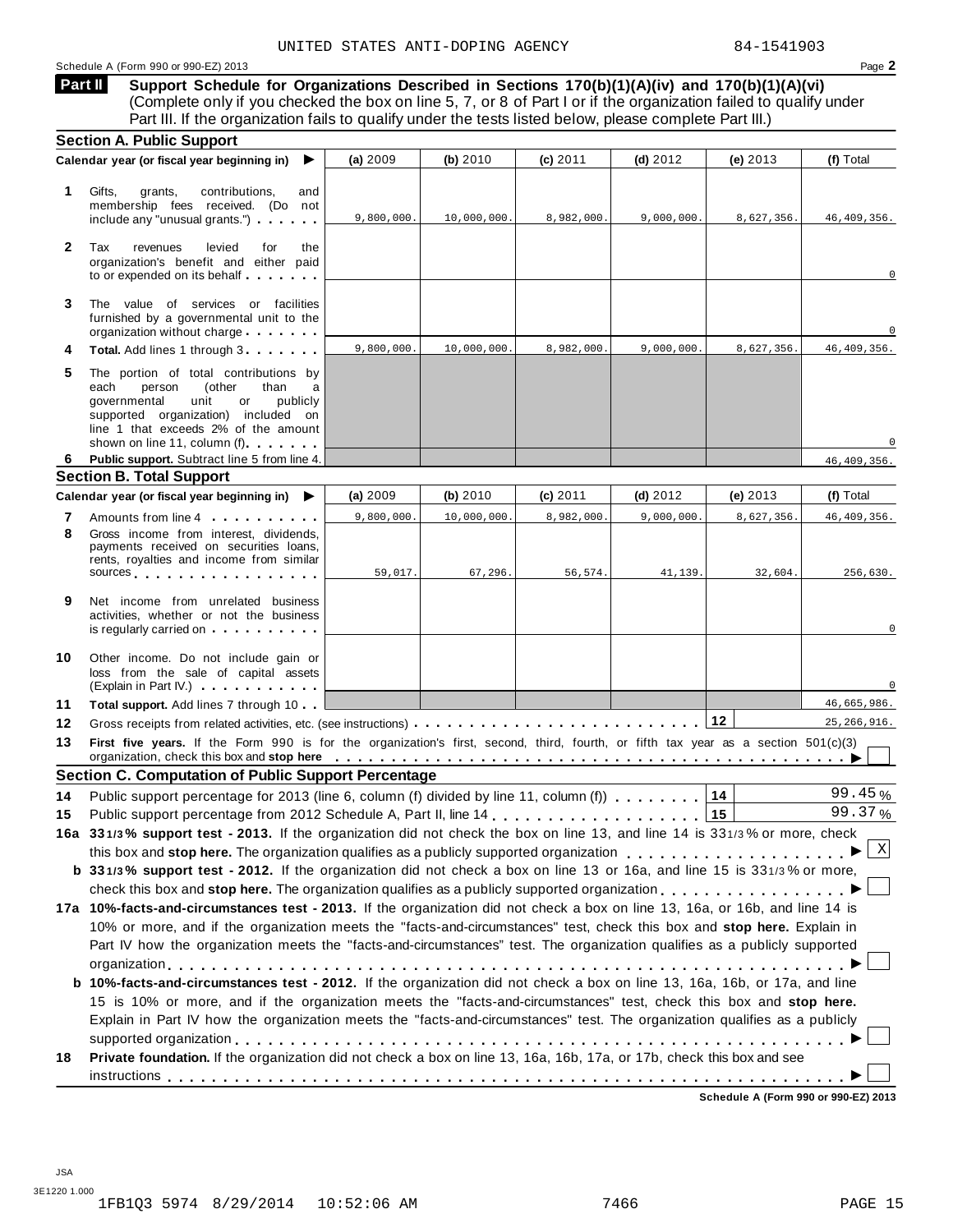UNITED STATES ANTI-DOPING AGENCY 84-1541903

Schedule A (Form 990 or 990-EZ) 2013 Page **2**

## Part II Support Schedule for Organizations Described in Sections 170(b)(1)(A)(iv) and 170(b)(1)(A)(vi)

(Complete only if you checked the box on line 5, 7, or 8 of Part I or if the organization failed to qualify under Part III. If the organization fails to qualify under the tests listed below, please complete Part III.)

### Section A. Public Support

| Calendar year (or fiscal year beginning in) ▶ | (a) 2009 | (b) 2010 | (c) 2011 | (d) 2012 | (e) 2013 | (f) Total |
|---|---|---|---|---|---|---|
| **1** Gifts, grants, contributions, and membership fees received. (Do not include any "unusual grants.") | 9,800,000. | 10,000,000. | 8,982,000. | 9,000,000. | 8,627,356. | 46,409,356. |
| **2** Tax revenues levied for the organization's benefit and either paid to or expended on its behalf | | | | | | 0 |
| **3** The value of services or facilities furnished by a governmental unit to the organization without charge | | | | | | 0 |
| **4** **Total.** Add lines 1 through 3 | 9,800,000. | 10,000,000. | 8,982,000. | 9,000,000. | 8,627,356. | 46,409,356. |
| **5** The portion of total contributions by each person (other than a governmental unit or publicly supported organization) included on line 1 that exceeds 2% of the amount shown on line 11, column (f) | | | | | | 0 |
| **6** **Public support.** Subtract line 5 from line 4. | | | | | | 46,409,356. |

### Section B. Total Support

| Calendar year (or fiscal year beginning in) ▶ | (a) 2009 | (b) 2010 | (c) 2011 | (d) 2012 | (e) 2013 | (f) Total |
|---|---|---|---|---|---|---|
| **7** Amounts from line 4 | 9,800,000. | 10,000,000. | 8,982,000. | 9,000,000. | 8,627,356. | 46,409,356. |
| **8** Gross income from interest, dividends, payments received on securities loans, rents, royalties and income from similar sources | 59,017. | 67,296. | 56,574. | 41,139. | 32,604. | 256,630. |
| **9** Net income from unrelated business activities, whether or not the business is regularly carried on | | | | | | 0 |
| **10** Other income. Do not include gain or loss from the sale of capital assets (Explain in Part IV.) | | | | | | 0 |
| **11** **Total support.** Add lines 7 through 10 | | | | | | 46,665,986. |

**12** Gross receipts from related activities, etc. (see instructions) ... **12** ... 25,266,916.

**13** **First five years.** If the Form 990 is for the organization's first, second, third, fourth, or fifth tax year as a section 501(c)(3) organization, check this box and **stop here** ▶ ☐

### Section C. Computation of Public Support Percentage

**14** Public support percentage for 2013 (line 6, column (f) divided by line 11, column (f)) ... **14** ... 99.45 %

**15** Public support percentage from 2012 Schedule A, Part II, line 14 ... **15** ... 99.37 %

**16a** **33 1/3 % support test - 2013.** If the organization did not check the box on line 13, and line 14 is 33 1/3 % or more, check this box and **stop here.** The organization qualifies as a publicly supported organization ▶ ☒

**b** **33 1/3 % support test - 2012.** If the organization did not check a box on line 13 or 16a, and line 15 is 33 1/3 % or more, check this box and **stop here.** The organization qualifies as a publicly supported organization ▶ ☐

**17a** **10%-facts-and-circumstances test - 2013.** If the organization did not check a box on line 13, 16a, or 16b, and line 14 is 10% or more, and if the organization meets the "facts-and-circumstances" test, check this box and **stop here.** Explain in Part IV how the organization meets the "facts-and-circumstances" test. The organization qualifies as a publicly supported organization ▶ ☐

**b** **10%-facts-and-circumstances test - 2012.** If the organization did not check a box on line 13, 16a, 16b, or 17a, and line 15 is 10% or more, and if the organization meets the "facts-and-circumstances" test, check this box and **stop here.** Explain in Part IV how the organization meets the "facts-and-circumstances" test. The organization qualifies as a publicly supported organization ▶ ☐

**18** **Private foundation.** If the organization did not check a box on line 13, 16a, 16b, 17a, or 17b, check this box and see instructions ▶ ☐

**Schedule A (Form 990 or 990-EZ) 2013**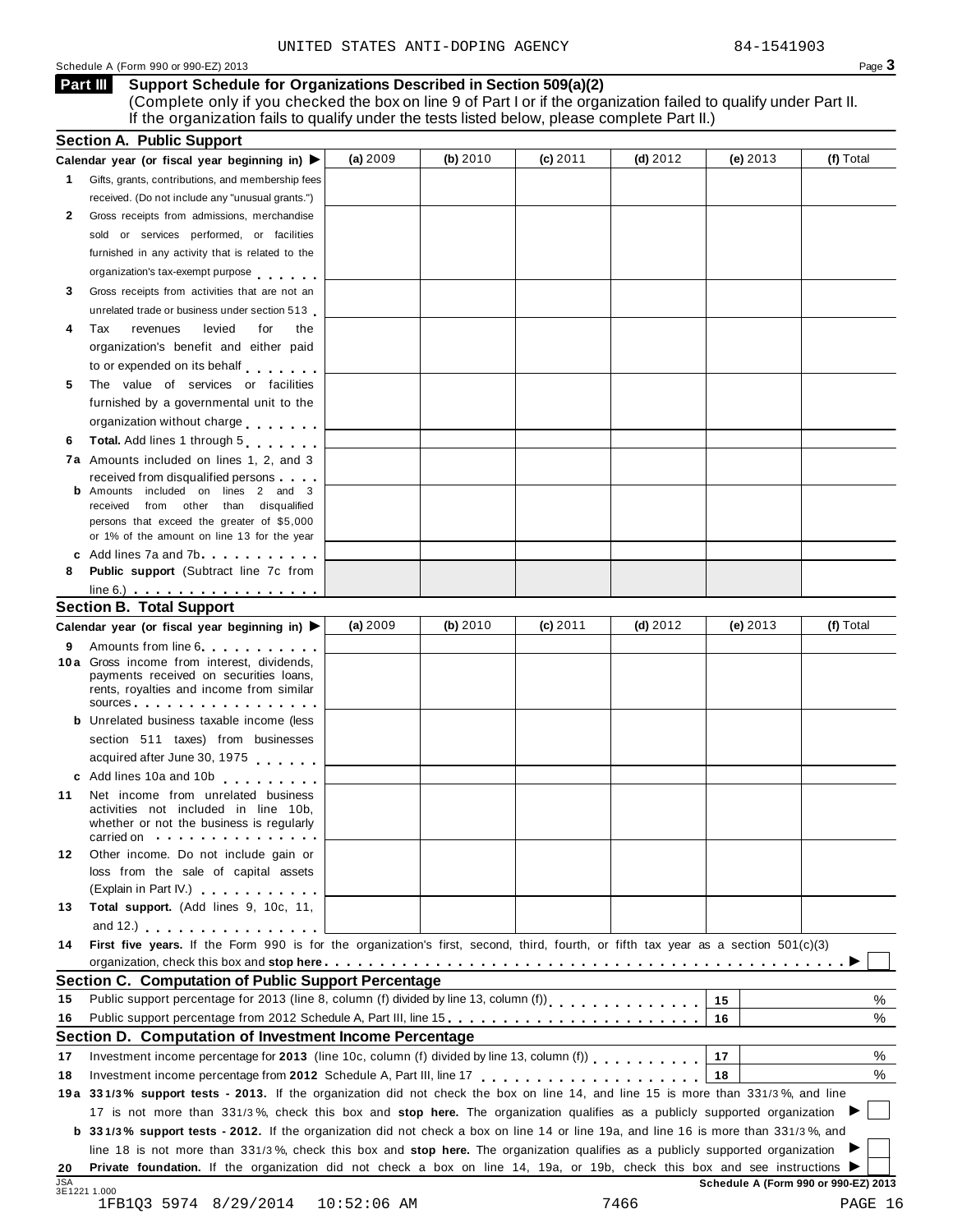UNITED STATES ANTI-DOPING AGENCY 84-1541903

Schedule A (Form 990 or 990-EZ) 2013

## Part III Support Schedule for Organizations Described in Section 509(a)(2)

(Complete only if you checked the box on line 9 of Part I or if the organization failed to qualify under Part II. If the organization fails to qualify under the tests listed below, please complete Part II.)

### Section A. Public Support

| Calendar year (or fiscal year beginning in) ▶ | (a) 2009 | (b) 2010 | (c) 2011 | (d) 2012 | (e) 2013 | (f) Total |
|---|---|---|---|---|---|---|
| **1** Gifts, grants, contributions, and membership fees received. (Do not include any "unusual grants.") | | | | | | |
| **2** Gross receipts from admissions, merchandise sold or services performed, or facilities furnished in any activity that is related to the organization's tax-exempt purpose | | | | | | |
| **3** Gross receipts from activities that are not an unrelated trade or business under section 513 | | | | | | |
| **4** Tax revenues levied for the organization's benefit and either paid to or expended on its behalf | | | | | | |
| **5** The value of services or facilities furnished by a governmental unit to the organization without charge | | | | | | |
| **6** **Total.** Add lines 1 through 5 | | | | | | |
| **7a** Amounts included on lines 1, 2, and 3 received from disqualified persons | | | | | | |
| **b** Amounts included on lines 2 and 3 received from other than disqualified persons that exceed the greater of $5,000 or 1% of the amount on line 13 for the year | | | | | | |
| **c** Add lines 7a and 7b | | | | | | |
| **8** **Public support** (Subtract line 7c from line 6.) | | | | | | |

### Section B. Total Support

| Calendar year (or fiscal year beginning in) ▶ | (a) 2009 | (b) 2010 | (c) 2011 | (d) 2012 | (e) 2013 | (f) Total |
|---|---|---|---|---|---|---|
| **9** Amounts from line 6 | | | | | | |
| **10a** Gross income from interest, dividends, payments received on securities loans, rents, royalties and income from similar sources | | | | | | |
| **b** Unrelated business taxable income (less section 511 taxes) from businesses acquired after June 30, 1975 | | | | | | |
| **c** Add lines 10a and 10b | | | | | | |
| **11** Net income from unrelated business activities not included in line 10b, whether or not the business is regularly carried on | | | | | | |
| **12** Other income. Do not include gain or loss from the sale of capital assets (Explain in Part IV.) | | | | | | |
| **13** **Total support.** (Add lines 9, 10c, 11, and 12.) | | | | | | |

**14** **First five years.** If the Form 990 is for the organization's first, second, third, fourth, or fifth tax year as a section 501(c)(3) organization, check this box and **stop here** ▶ ☐

### Section C. Computation of Public Support Percentage

| | | | |
|---|---|---|---|
| **15** | Public support percentage for 2013 (line 8, column (f) divided by line 13, column (f)) | 15 | % |
| **16** | Public support percentage from 2012 Schedule A, Part III, line 15 | 16 | % |

### Section D. Computation of Investment Income Percentage

| | | | |
|---|---|---|---|
| **17** | Investment income percentage for **2013** (line 10c, column (f) divided by line 13, column (f)) | 17 | % |
| **18** | Investment income percentage from **2012** Schedule A, Part III, line 17 | 18 | % |

**19a** **33 1/3% support tests - 2013.** If the organization did not check the box on line 14, and line 15 is more than 33 1/3%, and line 17 is not more than 33 1/3%, check this box and **stop here.** The organization qualifies as a publicly supported organization ▶ ☐

**b** **33 1/3% support tests - 2012.** If the organization did not check a box on line 14 or line 19a, and line 16 is more than 33 1/3%, and line 18 is not more than 33 1/3%, check this box and **stop here.** The organization qualifies as a publicly supported organization ▶ ☐

**20** **Private foundation.** If the organization did not check a box on line 14, 19a, or 19b, check this box and see instructions ▶ ☐

JSA 3E1221 1.000 **Schedule A (Form 990 or 990-EZ) 2013**

1FB1Q3 5974 8/29/2014 10:52:06 AM 7466 PAGE 16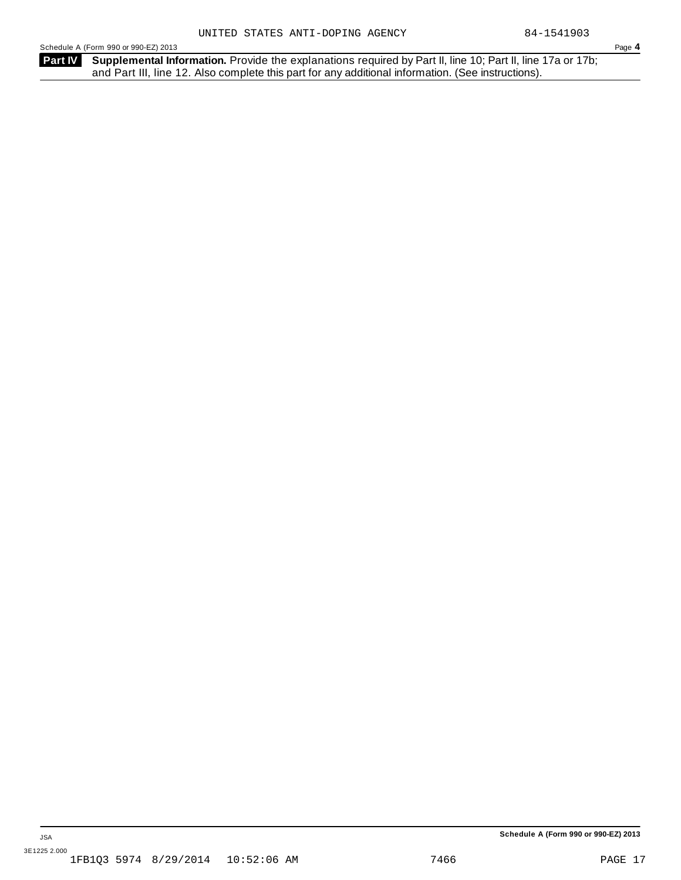UNITED STATES ANTI-DOPING AGENCY 84-1541903

Schedule A (Form 990 or 990-EZ) 2013

**Part IV** **Supplemental Information.** Provide the explanations required by Part II, line 10; Part II, line 17a or 17b; and Part III, line 12. Also complete this part for any additional information. (See instructions).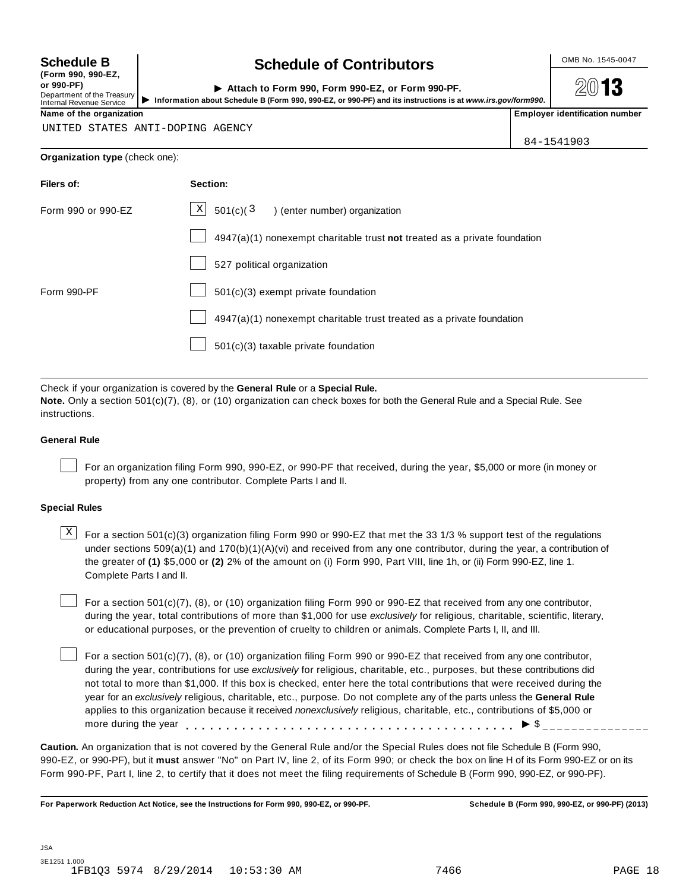**Schedule B**
**(Form 990, 990-EZ, or 990-PF)**
Department of the Treasury
Internal Revenue Service

# Schedule of Contributors

▶ **Attach to Form 990, Form 990-EZ, or Form 990-PF.**

▶ **Information about Schedule B (Form 990, 990-EZ, or 990-PF) and its instructions is at *www.irs.gov/form990*.**

OMB No. 1545-0047

**2013**

| **Name of the organization** | **Employer identification number** |
|---|---|
| UNITED STATES ANTI-DOPING AGENCY | 84-1541903 |

**Organization type** (check one):

| **Filers of:** | **Section:** |
|---|---|
| Form 990 or 990-EZ | [X] 501(c)( 3 ) (enter number) organization |
| | [ ] 4947(a)(1) nonexempt charitable trust **not** treated as a private foundation |
| | [ ] 527 political organization |
| Form 990-PF | [ ] 501(c)(3) exempt private foundation |
| | [ ] 4947(a)(1) nonexempt charitable trust treated as a private foundation |
| | [ ] 501(c)(3) taxable private foundation |

Check if your organization is covered by the **General Rule** or a **Special Rule.**

**Note.** Only a section 501(c)(7), (8), or (10) organization can check boxes for both the General Rule and a Special Rule. See instructions.

**General Rule**

[ ] For an organization filing Form 990, 990-EZ, or 990-PF that received, during the year, $5,000 or more (in money or property) from any one contributor. Complete Parts I and II.

**Special Rules**

[X] For a section 501(c)(3) organization filing Form 990 or 990-EZ that met the 33 1/3 % support test of the regulations under sections 509(a)(1) and 170(b)(1)(A)(vi) and received from any one contributor, during the year, a contribution of the greater of **(1)** $5,000 or **(2)** 2% of the amount on (i) Form 990, Part VIII, line 1h, or (ii) Form 990-EZ, line 1. Complete Parts I and II.

[ ] For a section 501(c)(7), (8), or (10) organization filing Form 990 or 990-EZ that received from any one contributor, during the year, total contributions of more than $1,000 for use *exclusively* for religious, charitable, scientific, literary, or educational purposes, or the prevention of cruelty to children or animals. Complete Parts I, II, and III.

[ ] For a section 501(c)(7), (8), or (10) organization filing Form 990 or 990-EZ that received from any one contributor, during the year, contributions for use *exclusively* for religious, charitable, etc., purposes, but these contributions did not total to more than $1,000. If this box is checked, enter here the total contributions that were received during the year for an *exclusively* religious, charitable, etc., purpose. Do not complete any of the parts unless the **General Rule** applies to this organization because it received *nonexclusively* religious, charitable, etc., contributions of $5,000 or more during the year . . . . . . . . . . . . . . . . . . . . . . . . . . . . . . . . . . . . . . ▶ $ _______________

**Caution.** An organization that is not covered by the General Rule and/or the Special Rules does not file Schedule B (Form 990, 990-EZ, or 990-PF), but it **must** answer "No" on Part IV, line 2, of its Form 990; or check the box on line H of its Form 990-EZ or on its Form 990-PF, Part I, line 2, to certify that it does not meet the filing requirements of Schedule B (Form 990, 990-EZ, or 990-PF).

**For Paperwork Reduction Act Notice, see the Instructions for Form 990, 990-EZ, or 990-PF.** **Schedule B (Form 990, 990-EZ, or 990-PF) (2013)**

JSA
3E1251 1.000
1FB1Q3 5974 8/29/2014 10:53:30 AM 7466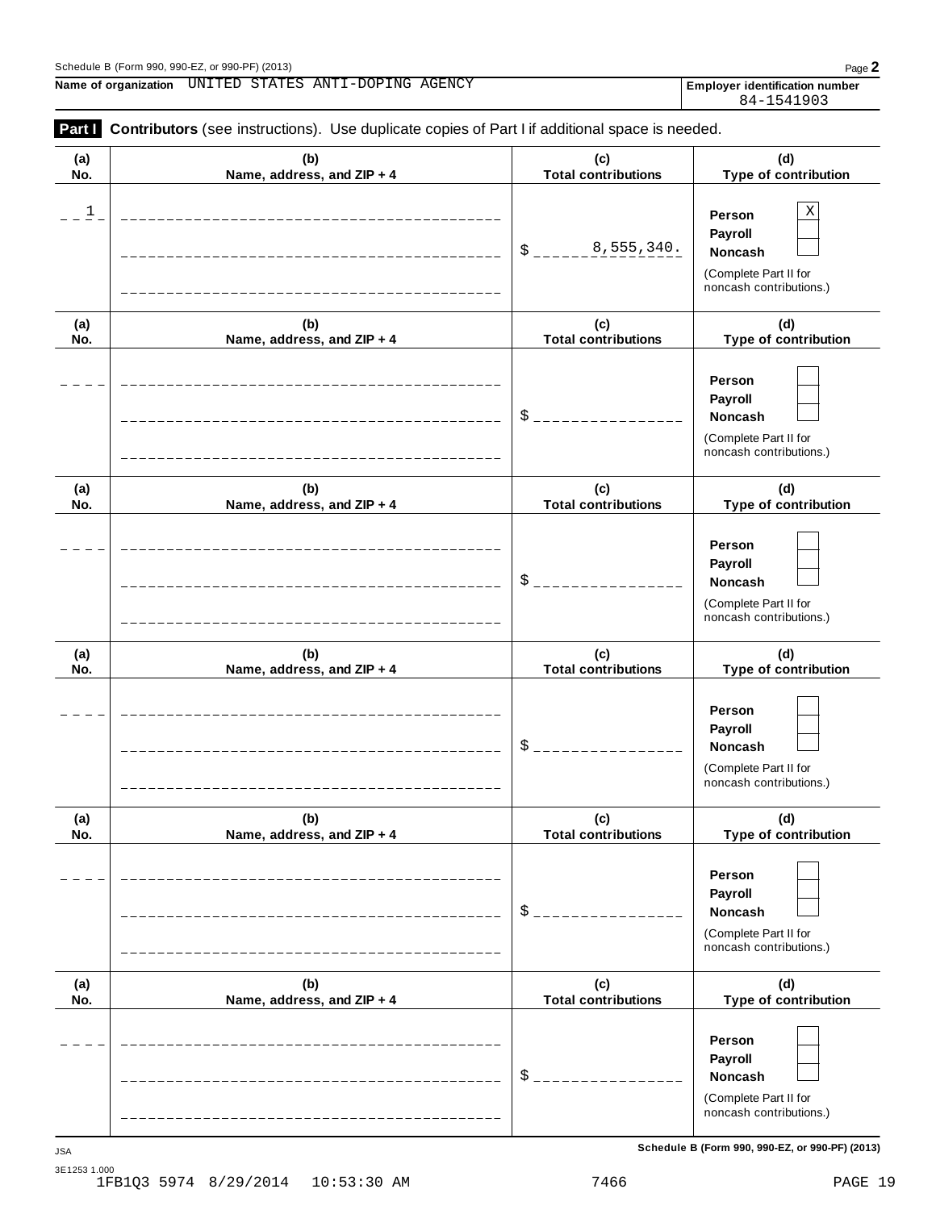Schedule B (Form 990, 990-EZ, or 990-PF) (2013)

**Name of organization** UNITED STATES ANTI-DOPING AGENCY

**Employer identification number** 84-1541903

**Part I** **Contributors** (see instructions). Use duplicate copies of Part I if additional space is needed.

| (a) No. | (b) Name, address, and ZIP + 4 | (c) Total contributions | (d) Type of contribution |
|---|---|---|---|
| 1 | | $ 8,555,340. | Person [X] Payroll [ ] Noncash [ ] (Complete Part II for noncash contributions.) |
| | | $ | Person [ ] Payroll [ ] Noncash [ ] (Complete Part II for noncash contributions.) |
| | | $ | Person [ ] Payroll [ ] Noncash [ ] (Complete Part II for noncash contributions.) |
| | | $ | Person [ ] Payroll [ ] Noncash [ ] (Complete Part II for noncash contributions.) |
| | | $ | Person [ ] Payroll [ ] Noncash [ ] (Complete Part II for noncash contributions.) |
| | | $ | Person [ ] Payroll [ ] Noncash [ ] (Complete Part II for noncash contributions.) |

JSA
3E1253 1.000
1FB1Q3 5974 8/29/2014 10:53:30 AM 7466

**Schedule B (Form 990, 990-EZ, or 990-PF) (2013)**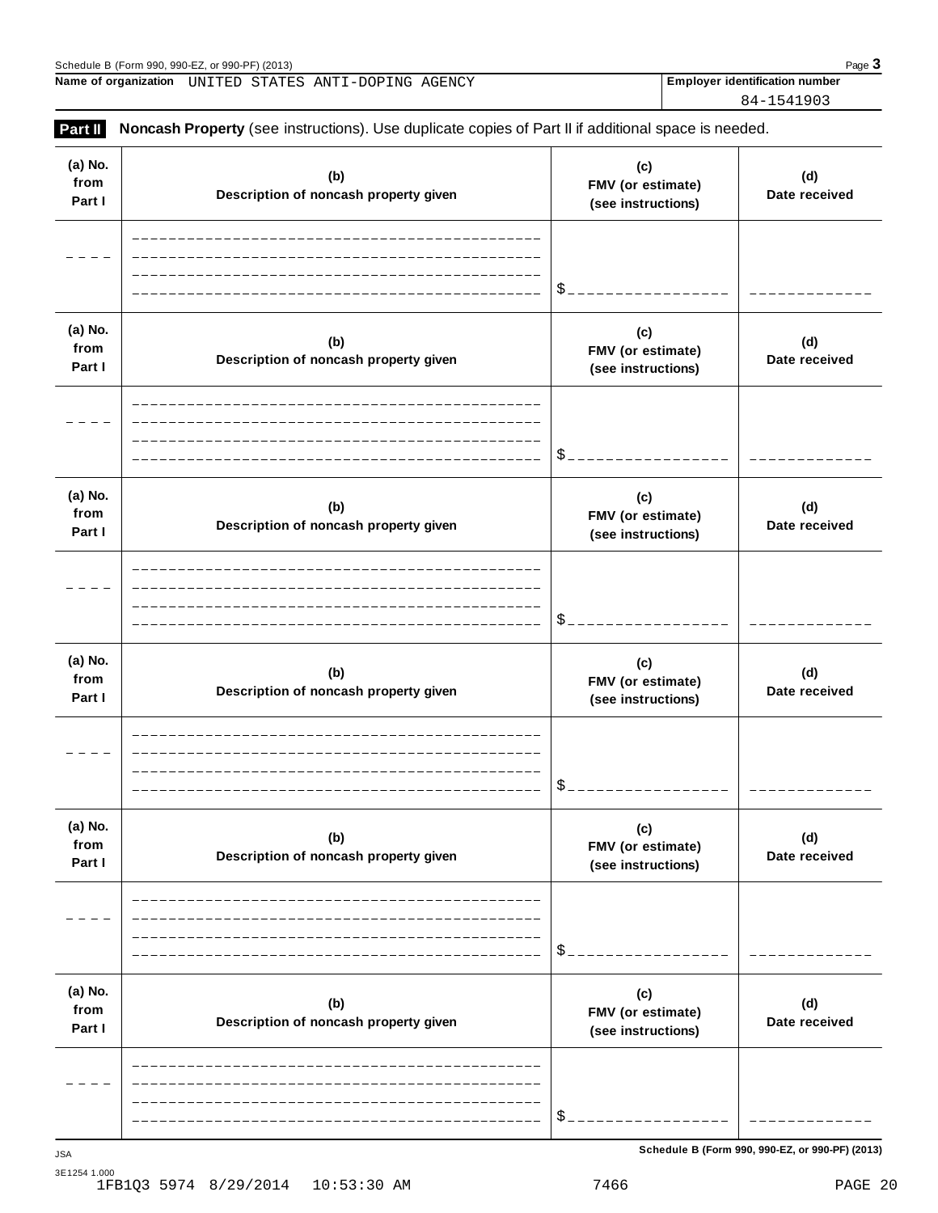**Name of organization** UNITED STATES ANTI-DOPING AGENCY

**Employer identification number** 84-1541903

**Part II** **Noncash Property** (see instructions). Use duplicate copies of Part II if additional space is needed.

| (a) No. from Part I | (b) Description of noncash property given | (c) FMV (or estimate) (see instructions) | (d) Date received |
|---|---|---|---|
| | | $ | |

| (a) No. from Part I | (b) Description of noncash property given | (c) FMV (or estimate) (see instructions) | (d) Date received |
|---|---|---|---|
| | | $ | |

| (a) No. from Part I | (b) Description of noncash property given | (c) FMV (or estimate) (see instructions) | (d) Date received |
|---|---|---|---|
| | | $ | |

| (a) No. from Part I | (b) Description of noncash property given | (c) FMV (or estimate) (see instructions) | (d) Date received |
|---|---|---|---|
| | | $ | |

| (a) No. from Part I | (b) Description of noncash property given | (c) FMV (or estimate) (see instructions) | (d) Date received |
|---|---|---|---|
| | | $ | |

| (a) No. from Part I | (b) Description of noncash property given | (c) FMV (or estimate) (see instructions) | (d) Date received |
|---|---|---|---|
| | | $ | |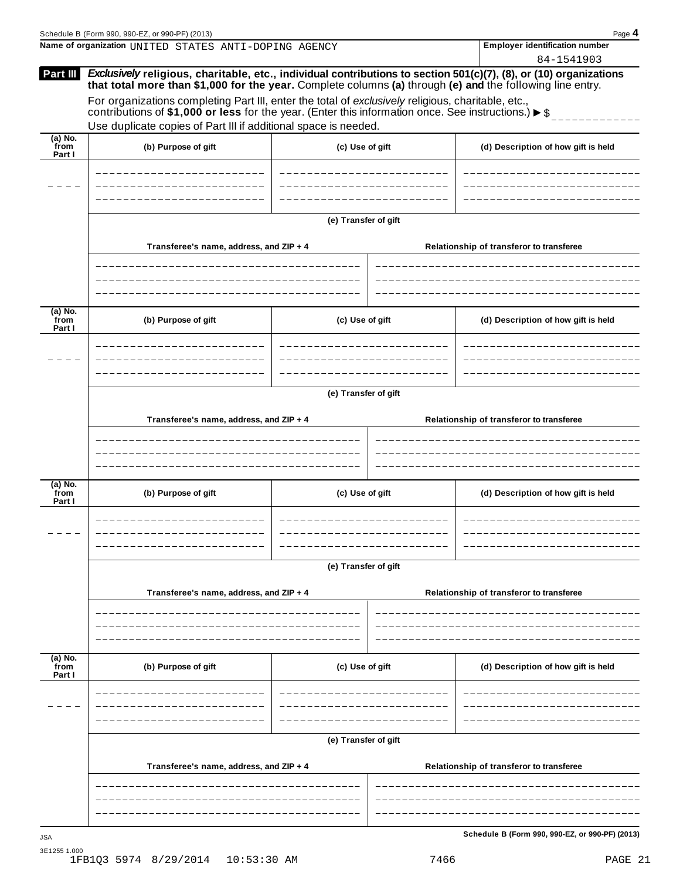**Name of organization** UNITED STATES ANTI-DOPING AGENCY

**Employer identification number** 84-1541903

**Part III** ***Exclusively*** **religious, charitable, etc., individual contributions to section 501(c)(7), (8), or (10) organizations that total more than $1,000 for the year.** Complete columns **(a)** through **(e) and** the following line entry.

For organizations completing Part III, enter the total of *exclusively* religious, charitable, etc., contributions of **$1,000 or less** for the year. (Enter this information once. See instructions.) ▶ $

Use duplicate copies of Part III if additional space is needed.

| (a) No. from Part I | (b) Purpose of gift | (c) Use of gift | (d) Description of how gift is held |
|---|---|---|---|
| | | | |

**(e) Transfer of gift**

| Transferee's name, address, and ZIP + 4 | Relationship of transferor to transferee |
|---|---|
| | |

| (a) No. from Part I | (b) Purpose of gift | (c) Use of gift | (d) Description of how gift is held |
|---|---|---|---|
| | | | |

**(e) Transfer of gift**

| Transferee's name, address, and ZIP + 4 | Relationship of transferor to transferee |
|---|---|
| | |

| (a) No. from Part I | (b) Purpose of gift | (c) Use of gift | (d) Description of how gift is held |
|---|---|---|---|
| | | | |

**(e) Transfer of gift**

| Transferee's name, address, and ZIP + 4 | Relationship of transferor to transferee |
|---|---|
| | |

| (a) No. from Part I | (b) Purpose of gift | (c) Use of gift | (d) Description of how gift is held |
|---|---|---|---|
| | | | |

**(e) Transfer of gift**

| Transferee's name, address, and ZIP + 4 | Relationship of transferor to transferee |
|---|---|
| | |

JSA
3E1255 1.000
1FB1Q3 5974 8/29/2014 10:53:30 AM 7466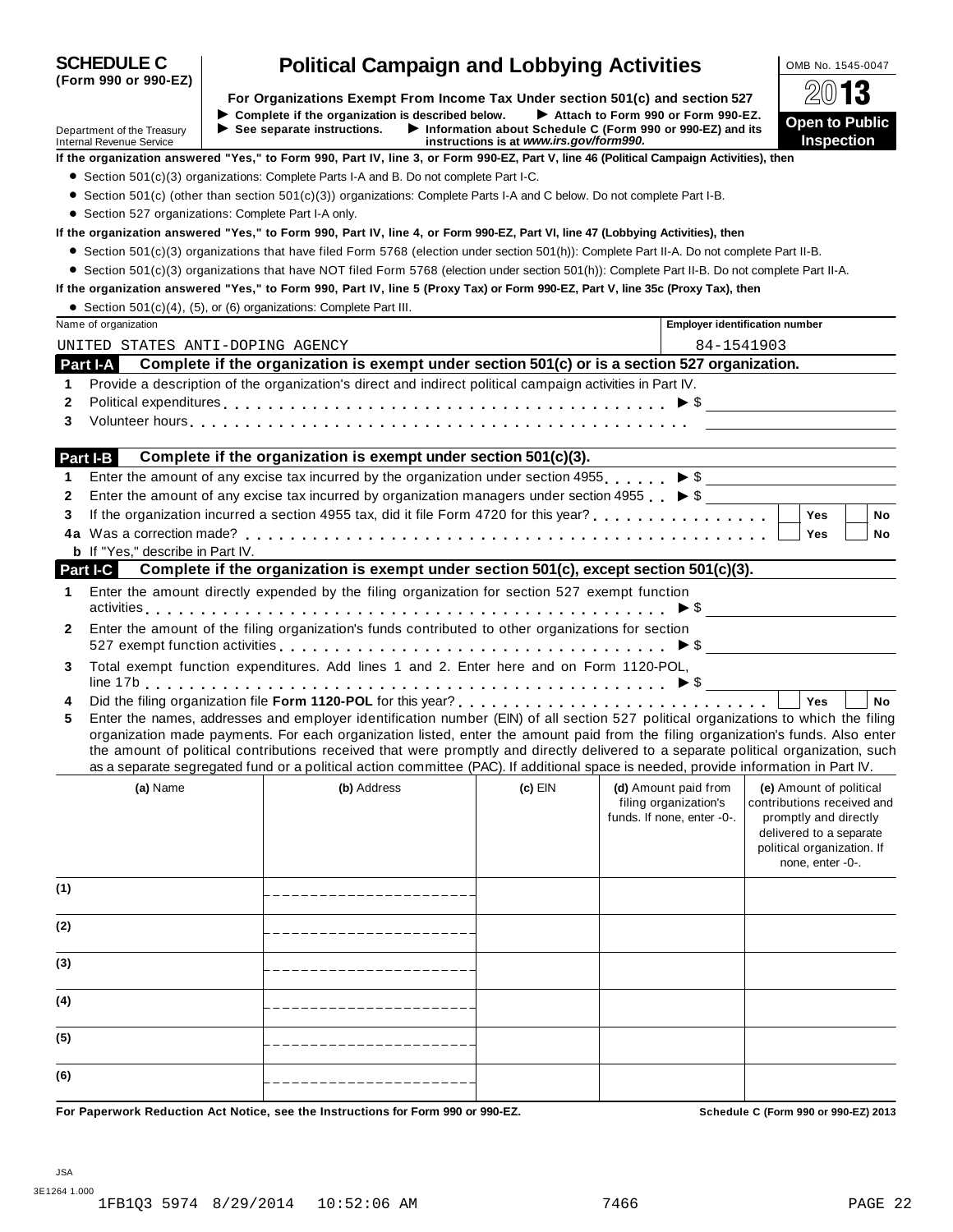# SCHEDULE C (Form 990 or 990-EZ)

# Political Campaign and Lobbying Activities

OMB No. 1545-0047

2013

**Open to Public Inspection**

**For Organizations Exempt From Income Tax Under section 501(c) and section 527**

▶ Complete if the organization is described below. ▶ Attach to Form 990 or Form 990-EZ.

▶ See separate instructions. ▶ Information about Schedule C (Form 990 or 990-EZ) and its instructions is at *www.irs.gov/form990.*

Department of the Treasury
Internal Revenue Service

**If the organization answered "Yes," to Form 990, Part IV, line 3, or Form 990-EZ, Part V, line 46 (Political Campaign Activities), then**

- Section 501(c)(3) organizations: Complete Parts I-A and B. Do not complete Part I-C.
- Section 501(c) (other than section 501(c)(3)) organizations: Complete Parts I-A and C below. Do not complete Part I-B.
- Section 527 organizations: Complete Part I-A only.

**If the organization answered "Yes," to Form 990, Part IV, line 4, or Form 990-EZ, Part VI, line 47 (Lobbying Activities), then**

- Section 501(c)(3) organizations that have filed Form 5768 (election under section 501(h)): Complete Part II-A. Do not complete Part II-B.
- Section 501(c)(3) organizations that have NOT filed Form 5768 (election under section 501(h)): Complete Part II-B. Do not complete Part II-A.

**If the organization answered "Yes," to Form 990, Part IV, line 5 (Proxy Tax) or Form 990-EZ, Part V, line 35c (Proxy Tax), then**

- Section 501(c)(4), (5), or (6) organizations: Complete Part III.

| Name of organization | Employer identification number |
|---|---|
| UNITED STATES ANTI-DOPING AGENCY | 84-1541903 |

## Part I-A Complete if the organization is exempt under section 501(c) or is a section 527 organization.

1. Provide a description of the organization's direct and indirect political campaign activities in Part IV.
2. Political expenditures ▶ $
3. Volunteer hours

## Part I-B Complete if the organization is exempt under section 501(c)(3).

1. Enter the amount of any excise tax incurred by the organization under section 4955 ▶ $
2. Enter the amount of any excise tax incurred by organization managers under section 4955 ▶ $
3. If the organization incurred a section 4955 tax, did it file Form 4720 for this year? ☐ Yes ☐ No

4a Was a correction made? ☐ Yes ☐ No

**b** If "Yes," describe in Part IV.

## Part I-C Complete if the organization is exempt under section 501(c), except section 501(c)(3).

1. Enter the amount directly expended by the filing organization for section 527 exempt function activities ▶ $
2. Enter the amount of the filing organization's funds contributed to other organizations for section 527 exempt function activities ▶ $
3. Total exempt function expenditures. Add lines 1 and 2. Enter here and on Form 1120-POL, line 17b ▶ $
4. Did the filing organization file **Form 1120-POL** for this year? ☐ Yes ☐ No
5. Enter the names, addresses and employer identification number (EIN) of all section 527 political organizations to which the filing organization made payments. For each organization listed, enter the amount paid from the filing organization's funds. Also enter the amount of political contributions received that were promptly and directly delivered to a separate political organization, such as a separate segregated fund or a political action committee (PAC). If additional space is needed, provide information in Part IV.

| | (a) Name | (b) Address | (c) EIN | (d) Amount paid from filing organization's funds. If none, enter -0-. | (e) Amount of political contributions received and promptly and directly delivered to a separate political organization. If none, enter -0-. |
|---|---|---|---|---|---|
| (1) | | | | | |
| (2) | | | | | |
| (3) | | | | | |
| (4) | | | | | |
| (5) | | | | | |
| (6) | | | | | |

**For Paperwork Reduction Act Notice, see the Instructions for Form 990 or 990-EZ.** **Schedule C (Form 990 or 990-EZ) 2013**

JSA
3E1264 1.000
1FB1Q3 5974 8/29/2014 10:52:06 AM 7466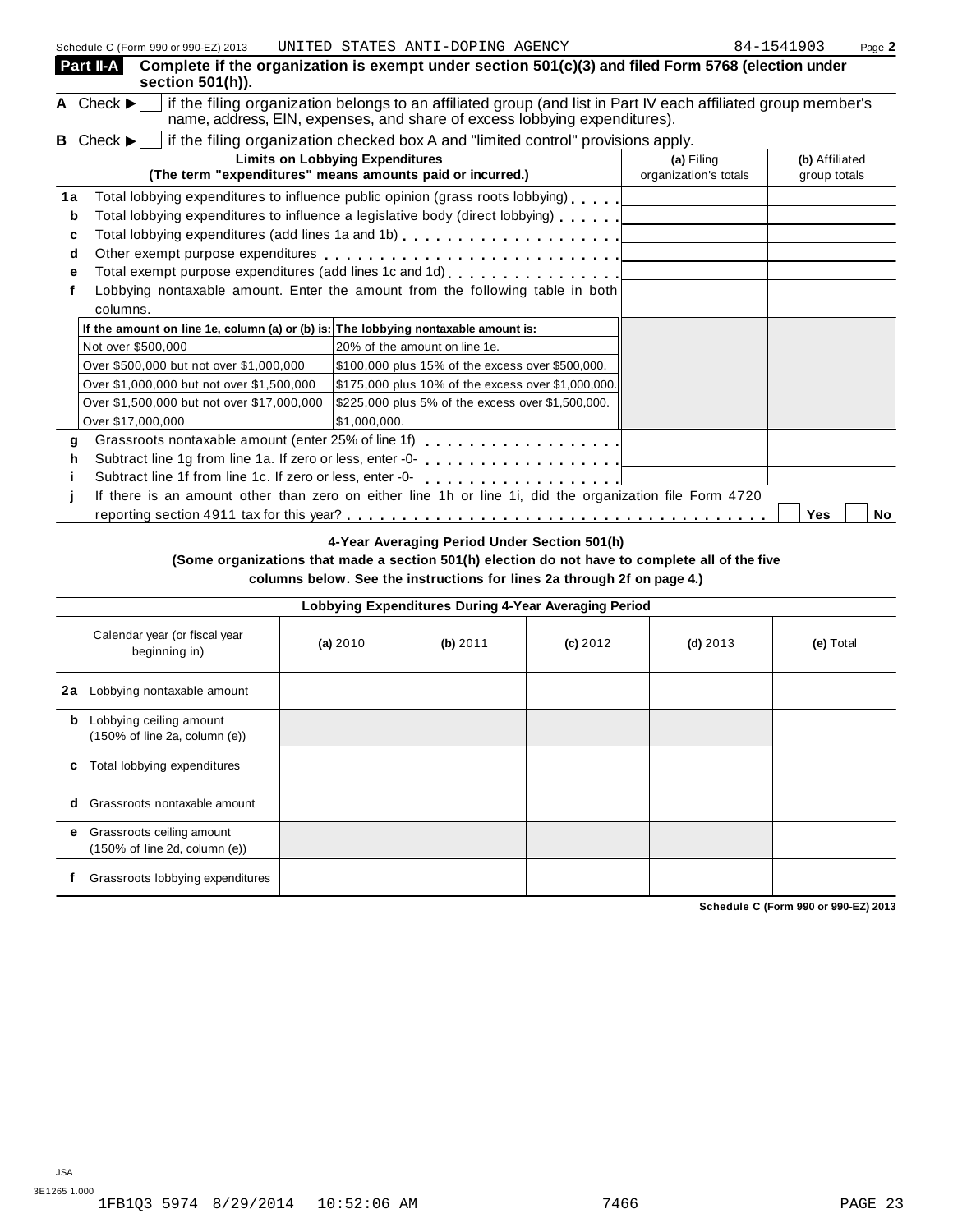Schedule C (Form 990 or 990-EZ) 2013 UNITED STATES ANTI-DOPING AGENCY 84-1541903 Page **2**

**Part II-A** **Complete if the organization is exempt under section 501(c)(3) and filed Form 5768 (election under section 501(h)).**

**A** Check ▶ ☐ if the filing organization belongs to an affiliated group (and list in Part IV each affiliated group member's name, address, EIN, expenses, and share of excess lobbying expenditures).

**B** Check ▶ ☐ if the filing organization checked box A and "limited control" provisions apply.

| | **Limits on Lobbying Expenditures** (The term "expenditures" means amounts paid or incurred.) | **(a)** Filing organization's totals | **(b)** Affiliated group totals |
|---|---|---|---|
| **1a** | Total lobbying expenditures to influence public opinion (grass roots lobbying) | | |
| **b** | Total lobbying expenditures to influence a legislative body (direct lobbying) | | |
| **c** | Total lobbying expenditures (add lines 1a and 1b) | | |
| **d** | Other exempt purpose expenditures | | |
| **e** | Total exempt purpose expenditures (add lines 1c and 1d) | | |
| **f** | Lobbying nontaxable amount. Enter the amount from the following table in both columns. | | |

| If the amount on line 1e, column (a) or (b) is: | The lobbying nontaxable amount is: |
|---|---|
| Not over $500,000 | 20% of the amount on line 1e. |
| Over $500,000 but not over $1,000,000 | $100,000 plus 15% of the excess over $500,000. |
| Over $1,000,000 but not over $1,500,000 | $175,000 plus 10% of the excess over $1,000,000. |
| Over $1,500,000 but not over $17,000,000 | $225,000 plus 5% of the excess over $1,500,000. |
| Over $17,000,000 | $1,000,000. |

| | | **(a)** | **(b)** |
|---|---|---|---|
| **g** | Grassroots nontaxable amount (enter 25% of line 1f) | | |
| **h** | Subtract line 1g from line 1a. If zero or less, enter -0- | | |
| **i** | Subtract line 1f from line 1c. If zero or less, enter -0- | | |
| **j** | If there is an amount other than zero on either line 1h or line 1i, did the organization file Form 4720 reporting section 4911 tax for this year? | ☐ Yes | ☐ No |

**4-Year Averaging Period Under Section 501(h)**

**(Some organizations that made a section 501(h) election do not have to complete all of the five columns below. See the instructions for lines 2a through 2f on page 4.)**

**Lobbying Expenditures During 4-Year Averaging Period**

| Calendar year (or fiscal year beginning in) | **(a)** 2010 | **(b)** 2011 | **(c)** 2012 | **(d)** 2013 | **(e)** Total |
|---|---|---|---|---|---|
| **2a** Lobbying nontaxable amount | | | | | |
| **b** Lobbying ceiling amount (150% of line 2a, column (e)) | | | | | |
| **c** Total lobbying expenditures | | | | | |
| **d** Grassroots nontaxable amount | | | | | |
| **e** Grassroots ceiling amount (150% of line 2d, column (e)) | | | | | |
| **f** Grassroots lobbying expenditures | | | | | |

**Schedule C (Form 990 or 990-EZ) 2013**

JSA
3E1265 1.000
1FB1Q3 5974 8/29/2014 10:52:06 AM 7466 PAGE 23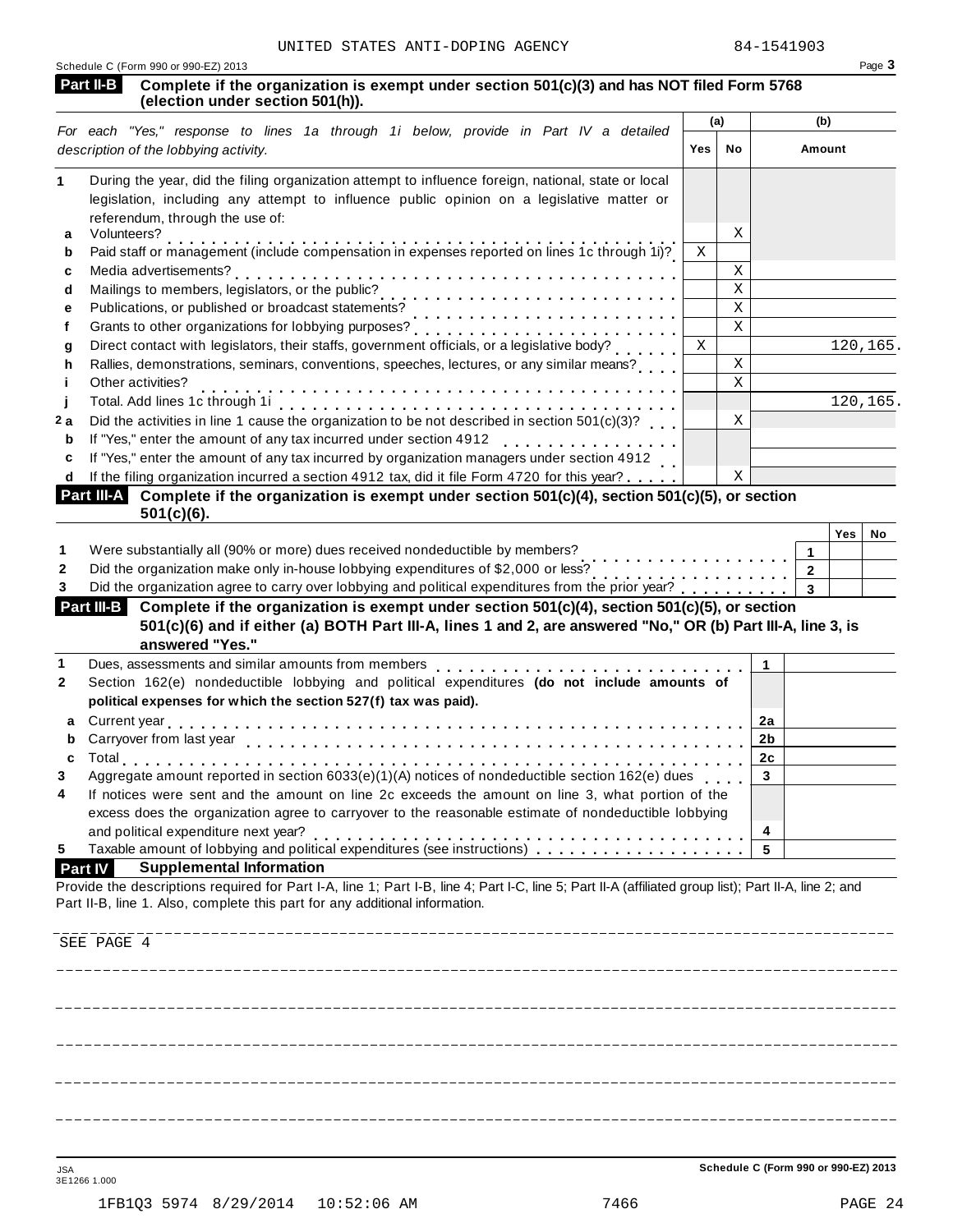UNITED STATES ANTI-DOPING AGENCY 84-1541903

Schedule C (Form 990 or 990-EZ) 2013 Page **3**

## Part II-B Complete if the organization is exempt under section 501(c)(3) and has NOT filed Form 5768 (election under section 501(h)).

| *For each "Yes," response to lines 1a through 1i below, provide in Part IV a detailed description of the lobbying activity.* | (a) Yes | (a) No | (b) Amount |
|---|---|---|---|
| **1** During the year, did the filing organization attempt to influence foreign, national, state or local legislation, including any attempt to influence public opinion on a legislative matter or referendum, through the use of: | | | |
| **a** Volunteers? | | X | |
| **b** Paid staff or management (include compensation in expenses reported on lines 1c through 1i)? | X | | |
| **c** Media advertisements? | | X | |
| **d** Mailings to members, legislators, or the public? | | X | |
| **e** Publications, or published or broadcast statements? | | X | |
| **f** Grants to other organizations for lobbying purposes? | | X | |
| **g** Direct contact with legislators, their staffs, government officials, or a legislative body? | X | | 120,165. |
| **h** Rallies, demonstrations, seminars, conventions, speeches, lectures, or any similar means? | | X | |
| **i** Other activities? | | X | |
| **j** Total. Add lines 1c through 1i | | | 120,165. |
| **2a** Did the activities in line 1 cause the organization to be not described in section 501(c)(3)? | | X | |
| **b** If "Yes," enter the amount of any tax incurred under section 4912 | | | |
| **c** If "Yes," enter the amount of any tax incurred by organization managers under section 4912 | | | |
| **d** If the filing organization incurred a section 4912 tax, did it file Form 4720 for this year? | | X | |

## Part III-A Complete if the organization is exempt under section 501(c)(4), section 501(c)(5), or section 501(c)(6).

| | | Yes | No |
|---|---|---|---|
| **1** Were substantially all (90% or more) dues received nondeductible by members? | 1 | | |
| **2** Did the organization make only in-house lobbying expenditures of $2,000 or less? | 2 | | |
| **3** Did the organization agree to carry over lobbying and political expenditures from the prior year? | 3 | | |

## Part III-B Complete if the organization is exempt under section 501(c)(4), section 501(c)(5), or section 501(c)(6) and if either (a) BOTH Part III-A, lines 1 and 2, are answered "No," OR (b) Part III-A, line 3, is answered "Yes."

| | | |
|---|---|---|
| **1** Dues, assessments and similar amounts from members | 1 | |
| **2** Section 162(e) nondeductible lobbying and political expenditures **(do not include amounts of political expenses for which the section 527(f) tax was paid).** | | |
| **a** Current year | 2a | |
| **b** Carryover from last year | 2b | |
| **c** Total | 2c | |
| **3** Aggregate amount reported in section 6033(e)(1)(A) notices of nondeductible section 162(e) dues | 3 | |
| **4** If notices were sent and the amount on line 2c exceeds the amount on line 3, what portion of the excess does the organization agree to carryover to the reasonable estimate of nondeductible lobbying and political expenditure next year? | 4 | |
| **5** Taxable amount of lobbying and political expenditures (see instructions) | 5 | |

## Part IV Supplemental Information

Provide the descriptions required for Part I-A, line 1; Part I-B, line 4; Part I-C, line 5; Part II-A (affiliated group list); Part II-A, line 2; and Part II-B, line 1. Also, complete this part for any additional information.

SEE PAGE 4

JSA
3E1266 1.000

Schedule C (Form 990 or 990-EZ) 2013

1FB1Q3 5974 8/29/2014 10:52:06 AM 7466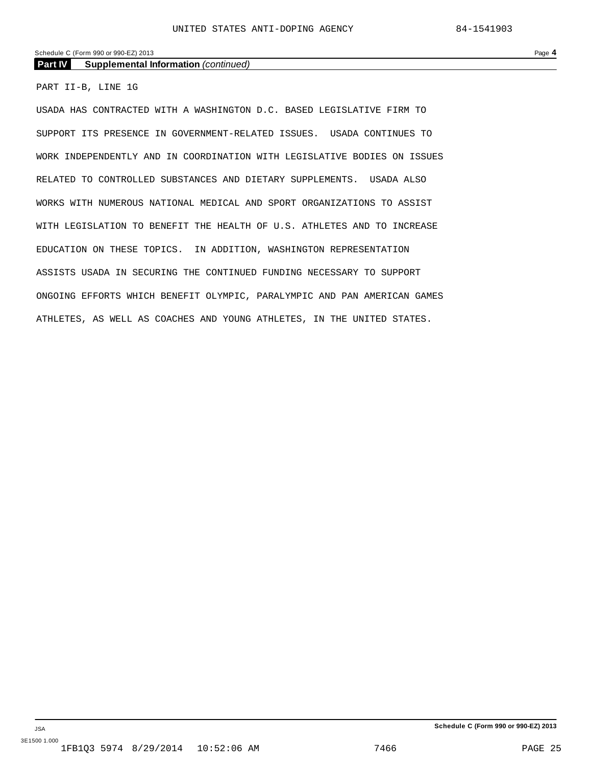**Part IV Supplemental Information** *(continued)*

PART II-B, LINE 1G

USADA HAS CONTRACTED WITH A WASHINGTON D.C. BASED LEGISLATIVE FIRM TO SUPPORT ITS PRESENCE IN GOVERNMENT-RELATED ISSUES. USADA CONTINUES TO WORK INDEPENDENTLY AND IN COORDINATION WITH LEGISLATIVE BODIES ON ISSUES RELATED TO CONTROLLED SUBSTANCES AND DIETARY SUPPLEMENTS. USADA ALSO WORKS WITH NUMEROUS NATIONAL MEDICAL AND SPORT ORGANIZATIONS TO ASSIST WITH LEGISLATION TO BENEFIT THE HEALTH OF U.S. ATHLETES AND TO INCREASE EDUCATION ON THESE TOPICS. IN ADDITION, WASHINGTON REPRESENTATION ASSISTS USADA IN SECURING THE CONTINUED FUNDING NECESSARY TO SUPPORT ONGOING EFFORTS WHICH BENEFIT OLYMPIC, PARALYMPIC AND PAN AMERICAN GAMES ATHLETES, AS WELL AS COACHES AND YOUNG ATHLETES, IN THE UNITED STATES.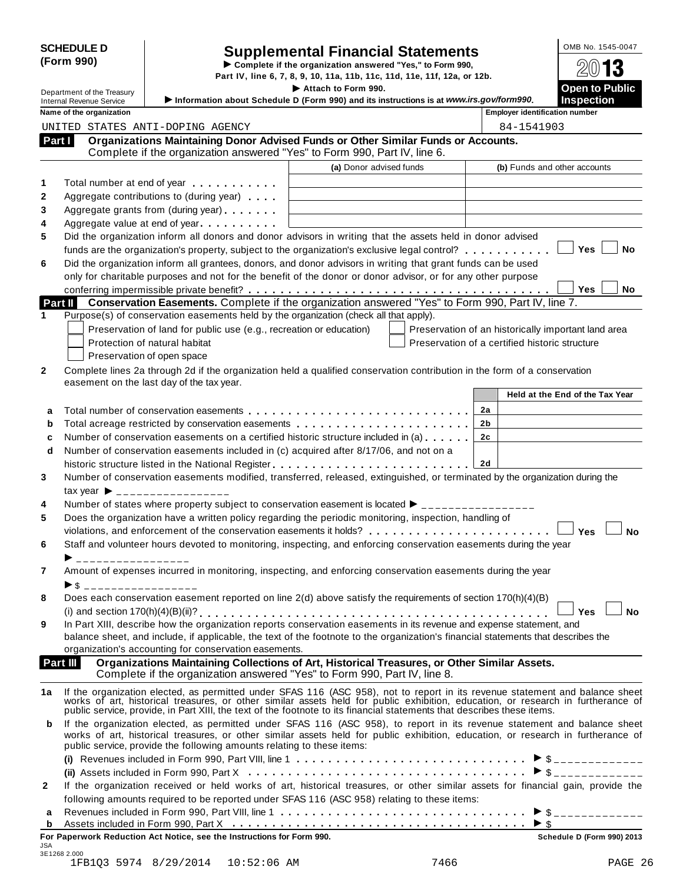**SCHEDULE D (Form 990)**

Department of the Treasury
Internal Revenue Service

# Supplemental Financial Statements

▶ Complete if the organization answered "Yes," to Form 990, Part IV, line 6, 7, 8, 9, 10, 11a, 11b, 11c, 11d, 11e, 11f, 12a, or 12b.

▶ Attach to Form 990.

▶ Information about Schedule D (Form 990) and its instructions is at *www.irs.gov/form990*.

OMB No. 1545-0047

**2013**

**Open to Public Inspection**

| Name of the organization | Employer identification number |
|---|---|
| UNITED STATES ANTI-DOPING AGENCY | 84-1541903 |

**Part I Organizations Maintaining Donor Advised Funds or Other Similar Funds or Accounts.** Complete if the organization answered "Yes" to Form 990, Part IV, line 6.

| | | (a) Donor advised funds | (b) Funds and other accounts |
|---|---|---|---|
| 1 | Total number at end of year | | |
| 2 | Aggregate contributions to (during year) | | |
| 3 | Aggregate grants from (during year) | | |
| 4 | Aggregate value at end of year | | |

5 Did the organization inform all donors and donor advisors in writing that the assets held in donor advised funds are the organization's property, subject to the organization's exclusive legal control? ☐ Yes ☐ No

6 Did the organization inform all grantees, donors, and donor advisors in writing that grant funds can be used only for charitable purposes and not for the benefit of the donor or donor advisor, or for any other purpose conferring impermissible private benefit? ☐ Yes ☐ No

**Part II Conservation Easements.** Complete if the organization answered "Yes" to Form 990, Part IV, line 7.

1 Purpose(s) of conservation easements held by the organization (check all that apply).

- ☐ Preservation of land for public use (e.g., recreation or education)
- ☐ Protection of natural habitat
- ☐ Preservation of open space
- ☐ Preservation of an historically important land area
- ☐ Preservation of a certified historic structure

2 Complete lines 2a through 2d if the organization held a qualified conservation contribution in the form of a conservation easement on the last day of the tax year.

| | | | Held at the End of the Tax Year |
|---|---|---|---|
| a | Total number of conservation easements | 2a | |
| b | Total acreage restricted by conservation easements | 2b | |
| c | Number of conservation easements on a certified historic structure included in (a) | 2c | |
| d | Number of conservation easements included in (c) acquired after 8/17/06, and not on a historic structure listed in the National Register | 2d | |

3 Number of conservation easements modified, transferred, released, extinguished, or terminated by the organization during the tax year ▶ _______________

4 Number of states where property subject to conservation easement is located ▶ _______________

5 Does the organization have a written policy regarding the periodic monitoring, inspection, handling of violations, and enforcement of the conservation easements it holds? ☐ Yes ☐ No

6 Staff and volunteer hours devoted to monitoring, inspecting, and enforcing conservation easements during the year ▶ _______________

7 Amount of expenses incurred in monitoring, inspecting, and enforcing conservation easements during the year ▶ $ _______________

8 Does each conservation easement reported on line 2(d) above satisfy the requirements of section 170(h)(4)(B)(i) and section 170(h)(4)(B)(ii)? ☐ Yes ☐ No

9 In Part XIII, describe how the organization reports conservation easements in its revenue and expense statement, and balance sheet, and include, if applicable, the text of the footnote to the organization's financial statements that describes the organization's accounting for conservation easements.

**Part III Organizations Maintaining Collections of Art, Historical Treasures, or Other Similar Assets.** Complete if the organization answered "Yes" to Form 990, Part IV, line 8.

1a If the organization elected, as permitted under SFAS 116 (ASC 958), not to report in its revenue statement and balance sheet works of art, historical treasures, or other similar assets held for public exhibition, education, or research in furtherance of public service, provide, in Part XIII, the text of the footnote to its financial statements that describes these items.

b If the organization elected, as permitted under SFAS 116 (ASC 958), to report in its revenue statement and balance sheet works of art, historical treasures, or other similar assets held for public exhibition, education, or research in furtherance of public service, provide the following amounts relating to these items:

(i) Revenues included in Form 990, Part VIII, line 1 ▶ $ _______________

(ii) Assets included in Form 990, Part X ▶ $ _______________

2 If the organization received or held works of art, historical treasures, or other similar assets for financial gain, provide the following amounts required to be reported under SFAS 116 (ASC 958) relating to these items:

a Revenues included in Form 990, Part VIII, line 1 ▶ $ _______________

b Assets included in Form 990, Part X ▶ $

**For Paperwork Reduction Act Notice, see the Instructions for Form 990.** **Schedule D (Form 990) 2013**

JSA
3E1268 2.000
1FB1Q3 5974 8/29/2014 10:52:06 AM 7466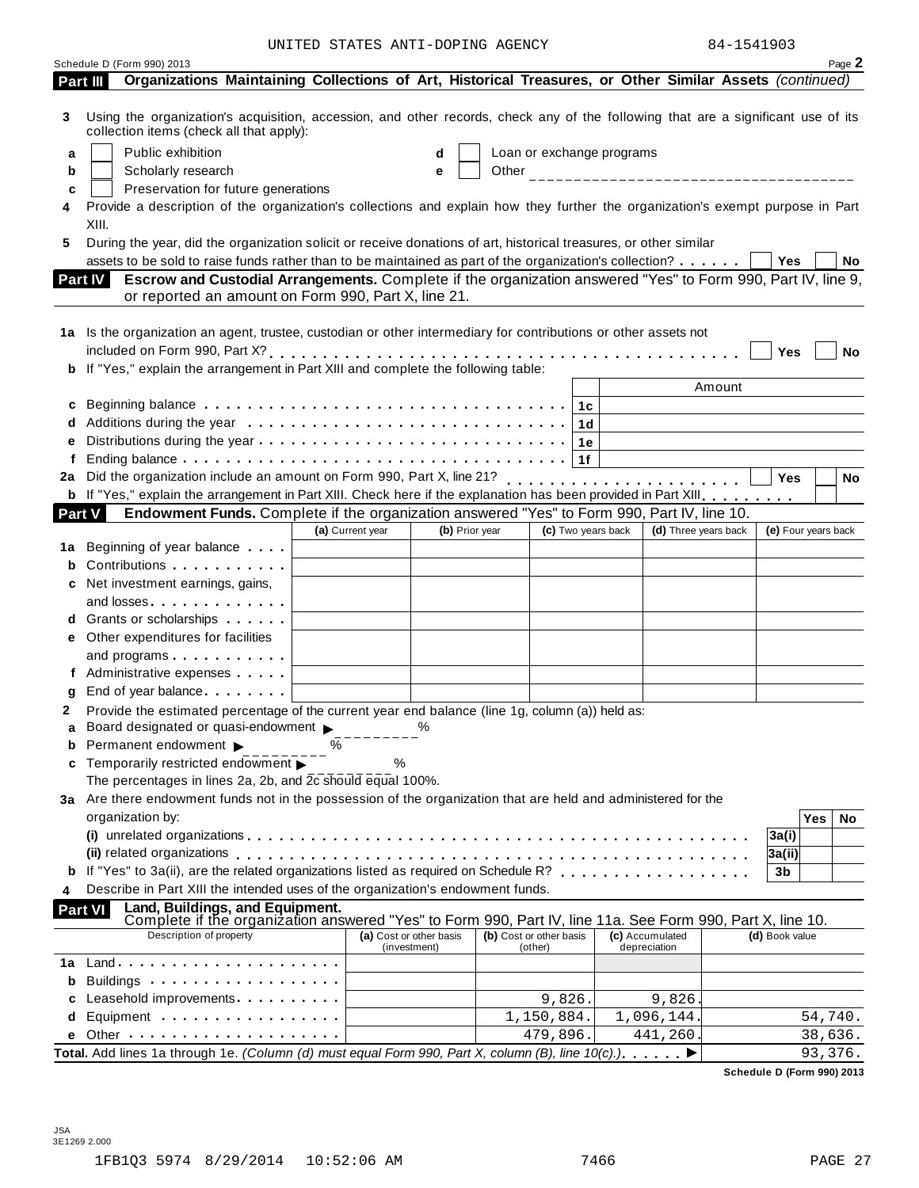UNITED STATES ANTI-DOPING AGENCY 84-1541903

Schedule D (Form 990) 2013 Page **2**

## Part III Organizations Maintaining Collections of Art, Historical Treasures, or Other Similar Assets *(continued)*

**3** Using the organization's acquisition, accession, and other records, check any of the following that are a significant use of its collection items (check all that apply):

- **a** ☐ Public exhibition
- **b** ☐ Scholarly research
- **c** ☐ Preservation for future generations
- **d** ☐ Loan or exchange programs
- **e** ☐ Other ____________________

**4** Provide a description of the organization's collections and explain how they further the organization's exempt purpose in Part XIII.

**5** During the year, did the organization solicit or receive donations of art, historical treasures, or other similar assets to be sold to raise funds rather than to be maintained as part of the organization's collection? ☐ Yes ☐ No

## Part IV Escrow and Custodial Arrangements. Complete if the organization answered "Yes" to Form 990, Part IV, line 9, or reported an amount on Form 990, Part X, line 21.

**1a** Is the organization an agent, trustee, custodian or other intermediary for contributions or other assets not included on Form 990, Part X? ☐ Yes ☐ No

**b** If "Yes," explain the arrangement in Part XIII and complete the following table:

| | | | Amount |
|---|---|---|---|
| **c** | Beginning balance | 1c | |
| **d** | Additions during the year | 1d | |
| **e** | Distributions during the year | 1e | |
| **f** | Ending balance | 1f | |

**2a** Did the organization include an amount on Form 990, Part X, line 21? ☐ Yes ☐ No

**b** If "Yes," explain the arrangement in Part XIII. Check here if the explanation has been provided in Part XIII ☐

## Part V Endowment Funds. Complete if the organization answered "Yes" to Form 990, Part IV, line 10.

| | | (a) Current year | (b) Prior year | (c) Two years back | (d) Three years back | (e) Four years back |
|---|---|---|---|---|---|---|
| **1a** | Beginning of year balance | | | | | |
| **b** | Contributions | | | | | |
| **c** | Net investment earnings, gains, and losses | | | | | |
| **d** | Grants or scholarships | | | | | |
| **e** | Other expenditures for facilities and programs | | | | | |
| **f** | Administrative expenses | | | | | |
| **g** | End of year balance | | | | | |

**2** Provide the estimated percentage of the current year end balance (line 1g, column (a)) held as:

- **a** Board designated or quasi-endowment ▶ ________ %
- **b** Permanent endowment ▶ ________ %
- **c** Temporarily restricted endowment ▶ ________ %

The percentages in lines 2a, 2b, and 2c should equal 100%.

**3a** Are there endowment funds not in the possession of the organization that are held and administered for the organization by:

| | | | Yes | No |
|---|---|---|---|---|
| **(i)** | unrelated organizations | 3a(i) | | |
| **(ii)** | related organizations | 3a(ii) | | |
| **b** | If "Yes" to 3a(ii), are the related organizations listed as required on Schedule R? | 3b | | |

**4** Describe in Part XIII the intended uses of the organization's endowment funds.

## Part VI Land, Buildings, and Equipment.
Complete if the organization answered "Yes" to Form 990, Part IV, line 11a. See Form 990, Part X, line 10.

| Description of property | (a) Cost or other basis (investment) | (b) Cost or other basis (other) | (c) Accumulated depreciation | (d) Book value |
|---|---|---|---|---|
| **1a** Land | | | | |
| **b** Buildings | | | | |
| **c** Leasehold improvements | | 9,826. | 9,826. | |
| **d** Equipment | | 1,150,884. | 1,096,144. | 54,740. |
| **e** Other | | 479,896. | 441,260. | 38,636. |
| **Total.** Add lines 1a through 1e. *(Column (d) must equal Form 990, Part X, column (B), line 10(c).)* ▶ | | | | 93,376. |

**Schedule D (Form 990) 2013**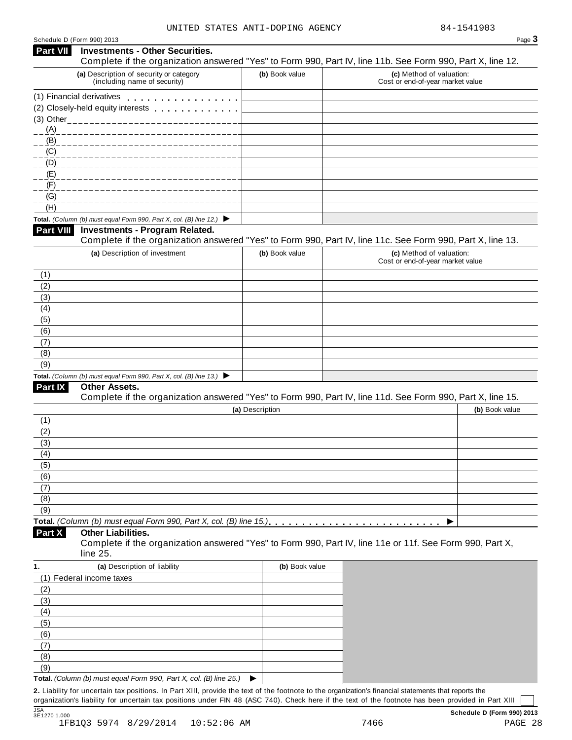UNITED STATES ANTI-DOPING AGENCY 84-1541903

Schedule D (Form 990) 2013 Page **3**

## Part VII Investments - Other Securities.

Complete if the organization answered "Yes" to Form 990, Part IV, line 11b. See Form 990, Part X, line 12.

| (a) Description of security or category (including name of security) | (b) Book value | (c) Method of valuation: Cost or end-of-year market value |
|---|---|---|
| (1) Financial derivatives | | |
| (2) Closely-held equity interests | | |
| (3) Other | | |
| (A) | | |
| (B) | | |
| (C) | | |
| (D) | | |
| (E) | | |
| (F) | | |
| (G) | | |
| (H) | | |
| **Total.** *(Column (b) must equal Form 990, Part X, col. (B) line 12.)* ▶ | | |

## Part VIII Investments - Program Related.

Complete if the organization answered "Yes" to Form 990, Part IV, line 11c. See Form 990, Part X, line 13.

| (a) Description of investment | (b) Book value | (c) Method of valuation: Cost or end-of-year market value |
|---|---|---|
| (1) | | |
| (2) | | |
| (3) | | |
| (4) | | |
| (5) | | |
| (6) | | |
| (7) | | |
| (8) | | |
| (9) | | |
| **Total.** *(Column (b) must equal Form 990, Part X, col. (B) line 13.)* ▶ | | |

## Part IX Other Assets.

Complete if the organization answered "Yes" to Form 990, Part IV, line 11d. See Form 990, Part X, line 15.

| (a) Description | (b) Book value |
|---|---|
| (1) | |
| (2) | |
| (3) | |
| (4) | |
| (5) | |
| (6) | |
| (7) | |
| (8) | |
| (9) | |
| **Total.** *(Column (b) must equal Form 990, Part X, col. (B) line 15.)* ▶ | |

## Part X Other Liabilities.

Complete if the organization answered "Yes" to Form 990, Part IV, line 11e or 11f. See Form 990, Part X, line 25.

| 1. (a) Description of liability | (b) Book value |
|---|---|
| (1) Federal income taxes | |
| (2) | |
| (3) | |
| (4) | |
| (5) | |
| (6) | |
| (7) | |
| (8) | |
| (9) | |
| **Total.** *(Column (b) must equal Form 990, Part X, col. (B) line 25.)* ▶ | |

**2.** Liability for uncertain tax positions. In Part XIII, provide the text of the footnote to the organization's financial statements that reports the organization's liability for uncertain tax positions under FIN 48 (ASC 740). Check here if the text of the footnote has been provided in Part XIII ☐

JSA 3E1270 1.000 **Schedule D (Form 990) 2013**

1FB1Q3 5974 8/29/2014 10:52:06 AM 7466 PAGE 28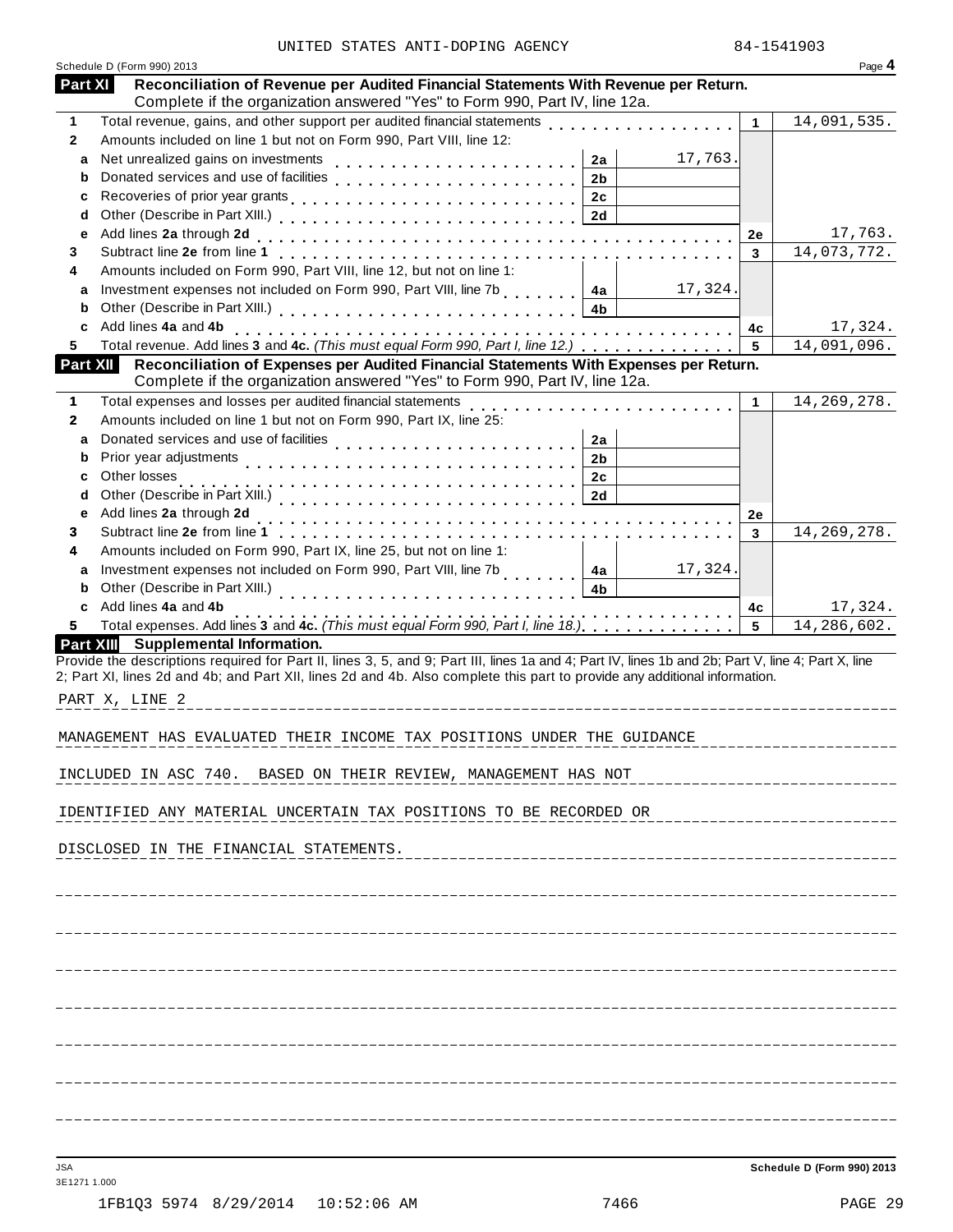UNITED STATES ANTI-DOPING AGENCY 84-1541903

Schedule D (Form 990) 2013 Page **4**

## Part XI Reconciliation of Revenue per Audited Financial Statements With Revenue per Return.

Complete if the organization answered "Yes" to Form 990, Part IV, line 12a.

| | | | | | |
|---|---|---|---|---|---|
| **1** | Total revenue, gains, and other support per audited financial statements | | | 1 | 14,091,535. |
| **2** | Amounts included on line 1 but not on Form 990, Part VIII, line 12: | | | | |
| **a** | Net unrealized gains on investments | 2a | 17,763. | | |
| **b** | Donated services and use of facilities | 2b | | | |
| **c** | Recoveries of prior year grants | 2c | | | |
| **d** | Other (Describe in Part XIII.) | 2d | | | |
| **e** | Add lines **2a** through **2d** | | | 2e | 17,763. |
| **3** | Subtract line **2e** from line **1** | | | 3 | 14,073,772. |
| **4** | Amounts included on Form 990, Part VIII, line 12, but not on line 1: | | | | |
| **a** | Investment expenses not included on Form 990, Part VIII, line 7b | 4a | 17,324. | | |
| **b** | Other (Describe in Part XIII.) | 4b | | | |
| **c** | Add lines **4a** and **4b** | | | 4c | 17,324. |
| **5** | Total revenue. Add lines **3** and **4c.** *(This must equal Form 990, Part I, line 12.)* | | | 5 | 14,091,096. |

## Part XII Reconciliation of Expenses per Audited Financial Statements With Expenses per Return.

Complete if the organization answered "Yes" to Form 990, Part IV, line 12a.

| | | | | | |
|---|---|---|---|---|---|
| **1** | Total expenses and losses per audited financial statements | | | 1 | 14,269,278. |
| **2** | Amounts included on line 1 but not on Form 990, Part IX, line 25: | | | | |
| **a** | Donated services and use of facilities | 2a | | | |
| **b** | Prior year adjustments | 2b | | | |
| **c** | Other losses | 2c | | | |
| **d** | Other (Describe in Part XIII.) | 2d | | | |
| **e** | Add lines **2a** through **2d** | | | 2e | |
| **3** | Subtract line **2e** from line **1** | | | 3 | 14,269,278. |
| **4** | Amounts included on Form 990, Part IX, line 25, but not on line 1: | | | | |
| **a** | Investment expenses not included on Form 990, Part VIII, line 7b | 4a | 17,324. | | |
| **b** | Other (Describe in Part XIII.) | 4b | | | |
| **c** | Add lines **4a** and **4b** | | | 4c | 17,324. |
| **5** | Total expenses. Add lines **3** and **4c.** *(This must equal Form 990, Part I, line 18.)* | | | 5 | 14,286,602. |

## Part XIII Supplemental Information.

Provide the descriptions required for Part II, lines 3, 5, and 9; Part III, lines 1a and 4; Part IV, lines 1b and 2b; Part V, line 4; Part X, line 2; Part XI, lines 2d and 4b; and Part XII, lines 2d and 4b. Also complete this part to provide any additional information.

PART X, LINE 2

MANAGEMENT HAS EVALUATED THEIR INCOME TAX POSITIONS UNDER THE GUIDANCE INCLUDED IN ASC 740. BASED ON THEIR REVIEW, MANAGEMENT HAS NOT IDENTIFIED ANY MATERIAL UNCERTAIN TAX POSITIONS TO BE RECORDED OR DISCLOSED IN THE FINANCIAL STATEMENTS.

Schedule D (Form 990) 2013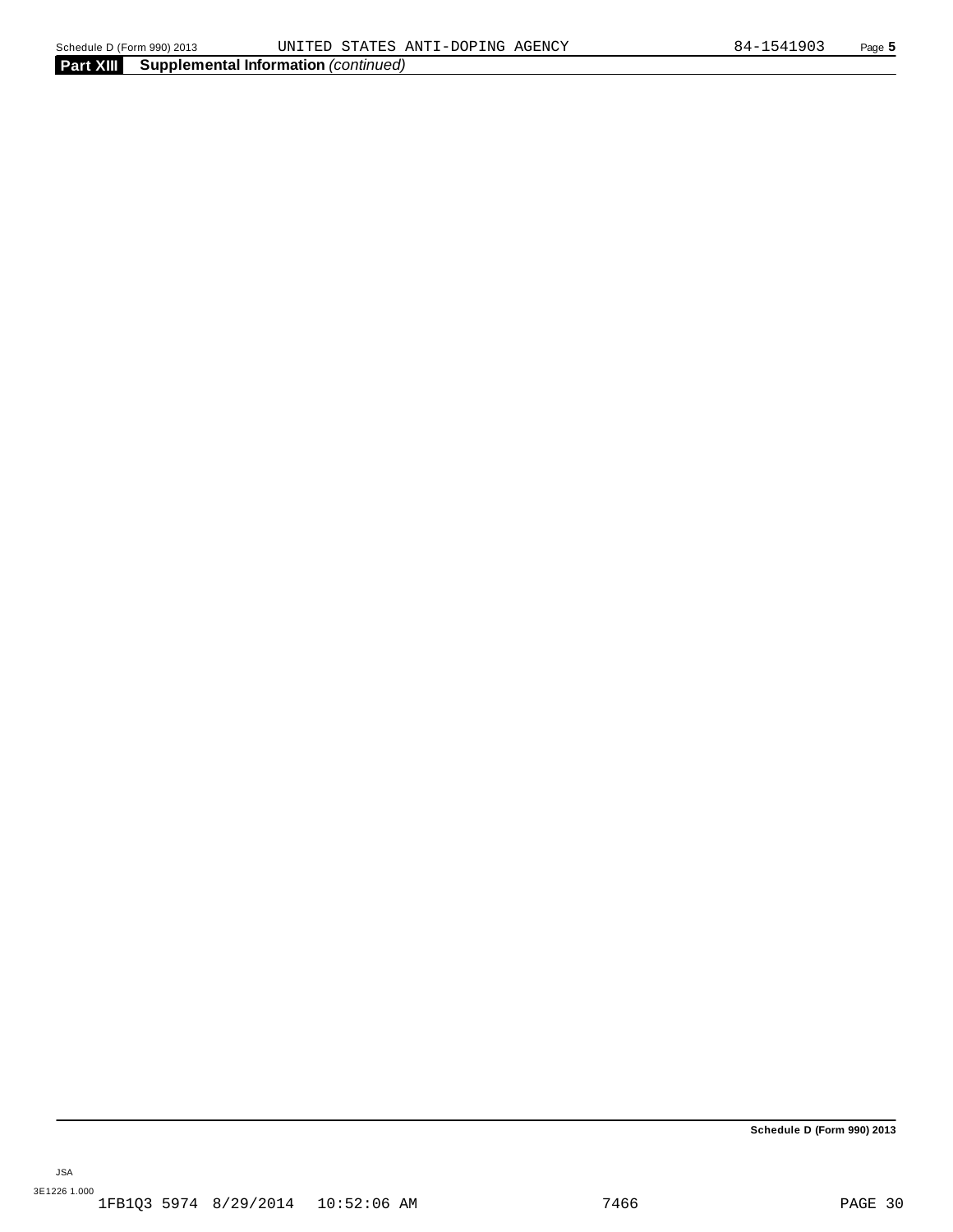## Part XIII Supplemental Information *(continued)*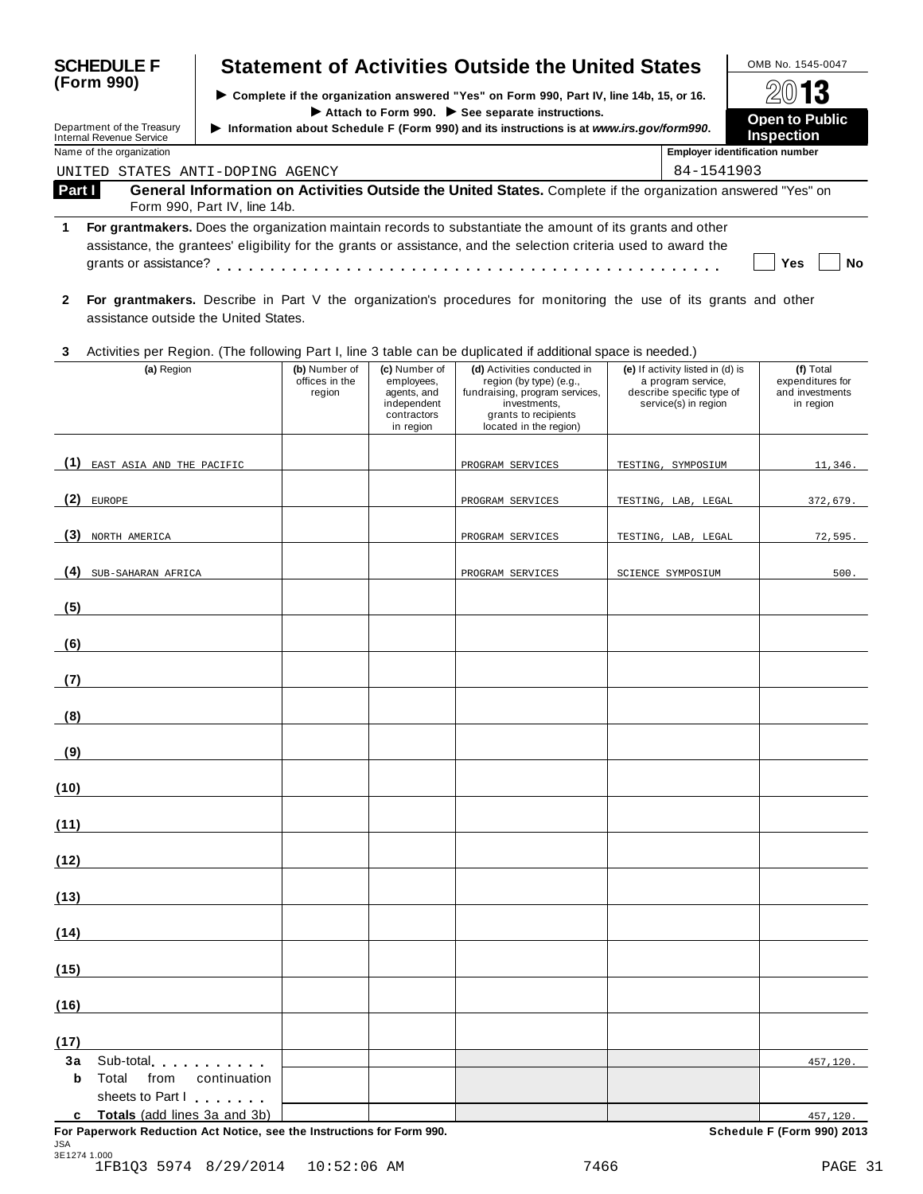**SCHEDULE F (Form 990)**

# Statement of Activities Outside the United States

► Complete if the organization answered "Yes" on Form 990, Part IV, line 14b, 15, or 16.
► Attach to Form 990. ► See separate instructions.
► Information about Schedule F (Form 990) and its instructions is at *www.irs.gov/form990*.

OMB No. 1545-0047

2013

**Open to Public Inspection**

Department of the Treasury
Internal Revenue Service

Name of the organization: UNITED STATES ANTI-DOPING AGENCY

Employer identification number: 84-1541903

## Part I General Information on Activities Outside the United States.

Complete if the organization answered "Yes" on Form 990, Part IV, line 14b.

**1** **For grantmakers.** Does the organization maintain records to substantiate the amount of its grants and other assistance, the grantees' eligibility for the grants or assistance, and the selection criteria used to award the grants or assistance? . . . . . . . . . . ☐ Yes ☐ No

**2** **For grantmakers.** Describe in Part V the organization's procedures for monitoring the use of its grants and other assistance outside the United States.

**3** Activities per Region. (The following Part I, line 3 table can be duplicated if additional space is needed.)

| | (a) Region | (b) Number of offices in the region | (c) Number of employees, agents, and independent contractors in region | (d) Activities conducted in region (by type) (e.g., fundraising, program services, investments, grants to recipients located in the region) | (e) If activity listed in (d) is a program service, describe specific type of service(s) in region | (f) Total expenditures for and investments in region |
|---|---|---|---|---|---|---|
| (1) | EAST ASIA AND THE PACIFIC | | | PROGRAM SERVICES | TESTING, SYMPOSIUM | 11,346. |
| (2) | EUROPE | | | PROGRAM SERVICES | TESTING, LAB, LEGAL | 372,679. |
| (3) | NORTH AMERICA | | | PROGRAM SERVICES | TESTING, LAB, LEGAL | 72,595. |
| (4) | SUB-SAHARAN AFRICA | | | PROGRAM SERVICES | SCIENCE SYMPOSIUM | 500. |
| (5) | | | | | | |
| (6) | | | | | | |
| (7) | | | | | | |
| (8) | | | | | | |
| (9) | | | | | | |
| (10) | | | | | | |
| (11) | | | | | | |
| (12) | | | | | | |
| (13) | | | | | | |
| (14) | | | | | | |
| (15) | | | | | | |
| (16) | | | | | | |
| (17) | | | | | | |
| **3a** | Sub-total . . . . . . . . . . | | | | | 457,120. |
| **b** | Total from continuation sheets to Part I . . . . . . . | | | | | |
| **c** | **Totals** (add lines 3a and 3b) | | | | | 457,120. |

**For Paperwork Reduction Act Notice, see the Instructions for Form 990.** **Schedule F (Form 990) 2013**

JSA
3E1274 1.000
1FB1Q3 5974 8/29/2014 10:52:06 AM 7466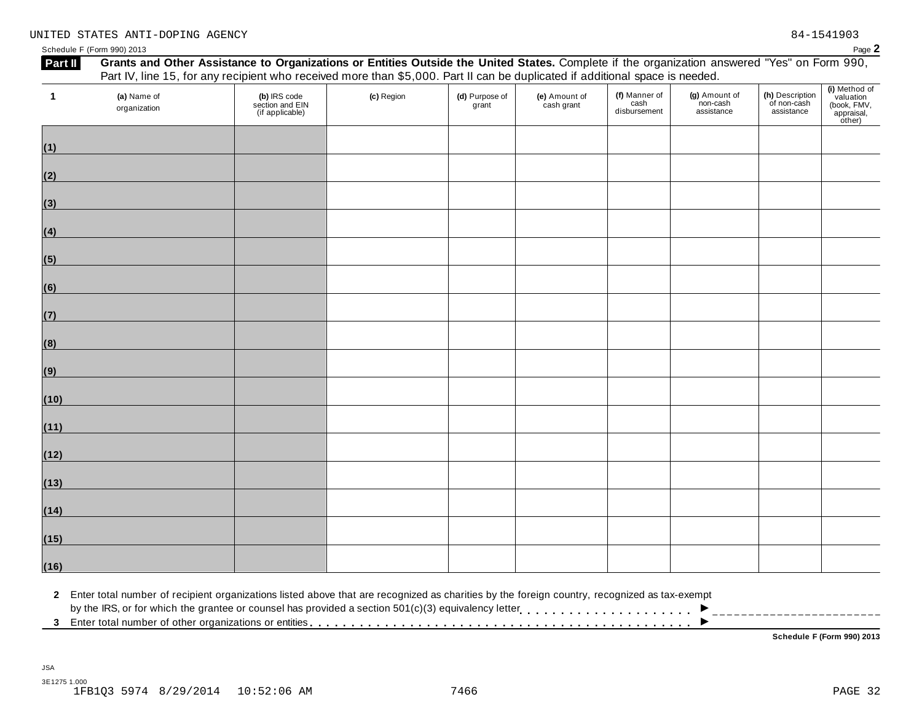UNITED STATES ANTI-DOPING AGENCY 84-1541903

Schedule F (Form 990) 2013 Page **2**

**Part II** **Grants and Other Assistance to Organizations or Entities Outside the United States.** Complete if the organization answered "Yes" on Form 990, Part IV, line 15, for any recipient who received more than $5,000. Part II can be duplicated if additional space is needed.

| 1 (a) Name of organization | (b) IRS code section and EIN (if applicable) | (c) Region | (d) Purpose of grant | (e) Amount of cash grant | (f) Manner of cash disbursement | (g) Amount of non-cash assistance | (h) Description of non-cash assistance | (i) Method of valuation (book, FMV, appraisal, other) |
|---|---|---|---|---|---|---|---|---|
| (1) | | | | | | | | |
| (2) | | | | | | | | |
| (3) | | | | | | | | |
| (4) | | | | | | | | |
| (5) | | | | | | | | |
| (6) | | | | | | | | |
| (7) | | | | | | | | |
| (8) | | | | | | | | |
| (9) | | | | | | | | |
| (10) | | | | | | | | |
| (11) | | | | | | | | |
| (12) | | | | | | | | |
| (13) | | | | | | | | |
| (14) | | | | | | | | |
| (15) | | | | | | | | |
| (16) | | | | | | | | |

**2** Enter total number of recipient organizations listed above that are recognized as charities by the foreign country, recognized as tax-exempt by the IRS, or for which the grantee or counsel has provided a section 501(c)(3) equivalency letter . . . . . . . . . . . . . . . . . . . . . ►

**3** Enter total number of other organizations or entities . . . . . . . . . . . . . . . . . . . . . . . . . . . . . . . . . . . . . . . . . . . . ►

**Schedule F (Form 990) 2013**

JSA
3E1275 1.000
1FB1Q3 5974 8/29/2014 10:52:06 AM 7466 PAGE 32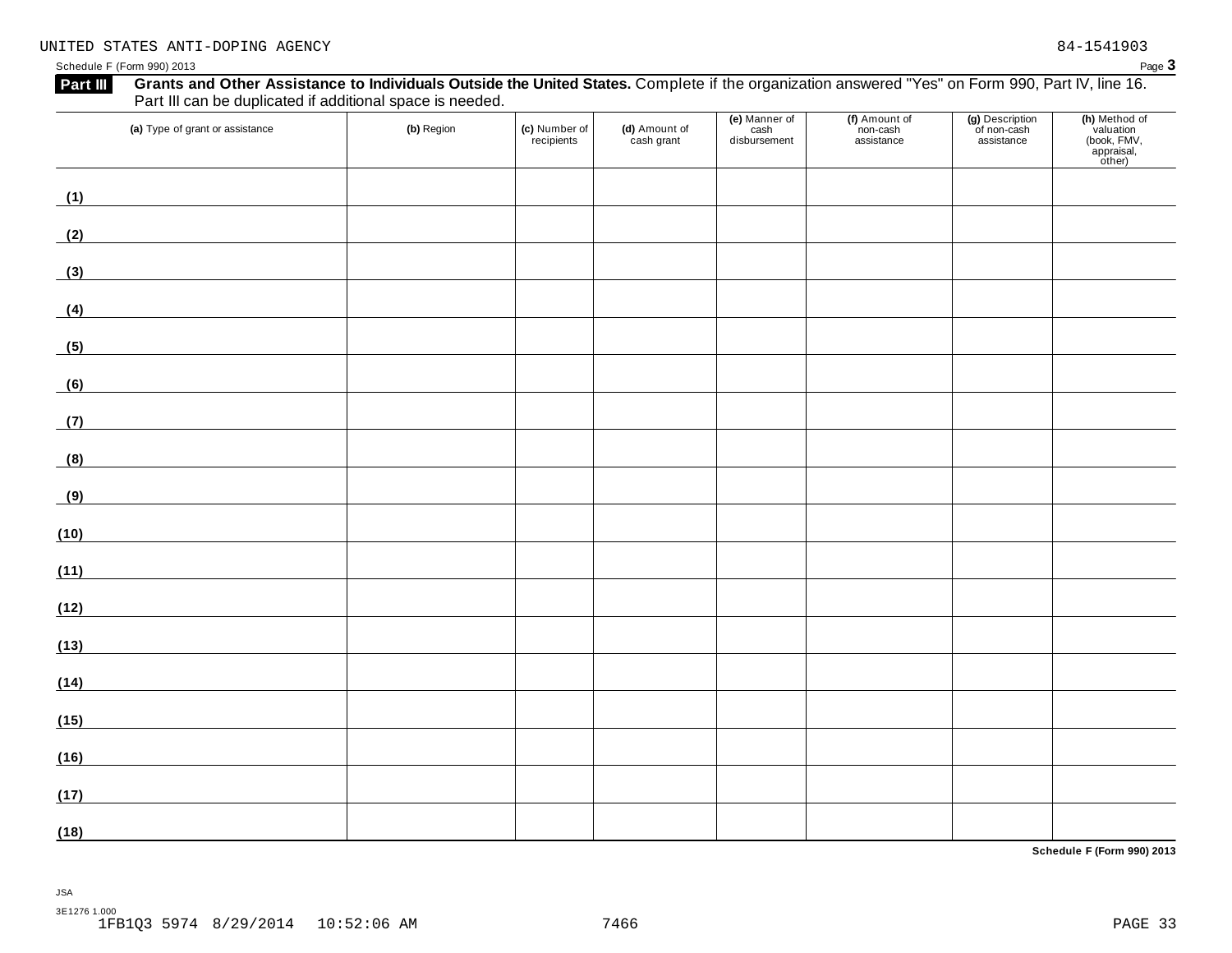UNITED STATES ANTI-DOPING AGENCY 84-1541903

Schedule F (Form 990) 2013

## Part III Grants and Other Assistance to Individuals Outside the United States.

Complete if the organization answered "Yes" on Form 990, Part IV, line 16. Part III can be duplicated if additional space is needed.

| (a) Type of grant or assistance | (b) Region | (c) Number of recipients | (d) Amount of cash grant | (e) Manner of cash disbursement | (f) Amount of non-cash assistance | (g) Description of non-cash assistance | (h) Method of valuation (book, FMV, appraisal, other) |
|---|---|---|---|---|---|---|---|
| (1) | | | | | | | |
| (2) | | | | | | | |
| (3) | | | | | | | |
| (4) | | | | | | | |
| (5) | | | | | | | |
| (6) | | | | | | | |
| (7) | | | | | | | |
| (8) | | | | | | | |
| (9) | | | | | | | |
| (10) | | | | | | | |
| (11) | | | | | | | |
| (12) | | | | | | | |
| (13) | | | | | | | |
| (14) | | | | | | | |
| (15) | | | | | | | |
| (16) | | | | | | | |
| (17) | | | | | | | |
| (18) | | | | | | | |

Schedule F (Form 990) 2013

JSA
3E1276 1.000
1FB1Q3 5974 8/29/2014 10:52:06 AM 7466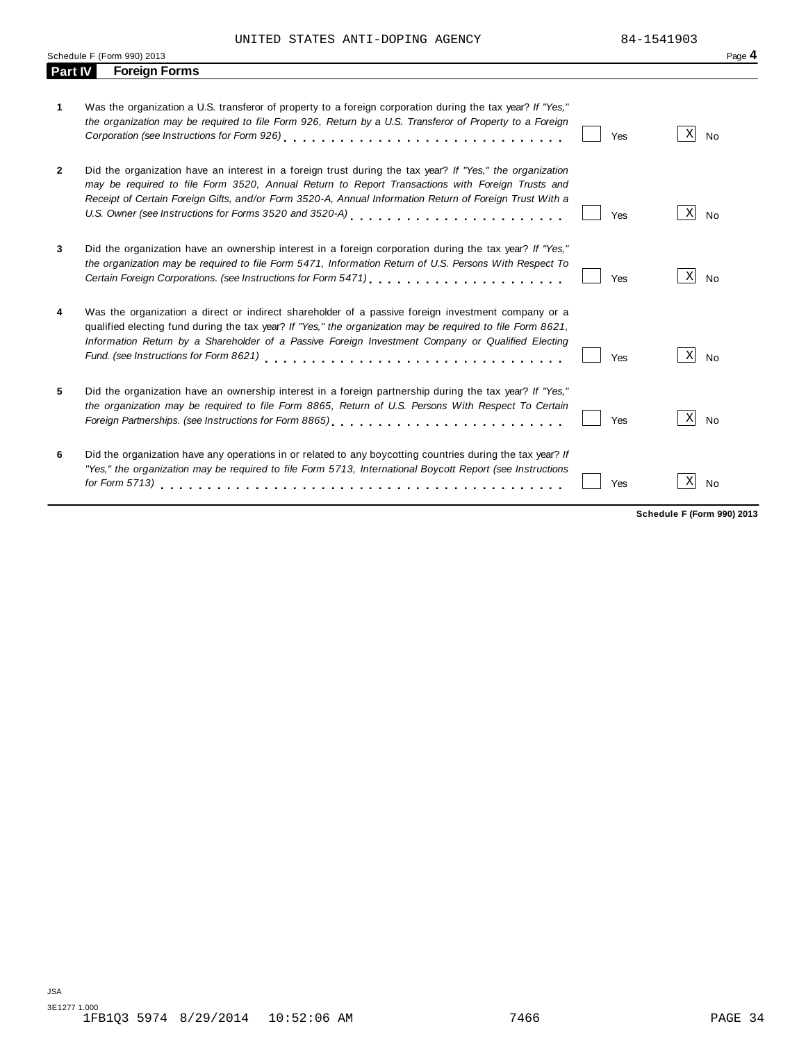UNITED STATES ANTI-DOPING AGENCY 84-1541903

Schedule F (Form 990) 2013 Page **4**

## Part IV Foreign Forms

**1** Was the organization a U.S. transferor of property to a foreign corporation during the tax year? *If "Yes," the organization may be required to file Form 926, Return by a U.S. Transferor of Property to a Foreign Corporation (see Instructions for Form 926)* . . . . . . . . . . . . . . . . . . . . . . . . . . . . . ☐ Yes ☒ No

**2** Did the organization have an interest in a foreign trust during the tax year? *If "Yes," the organization may be required to file Form 3520, Annual Return to Report Transactions with Foreign Trusts and Receipt of Certain Foreign Gifts, and/or Form 3520-A, Annual Information Return of Foreign Trust With a U.S. Owner (see Instructions for Forms 3520 and 3520-A)* . . . . . . . . . . . . . . . . . . . . . . . ☐ Yes ☒ No

**3** Did the organization have an ownership interest in a foreign corporation during the tax year? *If "Yes," the organization may be required to file Form 5471, Information Return of U.S. Persons With Respect To Certain Foreign Corporations. (see Instructions for Form 5471)* . . . . . . . . . . . . . . . . . . . . . . ☐ Yes ☒ No

**4** Was the organization a direct or indirect shareholder of a passive foreign investment company or a qualified electing fund during the tax year? *If "Yes," the organization may be required to file Form 8621, Information Return by a Shareholder of a Passive Foreign Investment Company or Qualified Electing Fund. (see Instructions for Form 8621)* . . . . . . . . . . . . . . . . . . . . . . . . . . . . . . ☐ Yes ☒ No

**5** Did the organization have an ownership interest in a foreign partnership during the tax year? *If "Yes," the organization may be required to file Form 8865, Return of U.S. Persons With Respect To Certain Foreign Partnerships. (see Instructions for Form 8865)* . . . . . . . . . . . . . . . . . . . . . . . . ☐ Yes ☒ No

**6** Did the organization have any operations in or related to any boycotting countries during the tax year? *If "Yes," the organization may be required to file Form 5713, International Boycott Report (see Instructions for Form 5713)* . . . . . . . . . . . . . . . . . . . . . . . . . . . . . . . . . . . . . . . . . ☐ Yes ☒ No

**Schedule F (Form 990) 2013**

JSA
3E1277 1.000
1FB1Q3 5974 8/29/2014 10:52:06 AM 7466 PAGE 34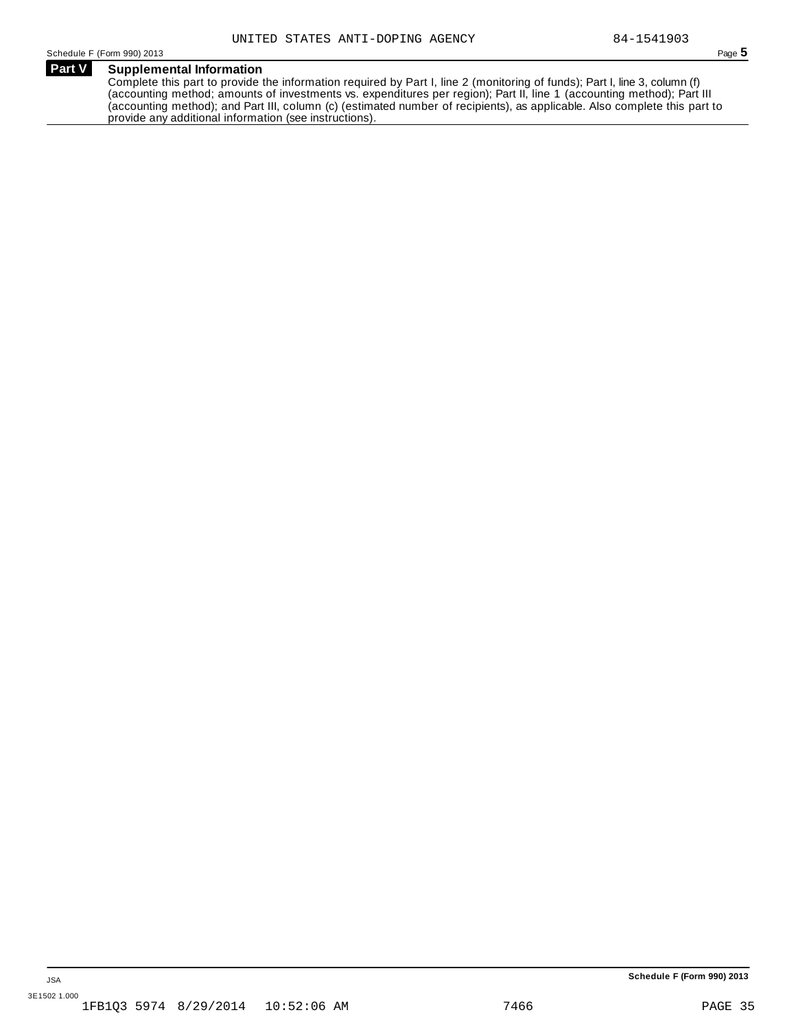## Part V Supplemental Information

Complete this part to provide the information required by Part I, line 2 (monitoring of funds); Part I, line 3, column (f) (accounting method; amounts of investments vs. expenditures per region); Part II, line 1 (accounting method); Part III (accounting method); and Part III, column (c) (estimated number of recipients), as applicable. Also complete this part to provide any additional information (see instructions).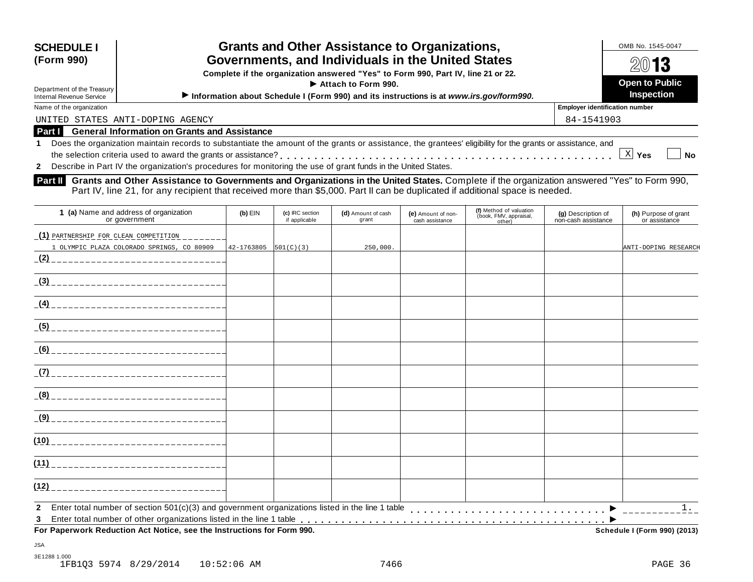# SCHEDULE I (Form 990)

Department of the Treasury
Internal Revenue Service

## Grants and Other Assistance to Organizations, Governments, and Individuals in the United States

**Complete if the organization answered "Yes" to Form 990, Part IV, line 21 or 22.**

▶ **Attach to Form 990.**

▶ **Information about Schedule I (Form 990) and its instructions is at** ***www.irs.gov/form990*****.**

OMB No. 1545-0047

**2013**

**Open to Public Inspection**

Name of the organization: UNITED STATES ANTI-DOPING AGENCY

Employer identification number: 84-1541903

**Part I General Information on Grants and Assistance**

1 Does the organization maintain records to substantiate the amount of the grants or assistance, the grantees' eligibility for the grants or assistance, and the selection criteria used to award the grants or assistance? . . . . . [X] Yes [ ] No

2 Describe in Part IV the organization's procedures for monitoring the use of grant funds in the United States.

**Part II Grants and Other Assistance to Governments and Organizations in the United States.** Complete if the organization answered "Yes" to Form 990, Part IV, line 21, for any recipient that received more than $5,000. Part II can be duplicated if additional space is needed.

| 1 (a) Name and address of organization or government | (b) EIN | (c) IRC section if applicable | (d) Amount of cash grant | (e) Amount of non-cash assistance | (f) Method of valuation (book, FMV, appraisal, other) | (g) Description of non-cash assistance | (h) Purpose of grant or assistance |
|---|---|---|---|---|---|---|---|
| (1) PARTNERSHIP FOR CLEAN COMPETITION 1 OLYMPIC PLAZA COLORADO SPRINGS, CO 80909 | 42-1763805 | 501(C)(3) | 250,000. | | | | ANTI-DOPING RESEARCH |
| (2) | | | | | | | |
| (3) | | | | | | | |
| (4) | | | | | | | |
| (5) | | | | | | | |
| (6) | | | | | | | |
| (7) | | | | | | | |
| (8) | | | | | | | |
| (9) | | | | | | | |
| (10) | | | | | | | |
| (11) | | | | | | | |
| (12) | | | | | | | |

2 Enter total number of section 501(c)(3) and government organizations listed in the line 1 table . . . . . ▶ 1.

3 Enter total number of other organizations listed in the line 1 table . . . . . ▶

**For Paperwork Reduction Act Notice, see the Instructions for Form 990.** **Schedule I (Form 990) (2013)**

JSA
3E1288 1.000
1FB1Q3 5974 8/29/2014 10:52:06 AM 7466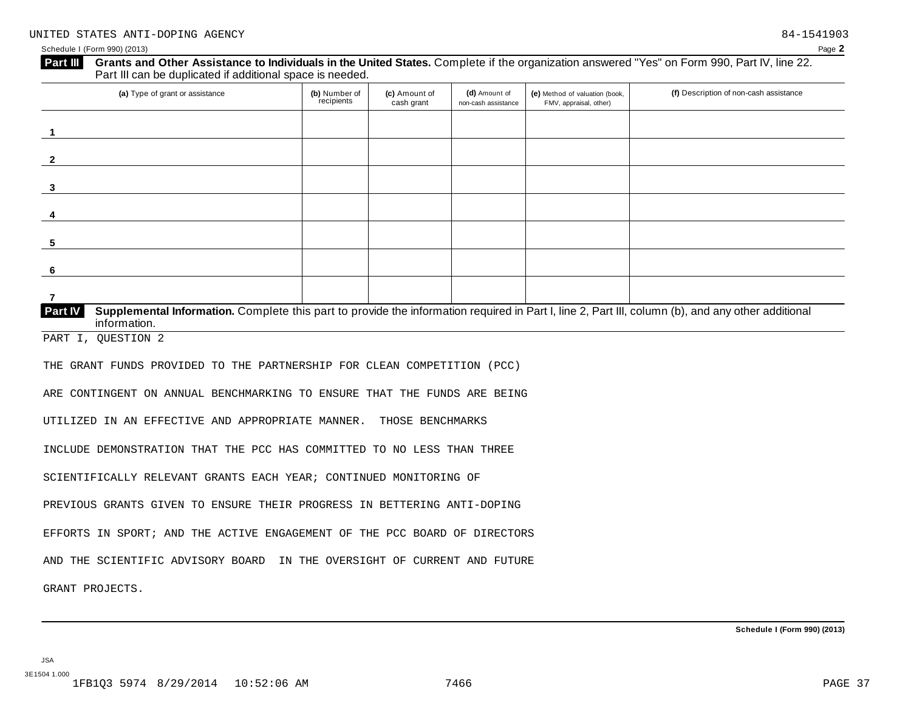UNITED STATES ANTI-DOPING AGENCY 84-1541903

Schedule I (Form 990) (2013) Page **2**

**Part III** **Grants and Other Assistance to Individuals in the United States.** Complete if the organization answered "Yes" on Form 990, Part IV, line 22. Part III can be duplicated if additional space is needed.

| (a) Type of grant or assistance | (b) Number of recipients | (c) Amount of cash grant | (d) Amount of non-cash assistance | (e) Method of valuation (book, FMV, appraisal, other) | (f) Description of non-cash assistance |
|---|---|---|---|---|---|
| 1 | | | | | |
| 2 | | | | | |
| 3 | | | | | |
| 4 | | | | | |
| 5 | | | | | |
| 6 | | | | | |
| 7 | | | | | |

**Part IV** **Supplemental Information.** Complete this part to provide the information required in Part I, line 2, Part III, column (b), and any other additional information.

PART I, QUESTION 2

THE GRANT FUNDS PROVIDED TO THE PARTNERSHIP FOR CLEAN COMPETITION (PCC) ARE CONTINGENT ON ANNUAL BENCHMARKING TO ENSURE THAT THE FUNDS ARE BEING UTILIZED IN AN EFFECTIVE AND APPROPRIATE MANNER. THOSE BENCHMARKS INCLUDE DEMONSTRATION THAT THE PCC HAS COMMITTED TO NO LESS THAN THREE SCIENTIFICALLY RELEVANT GRANTS EACH YEAR; CONTINUED MONITORING OF PREVIOUS GRANTS GIVEN TO ENSURE THEIR PROGRESS IN BETTERING ANTI-DOPING EFFORTS IN SPORT; AND THE ACTIVE ENGAGEMENT OF THE PCC BOARD OF DIRECTORS AND THE SCIENTIFIC ADVISORY BOARD IN THE OVERSIGHT OF CURRENT AND FUTURE GRANT PROJECTS.

**Schedule I (Form 990) (2013)**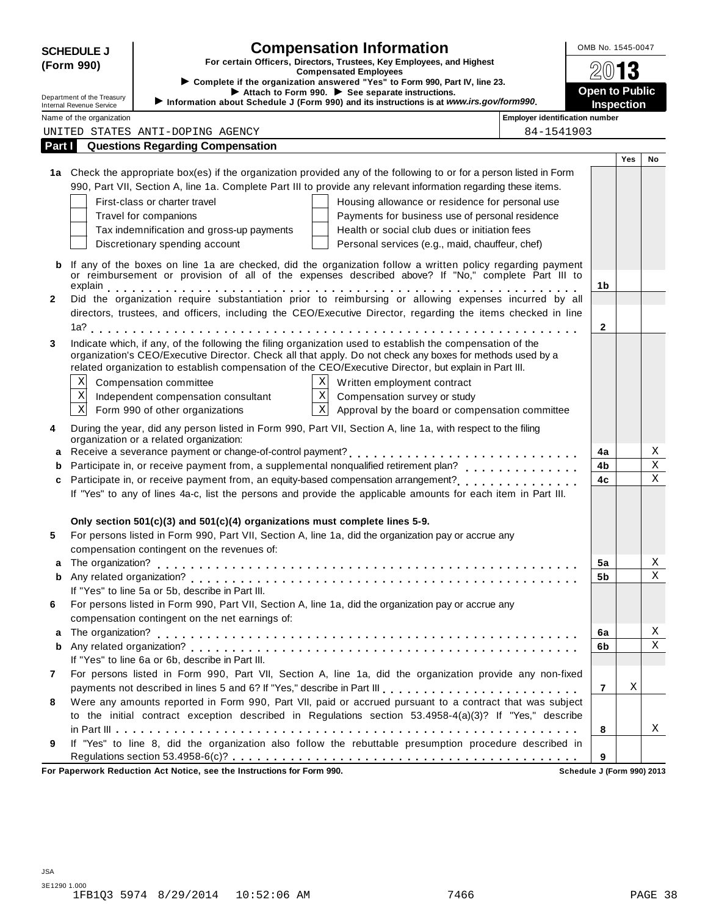# SCHEDULE J (Form 990)

## Compensation Information

**For certain Officers, Directors, Trustees, Key Employees, and Highest Compensated Employees**

▶ Complete if the organization answered "Yes" to Form 990, Part IV, line 23.

▶ Attach to Form 990. ▶ See separate instructions.

▶ Information about Schedule J (Form 990) and its instructions is at *www.irs.gov/form990*.

OMB No. 1545-0047

2013

**Open to Public Inspection**

Department of the Treasury
Internal Revenue Service

| Name of the organization | Employer identification number |
|---|---|
| UNITED STATES ANTI-DOPING AGENCY | 84-1541903 |

### Part I Questions Regarding Compensation

| | | | Yes | No |
|---|---|---|---|---|
| **1a** | Check the appropriate box(es) if the organization provided any of the following to or for a person listed in Form 990, Part VII, Section A, line 1a. Complete Part III to provide any relevant information regarding these items.<br>☐ First-class or charter travel ☐ Housing allowance or residence for personal use<br>☐ Travel for companions ☐ Payments for business use of personal residence<br>☐ Tax indemnification and gross-up payments ☐ Health or social club dues or initiation fees<br>☐ Discretionary spending account ☐ Personal services (e.g., maid, chauffeur, chef) | | | |
| **b** | If any of the boxes on line 1a are checked, did the organization follow a written policy regarding payment or reimbursement or provision of all of the expenses described above? If "No," complete Part III to explain | 1b | | |
| **2** | Did the organization require substantiation prior to reimbursing or allowing expenses incurred by all directors, trustees, and officers, including the CEO/Executive Director, regarding the items checked in line 1a? | 2 | | |
| **3** | Indicate which, if any, of the following the filing organization used to establish the compensation of the organization's CEO/Executive Director. Check all that apply. Do not check any boxes for methods used by a related organization to establish compensation of the CEO/Executive Director, but explain in Part III.<br>☒ Compensation committee ☒ Written employment contract<br>☒ Independent compensation consultant ☒ Compensation survey or study<br>☒ Form 990 of other organizations ☒ Approval by the board or compensation committee | | | |
| **4** | During the year, did any person listed in Form 990, Part VII, Section A, line 1a, with respect to the filing organization or a related organization: | | | |
| **a** | Receive a severance payment or change-of-control payment? | 4a | | X |
| **b** | Participate in, or receive payment from, a supplemental nonqualified retirement plan? | 4b | | X |
| **c** | Participate in, or receive payment from, an equity-based compensation arrangement? | 4c | | X |
| | If "Yes" to any of lines 4a-c, list the persons and provide the applicable amounts for each item in Part III. | | | |
| | **Only section 501(c)(3) and 501(c)(4) organizations must complete lines 5-9.** | | | |
| **5** | For persons listed in Form 990, Part VII, Section A, line 1a, did the organization pay or accrue any compensation contingent on the revenues of: | | | |
| **a** | The organization? | 5a | | X |
| **b** | Any related organization? | 5b | | X |
| | If "Yes" to line 5a or 5b, describe in Part III. | | | |
| **6** | For persons listed in Form 990, Part VII, Section A, line 1a, did the organization pay or accrue any compensation contingent on the net earnings of: | | | |
| **a** | The organization? | 6a | | X |
| **b** | Any related organization? | 6b | | X |
| | If "Yes" to line 6a or 6b, describe in Part III. | | | |
| **7** | For persons listed in Form 990, Part VII, Section A, line 1a, did the organization provide any non-fixed payments not described in lines 5 and 6? If "Yes," describe in Part III | 7 | X | |
| **8** | Were any amounts reported in Form 990, Part VII, paid or accrued pursuant to a contract that was subject to the initial contract exception described in Regulations section 53.4958-4(a)(3)? If "Yes," describe in Part III | 8 | | X |
| **9** | If "Yes" to line 8, did the organization also follow the rebuttable presumption procedure described in Regulations section 53.4958-6(c)? | 9 | | |

**For Paperwork Reduction Act Notice, see the Instructions for Form 990.** **Schedule J (Form 990) 2013**

JSA
3E1290 1.000
1FB1Q3 5974 8/29/2014 10:52:06 AM 7466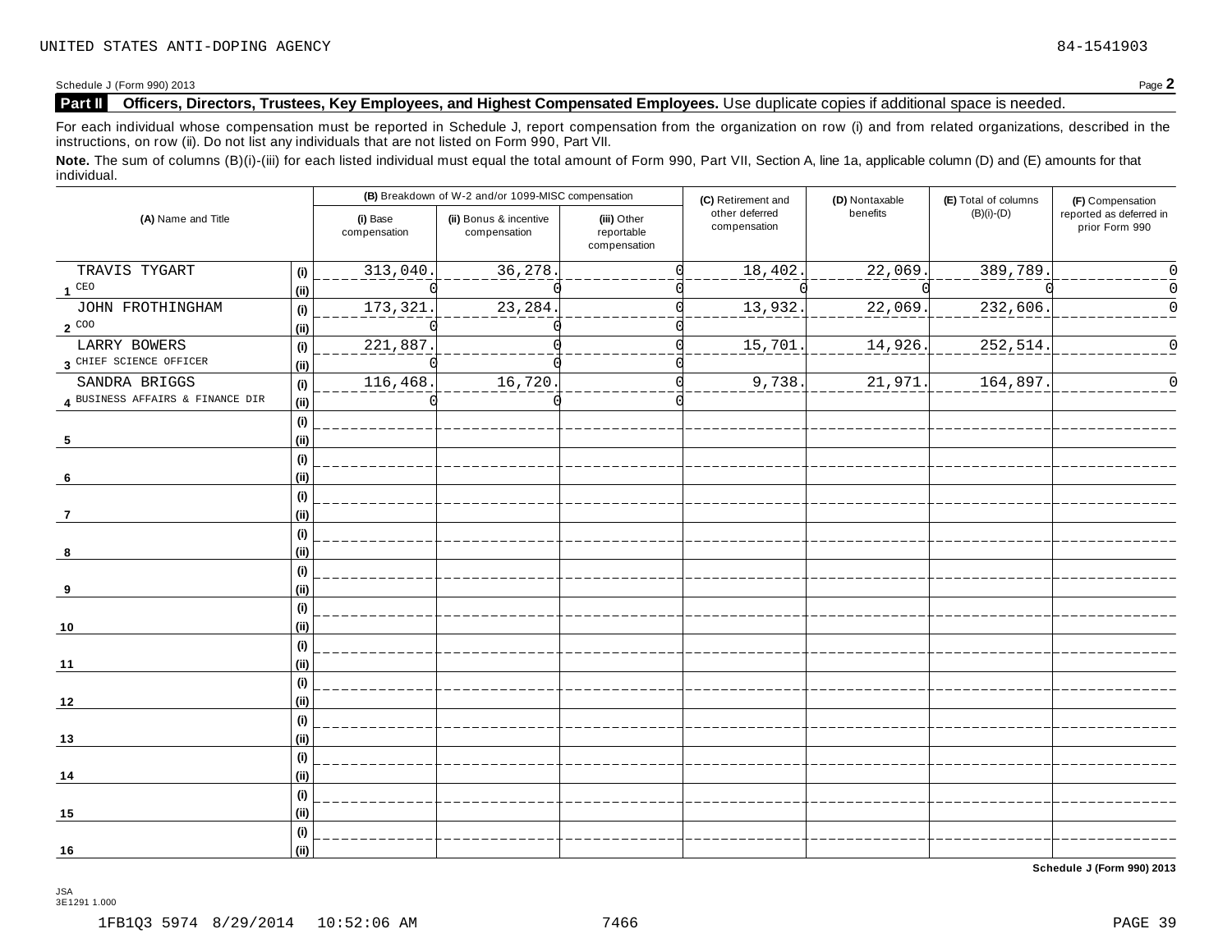UNITED STATES ANTI-DOPING AGENCY 84-1541903

Schedule J (Form 990) 2013 Page **2**

## Part II Officers, Directors, Trustees, Key Employees, and Highest Compensated Employees. Use duplicate copies if additional space is needed.

For each individual whose compensation must be reported in Schedule J, report compensation from the organization on row (i) and from related organizations, described in the instructions, on row (ii). Do not list any individuals that are not listed on Form 990, Part VII.

**Note.** The sum of columns (B)(i)-(iii) for each listed individual must equal the total amount of Form 990, Part VII, Section A, line 1a, applicable column (D) and (E) amounts for that individual.

| (A) Name and Title | | (B) Breakdown of W-2 and/or 1099-MISC compensation | | | (C) Retirement and other deferred compensation | (D) Nontaxable benefits | (E) Total of columns (B)(i)-(D) | (F) Compensation reported as deferred in prior Form 990 |
|---|---|---|---|---|---|---|---|---|
| | | (i) Base compensation | (ii) Bonus & incentive compensation | (iii) Other reportable compensation | | | | |
| 1 TRAVIS TYGART | (i) | 313,040. | 36,278. | 0 | 18,402. | 22,069. | 389,789. | 0 |
| CEO | (ii) | 0 | 0 | 0 | 0 | 0 | 0 | 0 |
| 2 JOHN FROTHINGHAM | (i) | 173,321. | 23,284. | 0 | 13,932. | 22,069. | 232,606. | 0 |
| COO | (ii) | 0 | 0 | 0 | | | | |
| 3 LARRY BOWERS | (i) | 221,887. | 0 | 0 | 15,701. | 14,926. | 252,514. | 0 |
| CHIEF SCIENCE OFFICER | (ii) | 0 | 0 | 0 | | | | |
| 4 SANDRA BRIGGS | (i) | 116,468. | 16,720. | 0 | 9,738. | 21,971. | 164,897. | 0 |
| BUSINESS AFFAIRS & FINANCE DIR | (ii) | 0 | 0 | 0 | | | | |
| 5 | (i) | | | | | | | |
| | (ii) | | | | | | | |
| 6 | (i) | | | | | | | |
| | (ii) | | | | | | | |
| 7 | (i) | | | | | | | |
| | (ii) | | | | | | | |
| 8 | (i) | | | | | | | |
| | (ii) | | | | | | | |
| 9 | (i) | | | | | | | |
| | (ii) | | | | | | | |
| 10 | (i) | | | | | | | |
| | (ii) | | | | | | | |
| 11 | (i) | | | | | | | |
| | (ii) | | | | | | | |
| 12 | (i) | | | | | | | |
| | (ii) | | | | | | | |
| 13 | (i) | | | | | | | |
| | (ii) | | | | | | | |
| 14 | (i) | | | | | | | |
| | (ii) | | | | | | | |
| 15 | (i) | | | | | | | |
| | (ii) | | | | | | | |
| 16 | (i) | | | | | | | |
| | (ii) | | | | | | | |

**Schedule J (Form 990) 2013**

JSA
3E1291 1.000

1FB1Q3 5974 8/29/2014 10:52:06 AM 7466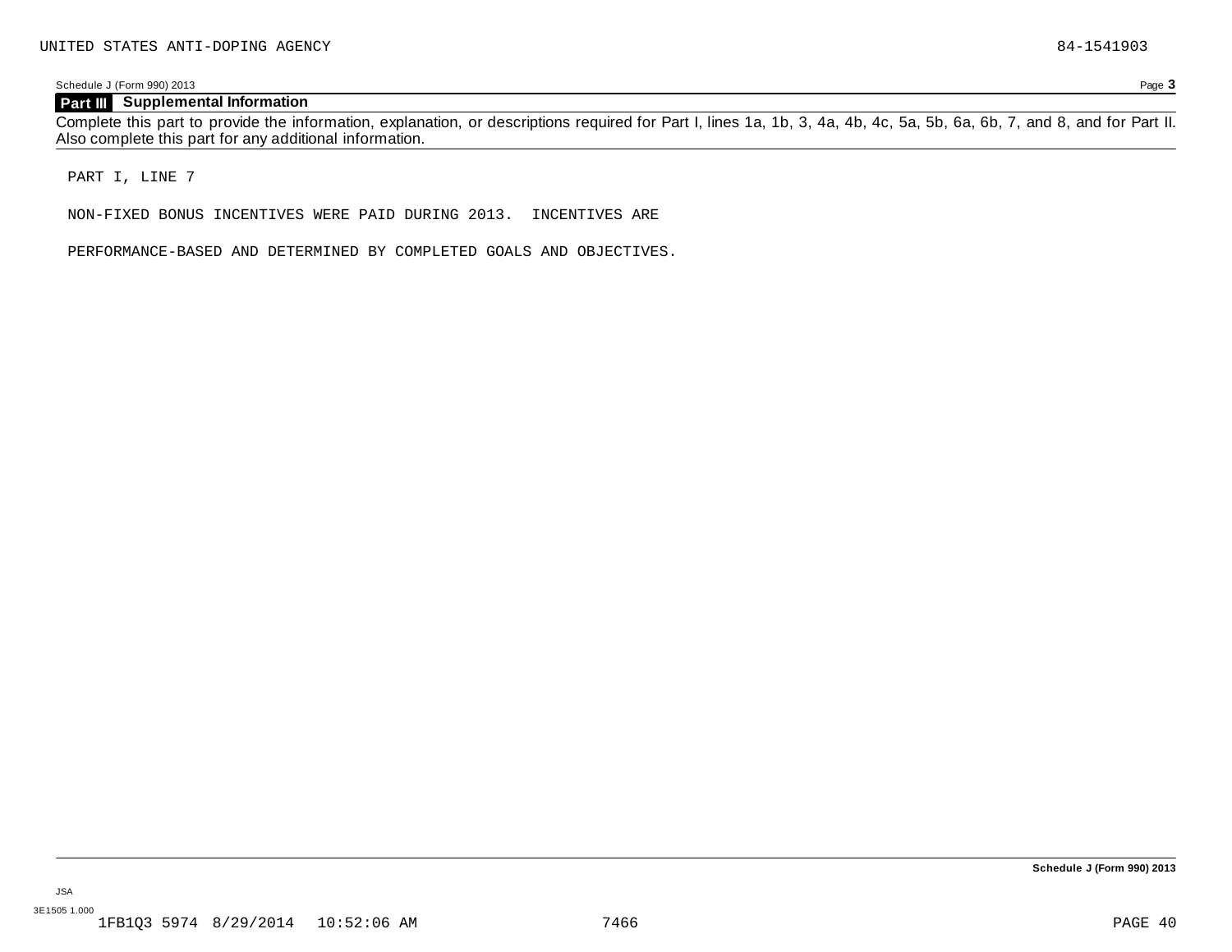UNITED STATES ANTI-DOPING AGENCY 84-1541903

Schedule J (Form 990) 2013

## Part III Supplemental Information

Complete this part to provide the information, explanation, or descriptions required for Part I, lines 1a, 1b, 3, 4a, 4b, 4c, 5a, 5b, 6a, 6b, 7, and 8, and for Part II. Also complete this part for any additional information.

PART I, LINE 7

NON-FIXED BONUS INCENTIVES WERE PAID DURING 2013. INCENTIVES ARE PERFORMANCE-BASED AND DETERMINED BY COMPLETED GOALS AND OBJECTIVES.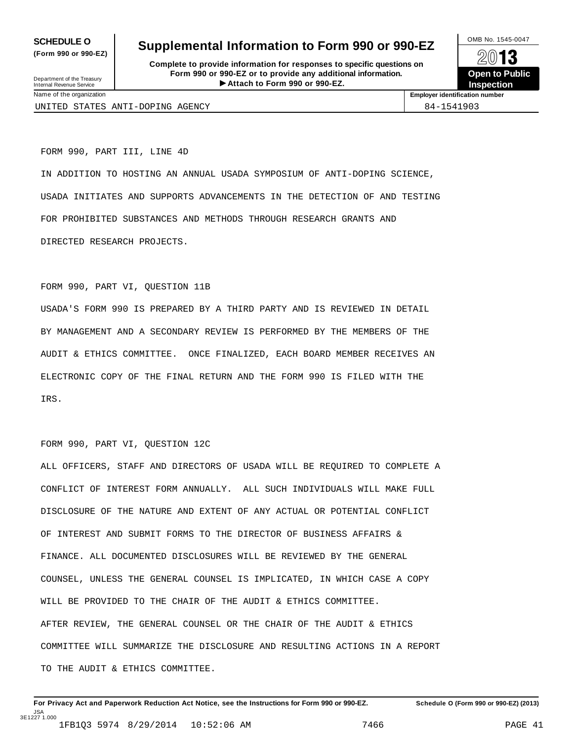**SCHEDULE O**
**(Form 990 or 990-EZ)**

Department of the Treasury
Internal Revenue Service

# Supplemental Information to Form 990 or 990-EZ

**Complete to provide information for responses to specific questions on Form 990 or 990-EZ or to provide any additional information.**
**▶ Attach to Form 990 or 990-EZ.**

OMB No. 1545-0047

**2013**

**Open to Public Inspection**

| Name of the organization | Employer identification number |
|---|---|
| UNITED STATES ANTI-DOPING AGENCY | 84-1541903 |

FORM 990, PART III, LINE 4D

IN ADDITION TO HOSTING AN ANNUAL USADA SYMPOSIUM OF ANTI-DOPING SCIENCE, USADA INITIATES AND SUPPORTS ADVANCEMENTS IN THE DETECTION OF AND TESTING FOR PROHIBITED SUBSTANCES AND METHODS THROUGH RESEARCH GRANTS AND DIRECTED RESEARCH PROJECTS.

FORM 990, PART VI, QUESTION 11B

USADA'S FORM 990 IS PREPARED BY A THIRD PARTY AND IS REVIEWED IN DETAIL BY MANAGEMENT AND A SECONDARY REVIEW IS PERFORMED BY THE MEMBERS OF THE AUDIT & ETHICS COMMITTEE. ONCE FINALIZED, EACH BOARD MEMBER RECEIVES AN ELECTRONIC COPY OF THE FINAL RETURN AND THE FORM 990 IS FILED WITH THE IRS.

FORM 990, PART VI, QUESTION 12C

ALL OFFICERS, STAFF AND DIRECTORS OF USADA WILL BE REQUIRED TO COMPLETE A CONFLICT OF INTEREST FORM ANNUALLY. ALL SUCH INDIVIDUALS WILL MAKE FULL DISCLOSURE OF THE NATURE AND EXTENT OF ANY ACTUAL OR POTENTIAL CONFLICT OF INTEREST AND SUBMIT FORMS TO THE DIRECTOR OF BUSINESS AFFAIRS & FINANCE. ALL DOCUMENTED DISCLOSURES WILL BE REVIEWED BY THE GENERAL COUNSEL, UNLESS THE GENERAL COUNSEL IS IMPLICATED, IN WHICH CASE A COPY WILL BE PROVIDED TO THE CHAIR OF THE AUDIT & ETHICS COMMITTEE. AFTER REVIEW, THE GENERAL COUNSEL OR THE CHAIR OF THE AUDIT & ETHICS COMMITTEE WILL SUMMARIZE THE DISCLOSURE AND RESULTING ACTIONS IN A REPORT TO THE AUDIT & ETHICS COMMITTEE.

**For Privacy Act and Paperwork Reduction Act Notice, see the Instructions for Form 990 or 990-EZ.** **Schedule O (Form 990 or 990-EZ) (2013)**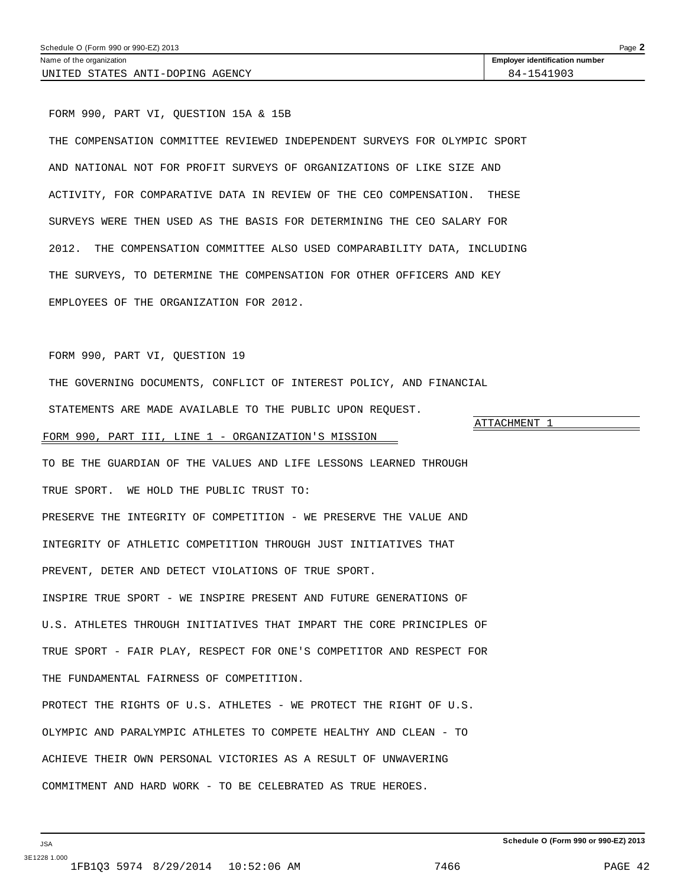Schedule O (Form 990 or 990-EZ) 2013

| Name of the organization | Employer identification number |
| --- | --- |
| UNITED STATES ANTI-DOPING AGENCY | 84-1541903 |

FORM 990, PART VI, QUESTION 15A & 15B

THE COMPENSATION COMMITTEE REVIEWED INDEPENDENT SURVEYS FOR OLYMPIC SPORT AND NATIONAL NOT FOR PROFIT SURVEYS OF ORGANIZATIONS OF LIKE SIZE AND ACTIVITY, FOR COMPARATIVE DATA IN REVIEW OF THE CEO COMPENSATION. THESE SURVEYS WERE THEN USED AS THE BASIS FOR DETERMINING THE CEO SALARY FOR 2012. THE COMPENSATION COMMITTEE ALSO USED COMPARABILITY DATA, INCLUDING THE SURVEYS, TO DETERMINE THE COMPENSATION FOR OTHER OFFICERS AND KEY EMPLOYEES OF THE ORGANIZATION FOR 2012.

FORM 990, PART VI, QUESTION 19

THE GOVERNING DOCUMENTS, CONFLICT OF INTEREST POLICY, AND FINANCIAL STATEMENTS ARE MADE AVAILABLE TO THE PUBLIC UPON REQUEST.

ATTACHMENT 1

FORM 990, PART III, LINE 1 - ORGANIZATION'S MISSION

TO BE THE GUARDIAN OF THE VALUES AND LIFE LESSONS LEARNED THROUGH TRUE SPORT. WE HOLD THE PUBLIC TRUST TO:

PRESERVE THE INTEGRITY OF COMPETITION - WE PRESERVE THE VALUE AND INTEGRITY OF ATHLETIC COMPETITION THROUGH JUST INITIATIVES THAT PREVENT, DETER AND DETECT VIOLATIONS OF TRUE SPORT.

INSPIRE TRUE SPORT - WE INSPIRE PRESENT AND FUTURE GENERATIONS OF U.S. ATHLETES THROUGH INITIATIVES THAT IMPART THE CORE PRINCIPLES OF TRUE SPORT - FAIR PLAY, RESPECT FOR ONE'S COMPETITOR AND RESPECT FOR THE FUNDAMENTAL FAIRNESS OF COMPETITION.

PROTECT THE RIGHTS OF U.S. ATHLETES - WE PROTECT THE RIGHT OF U.S. OLYMPIC AND PARALYMPIC ATHLETES TO COMPETE HEALTHY AND CLEAN - TO ACHIEVE THEIR OWN PERSONAL VICTORIES AS A RESULT OF UNWAVERING COMMITMENT AND HARD WORK - TO BE CELEBRATED AS TRUE HEROES.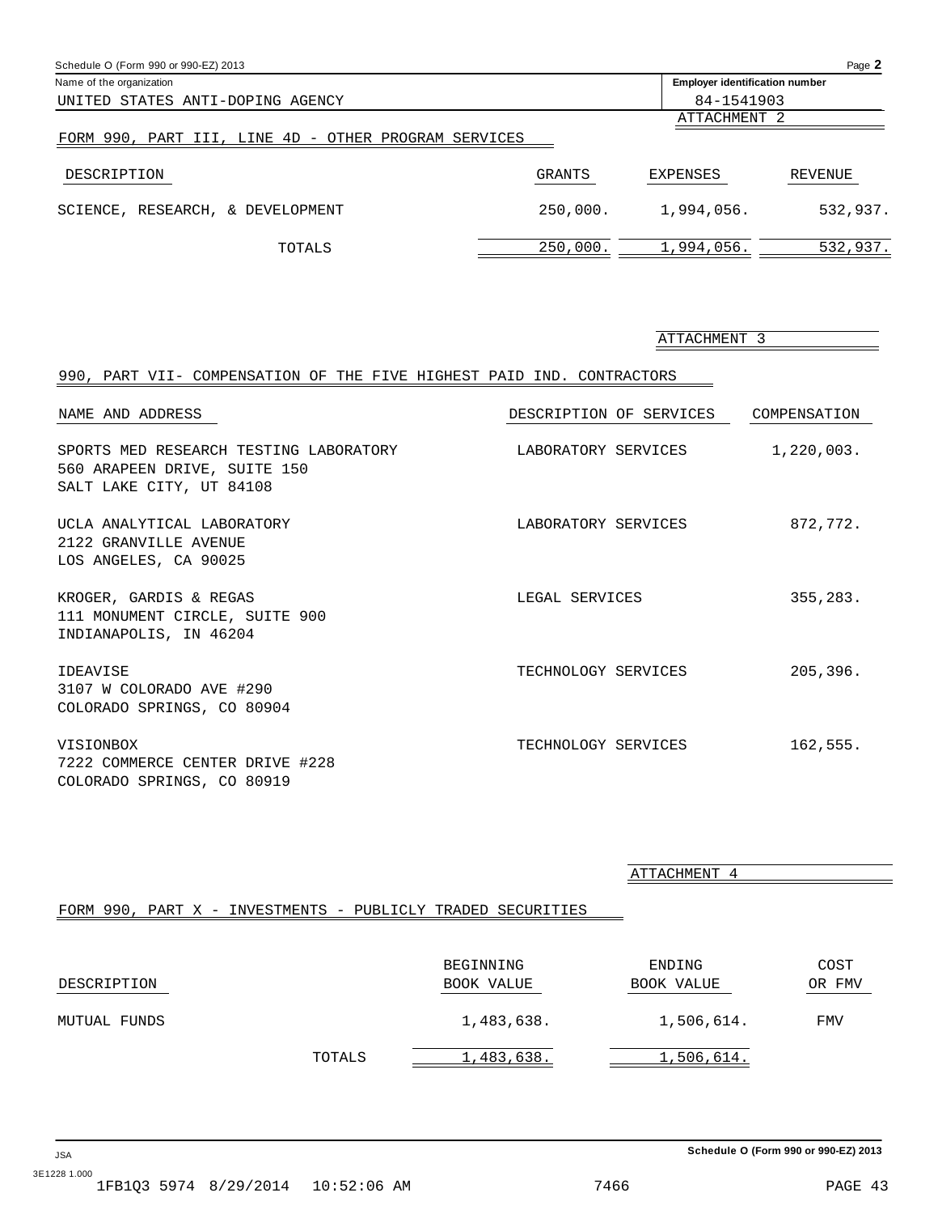Name of the organization: UNITED STATES ANTI-DOPING AGENCY

Employer identification number: 84-1541903

ATTACHMENT 2

## FORM 990, PART III, LINE 4D - OTHER PROGRAM SERVICES

| DESCRIPTION | GRANTS | EXPENSES | REVENUE |
|---|---|---|---|
| SCIENCE, RESEARCH, & DEVELOPMENT | 250,000. | 1,994,056. | 532,937. |
| TOTALS | 250,000. | 1,994,056. | 532,937. |

ATTACHMENT 3

## 990, PART VII- COMPENSATION OF THE FIVE HIGHEST PAID IND. CONTRACTORS

| NAME AND ADDRESS | DESCRIPTION OF SERVICES | COMPENSATION |
|---|---|---|
| SPORTS MED RESEARCH TESTING LABORATORY<br>560 ARAPEEN DRIVE, SUITE 150<br>SALT LAKE CITY, UT 84108 | LABORATORY SERVICES | 1,220,003. |
| UCLA ANALYTICAL LABORATORY<br>2122 GRANVILLE AVENUE<br>LOS ANGELES, CA 90025 | LABORATORY SERVICES | 872,772. |
| KROGER, GARDIS & REGAS<br>111 MONUMENT CIRCLE, SUITE 900<br>INDIANAPOLIS, IN 46204 | LEGAL SERVICES | 355,283. |
| IDEAVISE<br>3107 W COLORADO AVE #290<br>COLORADO SPRINGS, CO 80904 | TECHNOLOGY SERVICES | 205,396. |
| VISIONBOX<br>7222 COMMERCE CENTER DRIVE #228<br>COLORADO SPRINGS, CO 80919 | TECHNOLOGY SERVICES | 162,555. |

ATTACHMENT 4

## FORM 990, PART X - INVESTMENTS - PUBLICLY TRADED SECURITIES

| DESCRIPTION | BEGINNING BOOK VALUE | ENDING BOOK VALUE | COST OR FMV |
|---|---|---|---|
| MUTUAL FUNDS | 1,483,638. | 1,506,614. | FMV |
| TOTALS | 1,483,638. | 1,506,614. | |